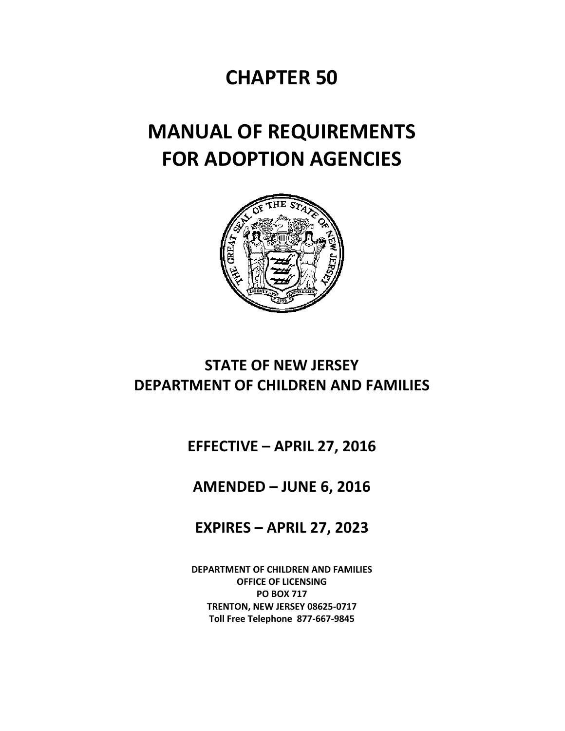# CHAPTER 50

# MANUAL OF REQUIREMENTS FOR ADOPTION AGENCIES

## STATE OF NEW JERSEY
## DEPARTMENT OF CHILDREN AND FAMILIES

### EFFECTIVE – APRIL 27, 2016

### AMENDED – JUNE 6, 2016

### EXPIRES – APRIL 27, 2023

**DEPARTMENT OF CHILDREN AND FAMILIES**
**OFFICE OF LICENSING**
**PO BOX 717**
**TRENTON, NEW JERSEY 08625-0717**
**Toll Free Telephone 877-667-9845**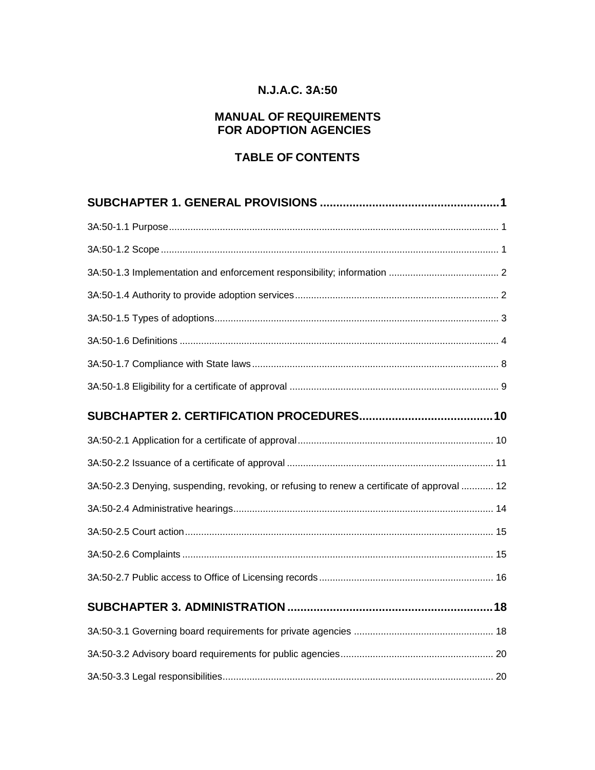# N.J.A.C. 3A:50

## MANUAL OF REQUIREMENTS FOR ADOPTION AGENCIES

## TABLE OF CONTENTS

**SUBCHAPTER 1. GENERAL PROVISIONS ....................................................... 1**

3A:50-1.1 Purpose ........................................................................................................... 1

3A:50-1.2 Scope ............................................................................................................... 1

3A:50-1.3 Implementation and enforcement responsibility; information ......................................... 2

3A:50-1.4 Authority to provide adoption services ........................................................................... 2

3A:50-1.5 Types of adoptions ......................................................................................................... 3

3A:50-1.6 Definitions ...................................................................................................................... 4

3A:50-1.7 Compliance with State laws ............................................................................................ 8

3A:50-1.8 Eligibility for a certificate of approval ............................................................................. 9

**SUBCHAPTER 2. CERTIFICATION PROCEDURES ........................................ 10**

3A:50-2.1 Application for a certificate of approval ......................................................................... 10

3A:50-2.2 Issuance of a certificate of approval ............................................................................. 11

3A:50-2.3 Denying, suspending, revoking, or refusing to renew a certificate of approval ............ 12

3A:50-2.4 Administrative hearings ................................................................................................ 14

3A:50-2.5 Court action .................................................................................................................. 15

3A:50-2.6 Complaints ................................................................................................................... 15

3A:50-2.7 Public access to Office of Licensing records ................................................................ 16

**SUBCHAPTER 3. ADMINISTRATION ............................................................... 18**

3A:50-3.1 Governing board requirements for private agencies .................................................... 18

3A:50-3.2 Advisory board requirements for public agencies ......................................................... 20

3A:50-3.3 Legal responsibilities .................................................................................................... 20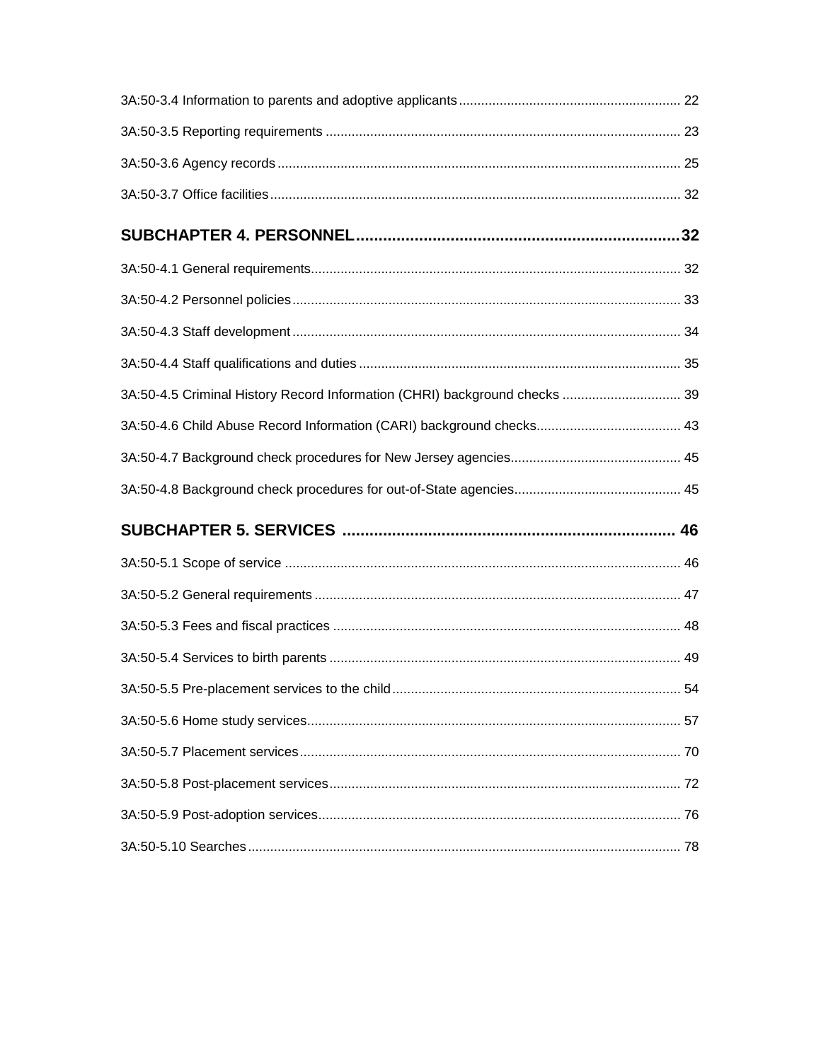3A:50-3.4 Information to parents and adoptive applicants ........................................................... 22

3A:50-3.5 Reporting requirements ............................................................................................... 23

3A:50-3.6 Agency records ............................................................................................................ 25

3A:50-3.7 Office facilities .............................................................................................................. 32

**SUBCHAPTER 4. PERSONNEL ....................................................................... 32**

3A:50-4.1 General requirements ................................................................................................... 32

3A:50-4.2 Personnel policies ........................................................................................................ 33

3A:50-4.3 Staff development ........................................................................................................ 34

3A:50-4.4 Staff qualifications and duties ...................................................................................... 35

3A:50-4.5 Criminal History Record Information (CHRI) background checks ................................ 39

3A:50-4.6 Child Abuse Record Information (CARI) background checks ....................................... 43

3A:50-4.7 Background check procedures for New Jersey agencies ............................................. 45

3A:50-4.8 Background check procedures for out-of-State agencies ............................................. 45

**SUBCHAPTER 5. SERVICES ......................................................................... 46**

3A:50-5.1 Scope of service ........................................................................................................... 46

3A:50-5.2 General requirements ................................................................................................... 47

3A:50-5.3 Fees and fiscal practices .............................................................................................. 48

3A:50-5.4 Services to birth parents ............................................................................................... 49

3A:50-5.5 Pre-placement services to the child .............................................................................. 54

3A:50-5.6 Home study services..................................................................................................... 57

3A:50-5.7 Placement services ....................................................................................................... 70

3A:50-5.8 Post-placement services ............................................................................................... 72

3A:50-5.9 Post-adoption services .................................................................................................. 76

3A:50-5.10 Searches ..................................................................................................................... 78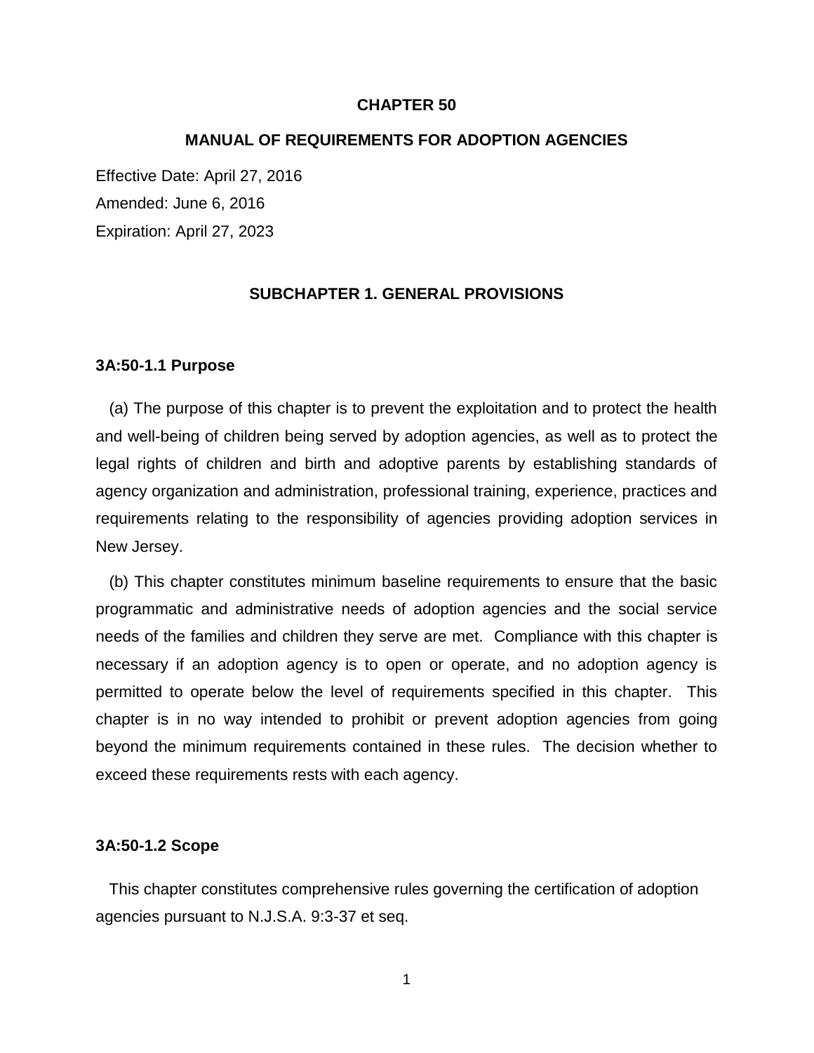# CHAPTER 50

# MANUAL OF REQUIREMENTS FOR ADOPTION AGENCIES

Effective Date: April 27, 2016

Amended: June 6, 2016

Expiration: April 27, 2023

## SUBCHAPTER 1. GENERAL PROVISIONS

### 3A:50-1.1 Purpose

(a) The purpose of this chapter is to prevent the exploitation and to protect the health and well-being of children being served by adoption agencies, as well as to protect the legal rights of children and birth and adoptive parents by establishing standards of agency organization and administration, professional training, experience, practices and requirements relating to the responsibility of agencies providing adoption services in New Jersey.

(b) This chapter constitutes minimum baseline requirements to ensure that the basic programmatic and administrative needs of adoption agencies and the social service needs of the families and children they serve are met. Compliance with this chapter is necessary if an adoption agency is to open or operate, and no adoption agency is permitted to operate below the level of requirements specified in this chapter. This chapter is in no way intended to prohibit or prevent adoption agencies from going beyond the minimum requirements contained in these rules. The decision whether to exceed these requirements rests with each agency.

### 3A:50-1.2 Scope

This chapter constitutes comprehensive rules governing the certification of adoption agencies pursuant to N.J.S.A. 9:3-37 et seq.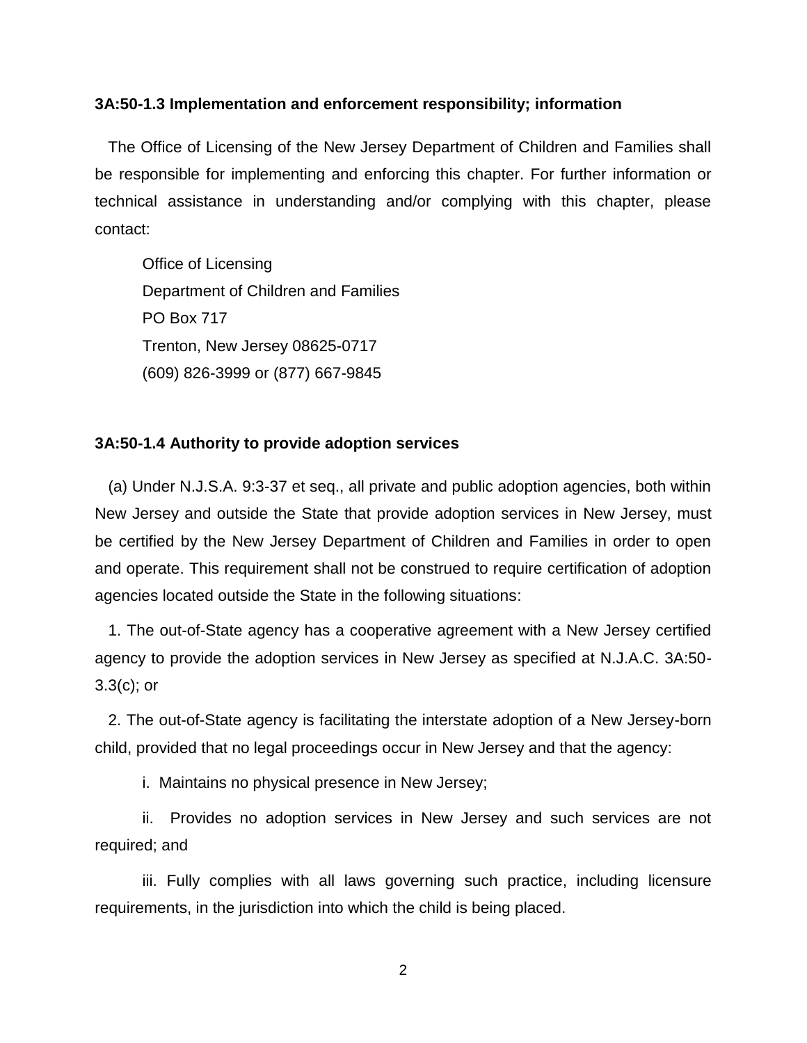**3A:50-1.3 Implementation and enforcement responsibility; information**

The Office of Licensing of the New Jersey Department of Children and Families shall be responsible for implementing and enforcing this chapter. For further information or technical assistance in understanding and/or complying with this chapter, please contact:

Office of Licensing
Department of Children and Families
PO Box 717
Trenton, New Jersey 08625-0717
(609) 826-3999 or (877) 667-9845

**3A:50-1.4 Authority to provide adoption services**

(a) Under N.J.S.A. 9:3-37 et seq., all private and public adoption agencies, both within New Jersey and outside the State that provide adoption services in New Jersey, must be certified by the New Jersey Department of Children and Families in order to open and operate. This requirement shall not be construed to require certification of adoption agencies located outside the State in the following situations:

1. The out-of-State agency has a cooperative agreement with a New Jersey certified agency to provide the adoption services in New Jersey as specified at N.J.A.C. 3A:50-3.3(c); or

2. The out-of-State agency is facilitating the interstate adoption of a New Jersey-born child, provided that no legal proceedings occur in New Jersey and that the agency:

i. Maintains no physical presence in New Jersey;

ii. Provides no adoption services in New Jersey and such services are not required; and

iii. Fully complies with all laws governing such practice, including licensure requirements, in the jurisdiction into which the child is being placed.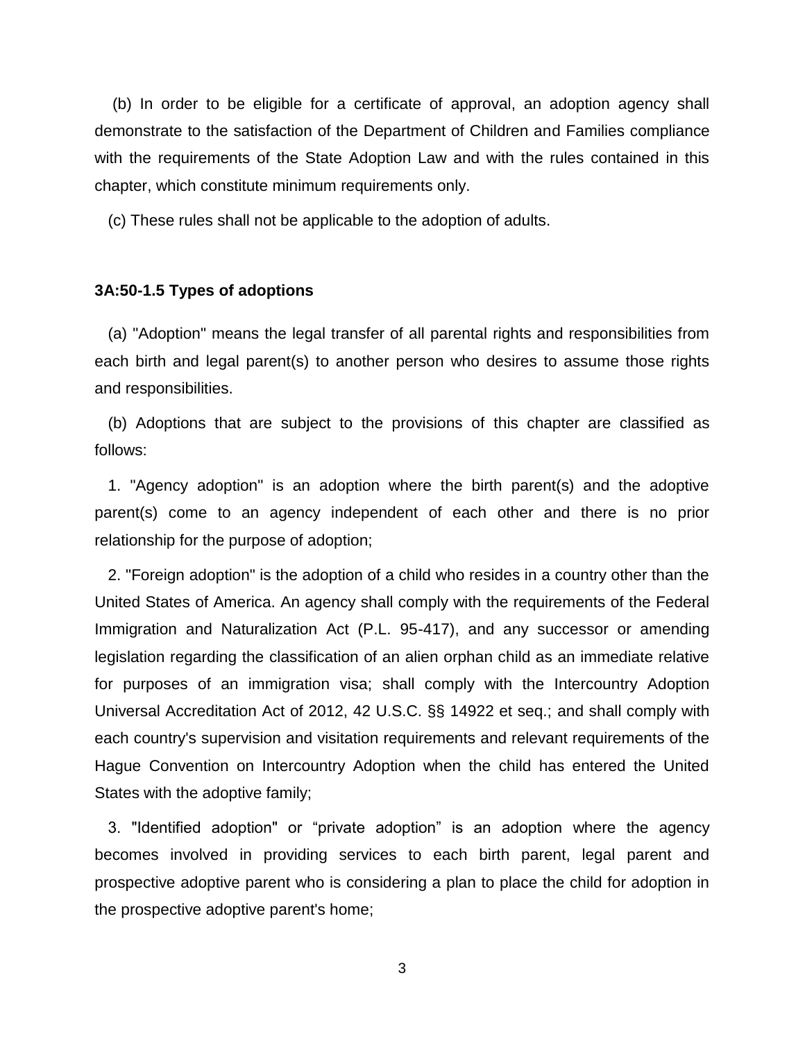(b) In order to be eligible for a certificate of approval, an adoption agency shall demonstrate to the satisfaction of the Department of Children and Families compliance with the requirements of the State Adoption Law and with the rules contained in this chapter, which constitute minimum requirements only.

(c) These rules shall not be applicable to the adoption of adults.

**3A:50-1.5 Types of adoptions**

(a) "Adoption" means the legal transfer of all parental rights and responsibilities from each birth and legal parent(s) to another person who desires to assume those rights and responsibilities.

(b) Adoptions that are subject to the provisions of this chapter are classified as follows:

1. "Agency adoption" is an adoption where the birth parent(s) and the adoptive parent(s) come to an agency independent of each other and there is no prior relationship for the purpose of adoption;

2. "Foreign adoption" is the adoption of a child who resides in a country other than the United States of America. An agency shall comply with the requirements of the Federal Immigration and Naturalization Act (P.L. 95-417), and any successor or amending legislation regarding the classification of an alien orphan child as an immediate relative for purposes of an immigration visa; shall comply with the Intercountry Adoption Universal Accreditation Act of 2012, 42 U.S.C. §§ 14922 et seq.; and shall comply with each country's supervision and visitation requirements and relevant requirements of the Hague Convention on Intercountry Adoption when the child has entered the United States with the adoptive family;

3. "Identified adoption" or "private adoption" is an adoption where the agency becomes involved in providing services to each birth parent, legal parent and prospective adoptive parent who is considering a plan to place the child for adoption in the prospective adoptive parent's home;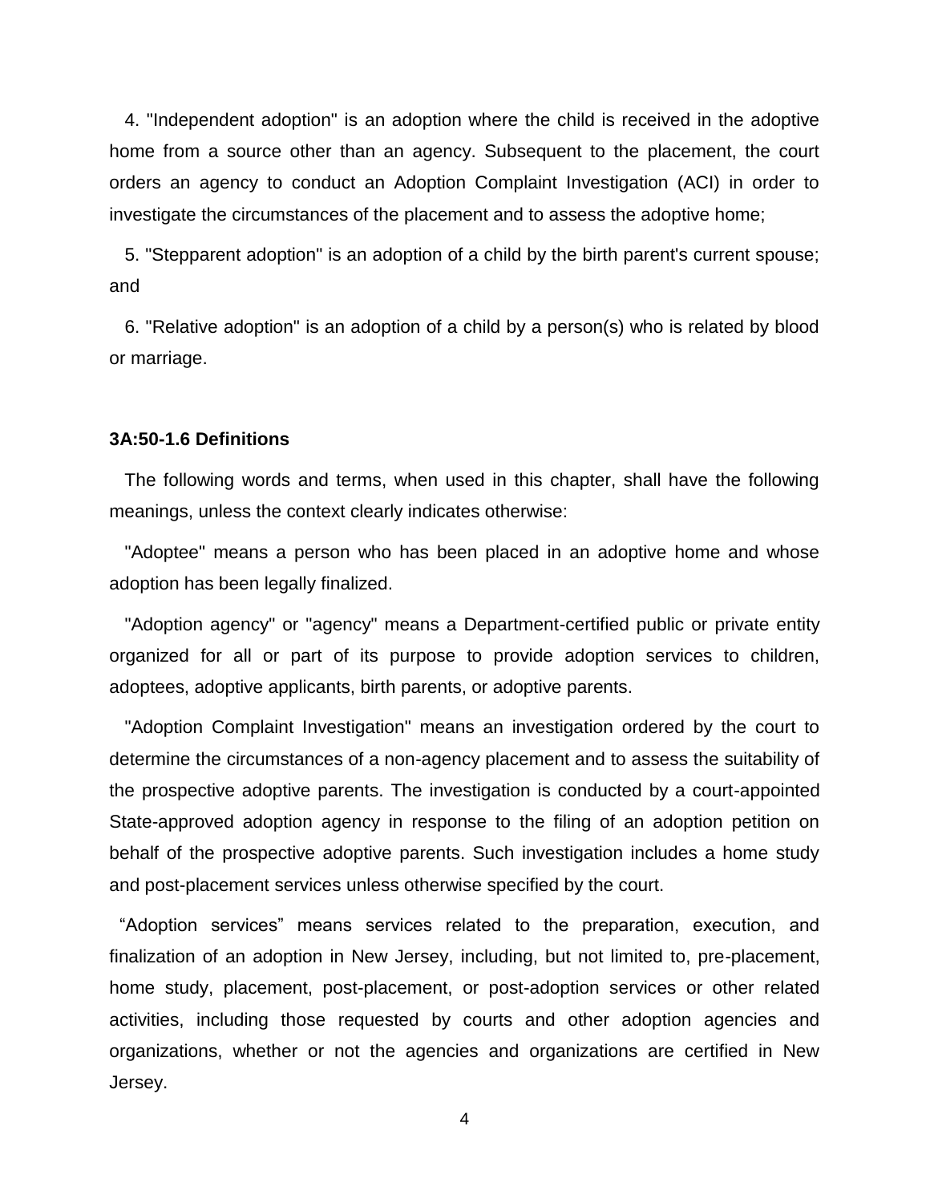4. "Independent adoption" is an adoption where the child is received in the adoptive home from a source other than an agency. Subsequent to the placement, the court orders an agency to conduct an Adoption Complaint Investigation (ACI) in order to investigate the circumstances of the placement and to assess the adoptive home;

5. "Stepparent adoption" is an adoption of a child by the birth parent's current spouse; and

6. "Relative adoption" is an adoption of a child by a person(s) who is related by blood or marriage.

**3A:50-1.6 Definitions**

The following words and terms, when used in this chapter, shall have the following meanings, unless the context clearly indicates otherwise:

"Adoptee" means a person who has been placed in an adoptive home and whose adoption has been legally finalized.

"Adoption agency" or "agency" means a Department-certified public or private entity organized for all or part of its purpose to provide adoption services to children, adoptees, adoptive applicants, birth parents, or adoptive parents.

"Adoption Complaint Investigation" means an investigation ordered by the court to determine the circumstances of a non-agency placement and to assess the suitability of the prospective adoptive parents. The investigation is conducted by a court-appointed State-approved adoption agency in response to the filing of an adoption petition on behalf of the prospective adoptive parents. Such investigation includes a home study and post-placement services unless otherwise specified by the court.

"Adoption services" means services related to the preparation, execution, and finalization of an adoption in New Jersey, including, but not limited to, pre-placement, home study, placement, post-placement, or post-adoption services or other related activities, including those requested by courts and other adoption agencies and organizations, whether or not the agencies and organizations are certified in New Jersey.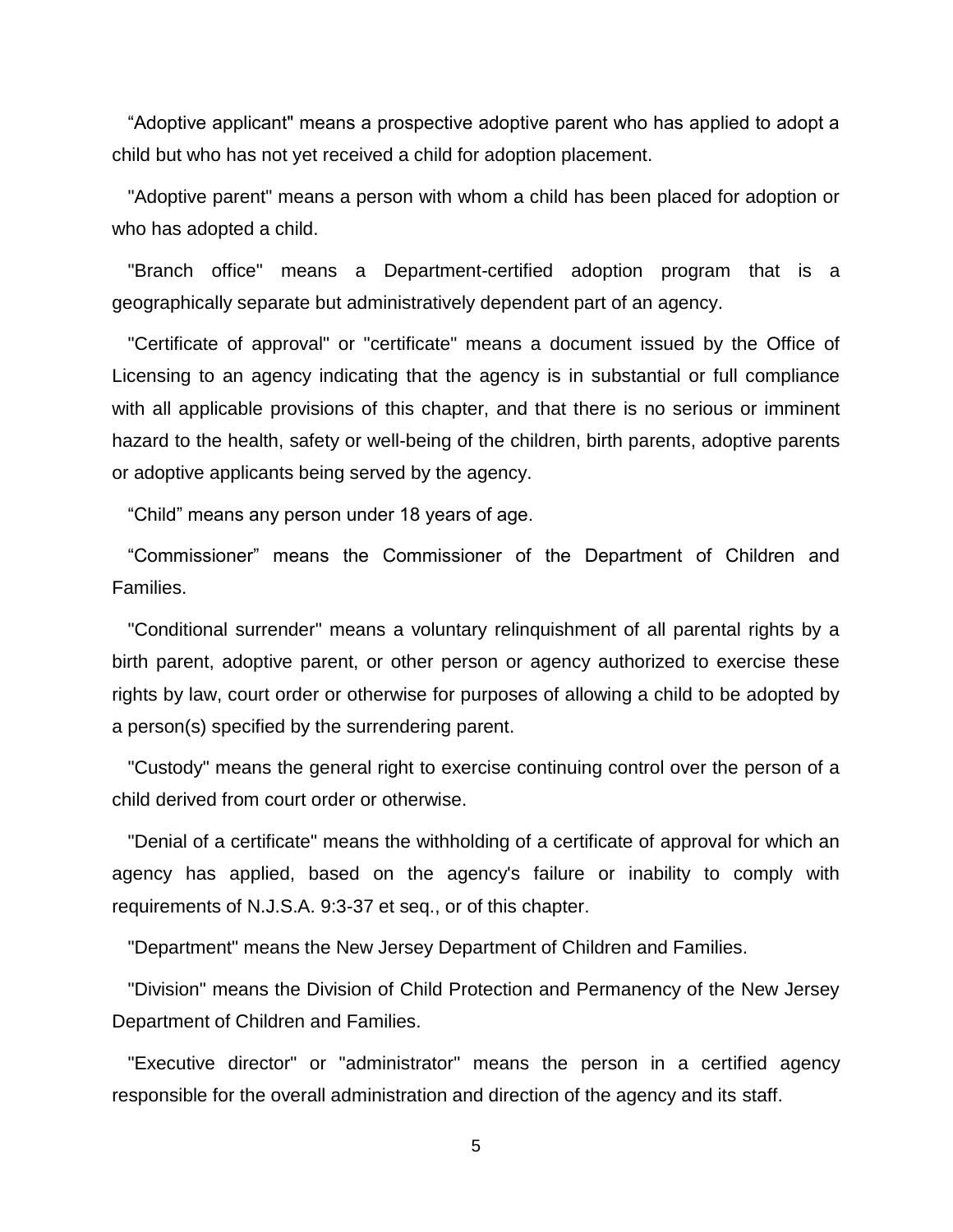“Adoptive applicant" means a prospective adoptive parent who has applied to adopt a child but who has not yet received a child for adoption placement.

"Adoptive parent" means a person with whom a child has been placed for adoption or who has adopted a child.

"Branch office" means a Department-certified adoption program that is a geographically separate but administratively dependent part of an agency.

"Certificate of approval" or "certificate" means a document issued by the Office of Licensing to an agency indicating that the agency is in substantial or full compliance with all applicable provisions of this chapter, and that there is no serious or imminent hazard to the health, safety or well-being of the children, birth parents, adoptive parents or adoptive applicants being served by the agency.

“Child” means any person under 18 years of age.

“Commissioner” means the Commissioner of the Department of Children and Families.

"Conditional surrender" means a voluntary relinquishment of all parental rights by a birth parent, adoptive parent, or other person or agency authorized to exercise these rights by law, court order or otherwise for purposes of allowing a child to be adopted by a person(s) specified by the surrendering parent.

"Custody" means the general right to exercise continuing control over the person of a child derived from court order or otherwise.

"Denial of a certificate" means the withholding of a certificate of approval for which an agency has applied, based on the agency's failure or inability to comply with requirements of N.J.S.A. 9:3-37 et seq., or of this chapter.

"Department" means the New Jersey Department of Children and Families.

"Division" means the Division of Child Protection and Permanency of the New Jersey Department of Children and Families.

"Executive director" or "administrator" means the person in a certified agency responsible for the overall administration and direction of the agency and its staff.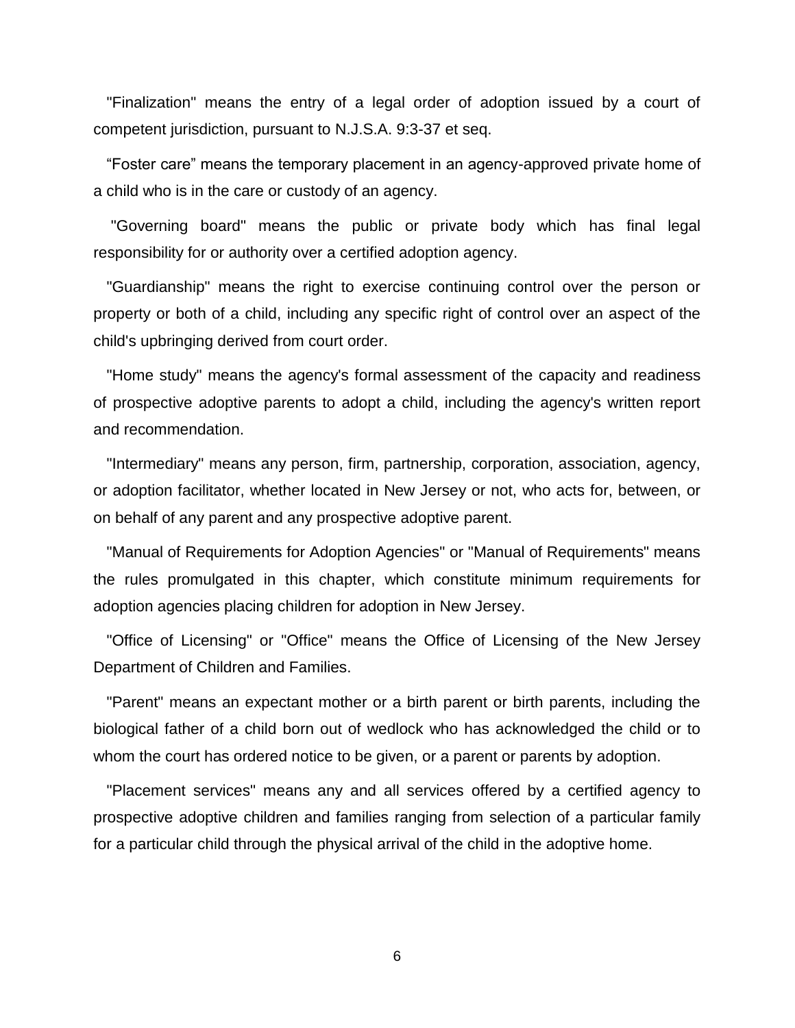"Finalization" means the entry of a legal order of adoption issued by a court of competent jurisdiction, pursuant to N.J.S.A. 9:3-37 et seq.

“Foster care” means the temporary placement in an agency-approved private home of a child who is in the care or custody of an agency.

"Governing board" means the public or private body which has final legal responsibility for or authority over a certified adoption agency.

"Guardianship" means the right to exercise continuing control over the person or property or both of a child, including any specific right of control over an aspect of the child's upbringing derived from court order.

"Home study" means the agency's formal assessment of the capacity and readiness of prospective adoptive parents to adopt a child, including the agency's written report and recommendation.

"Intermediary" means any person, firm, partnership, corporation, association, agency, or adoption facilitator, whether located in New Jersey or not, who acts for, between, or on behalf of any parent and any prospective adoptive parent.

"Manual of Requirements for Adoption Agencies" or "Manual of Requirements" means the rules promulgated in this chapter, which constitute minimum requirements for adoption agencies placing children for adoption in New Jersey.

"Office of Licensing" or "Office" means the Office of Licensing of the New Jersey Department of Children and Families.

"Parent" means an expectant mother or a birth parent or birth parents, including the biological father of a child born out of wedlock who has acknowledged the child or to whom the court has ordered notice to be given, or a parent or parents by adoption.

"Placement services" means any and all services offered by a certified agency to prospective adoptive children and families ranging from selection of a particular family for a particular child through the physical arrival of the child in the adoptive home.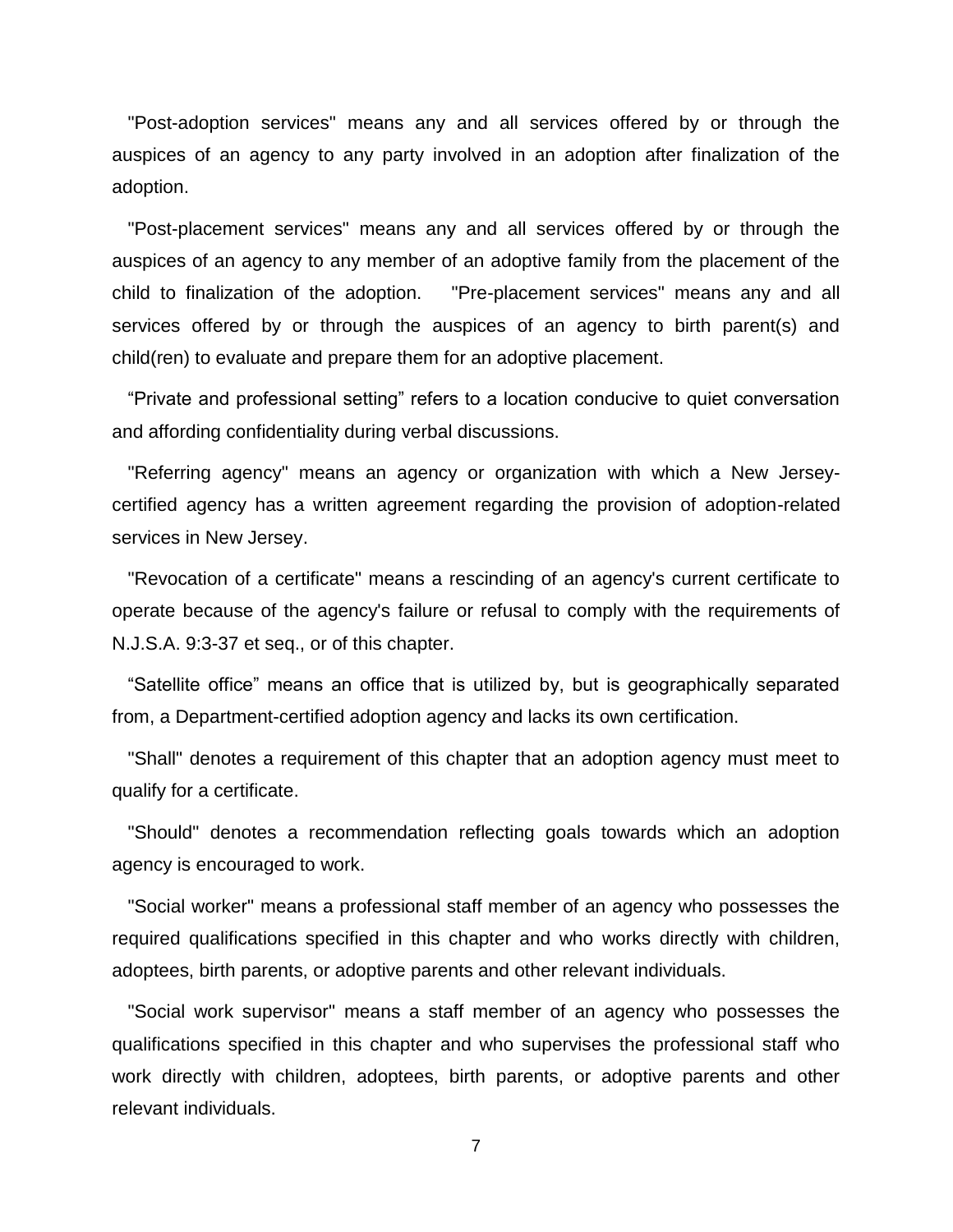"Post-adoption services" means any and all services offered by or through the auspices of an agency to any party involved in an adoption after finalization of the adoption.

"Post-placement services" means any and all services offered by or through the auspices of an agency to any member of an adoptive family from the placement of the child to finalization of the adoption. "Pre-placement services" means any and all services offered by or through the auspices of an agency to birth parent(s) and child(ren) to evaluate and prepare them for an adoptive placement.

"Private and professional setting" refers to a location conducive to quiet conversation and affording confidentiality during verbal discussions.

"Referring agency" means an agency or organization with which a New Jersey-certified agency has a written agreement regarding the provision of adoption-related services in New Jersey.

"Revocation of a certificate" means a rescinding of an agency's current certificate to operate because of the agency's failure or refusal to comply with the requirements of N.J.S.A. 9:3-37 et seq., or of this chapter.

"Satellite office" means an office that is utilized by, but is geographically separated from, a Department-certified adoption agency and lacks its own certification.

"Shall" denotes a requirement of this chapter that an adoption agency must meet to qualify for a certificate.

"Should" denotes a recommendation reflecting goals towards which an adoption agency is encouraged to work.

"Social worker" means a professional staff member of an agency who possesses the required qualifications specified in this chapter and who works directly with children, adoptees, birth parents, or adoptive parents and other relevant individuals.

"Social work supervisor" means a staff member of an agency who possesses the qualifications specified in this chapter and who supervises the professional staff who work directly with children, adoptees, birth parents, or adoptive parents and other relevant individuals.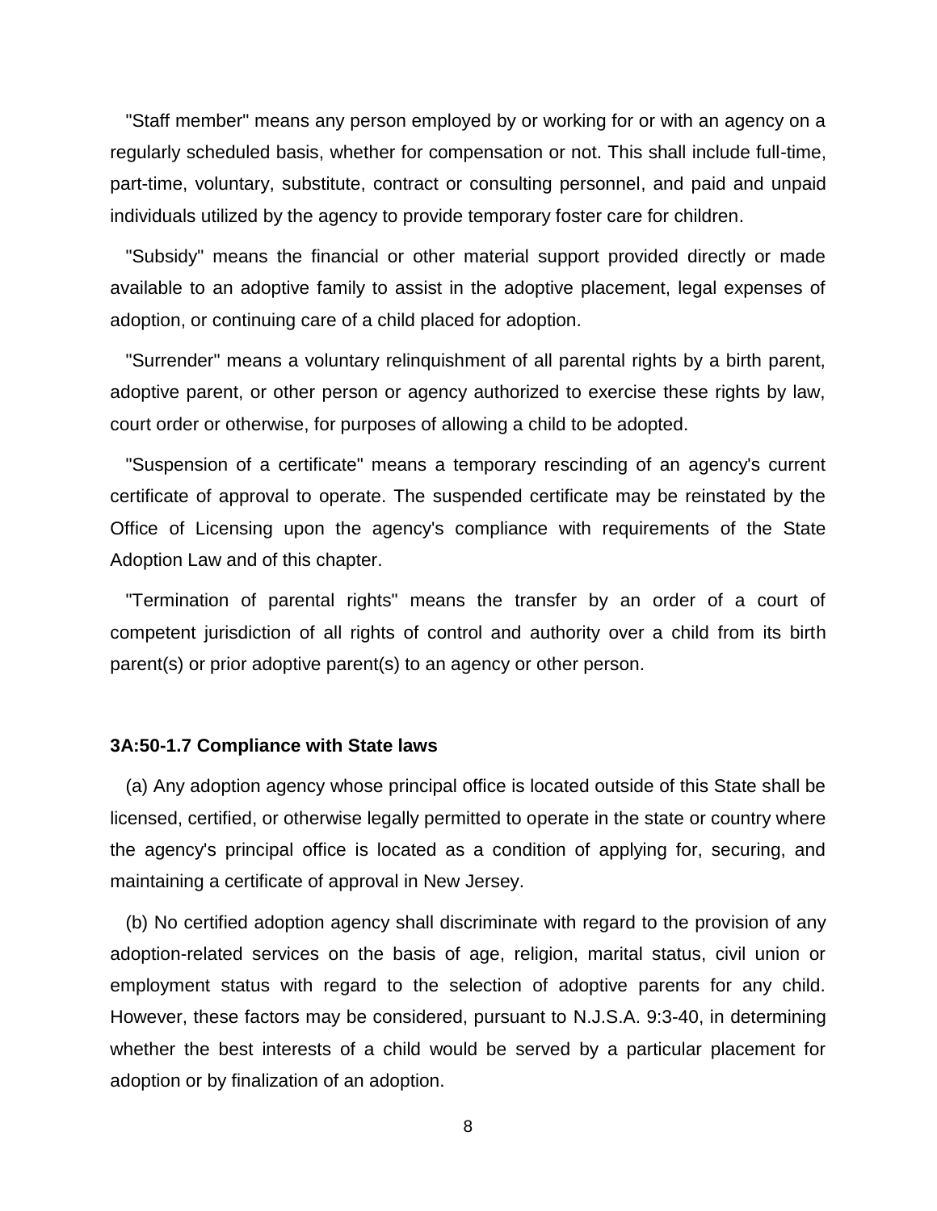"Staff member" means any person employed by or working for or with an agency on a regularly scheduled basis, whether for compensation or not. This shall include full-time, part-time, voluntary, substitute, contract or consulting personnel, and paid and unpaid individuals utilized by the agency to provide temporary foster care for children.

"Subsidy" means the financial or other material support provided directly or made available to an adoptive family to assist in the adoptive placement, legal expenses of adoption, or continuing care of a child placed for adoption.

"Surrender" means a voluntary relinquishment of all parental rights by a birth parent, adoptive parent, or other person or agency authorized to exercise these rights by law, court order or otherwise, for purposes of allowing a child to be adopted.

"Suspension of a certificate" means a temporary rescinding of an agency's current certificate of approval to operate. The suspended certificate may be reinstated by the Office of Licensing upon the agency's compliance with requirements of the State Adoption Law and of this chapter.

"Termination of parental rights" means the transfer by an order of a court of competent jurisdiction of all rights of control and authority over a child from its birth parent(s) or prior adoptive parent(s) to an agency or other person.

**3A:50-1.7 Compliance with State laws**

(a) Any adoption agency whose principal office is located outside of this State shall be licensed, certified, or otherwise legally permitted to operate in the state or country where the agency's principal office is located as a condition of applying for, securing, and maintaining a certificate of approval in New Jersey.

(b) No certified adoption agency shall discriminate with regard to the provision of any adoption-related services on the basis of age, religion, marital status, civil union or employment status with regard to the selection of adoptive parents for any child. However, these factors may be considered, pursuant to N.J.S.A. 9:3-40, in determining whether the best interests of a child would be served by a particular placement for adoption or by finalization of an adoption.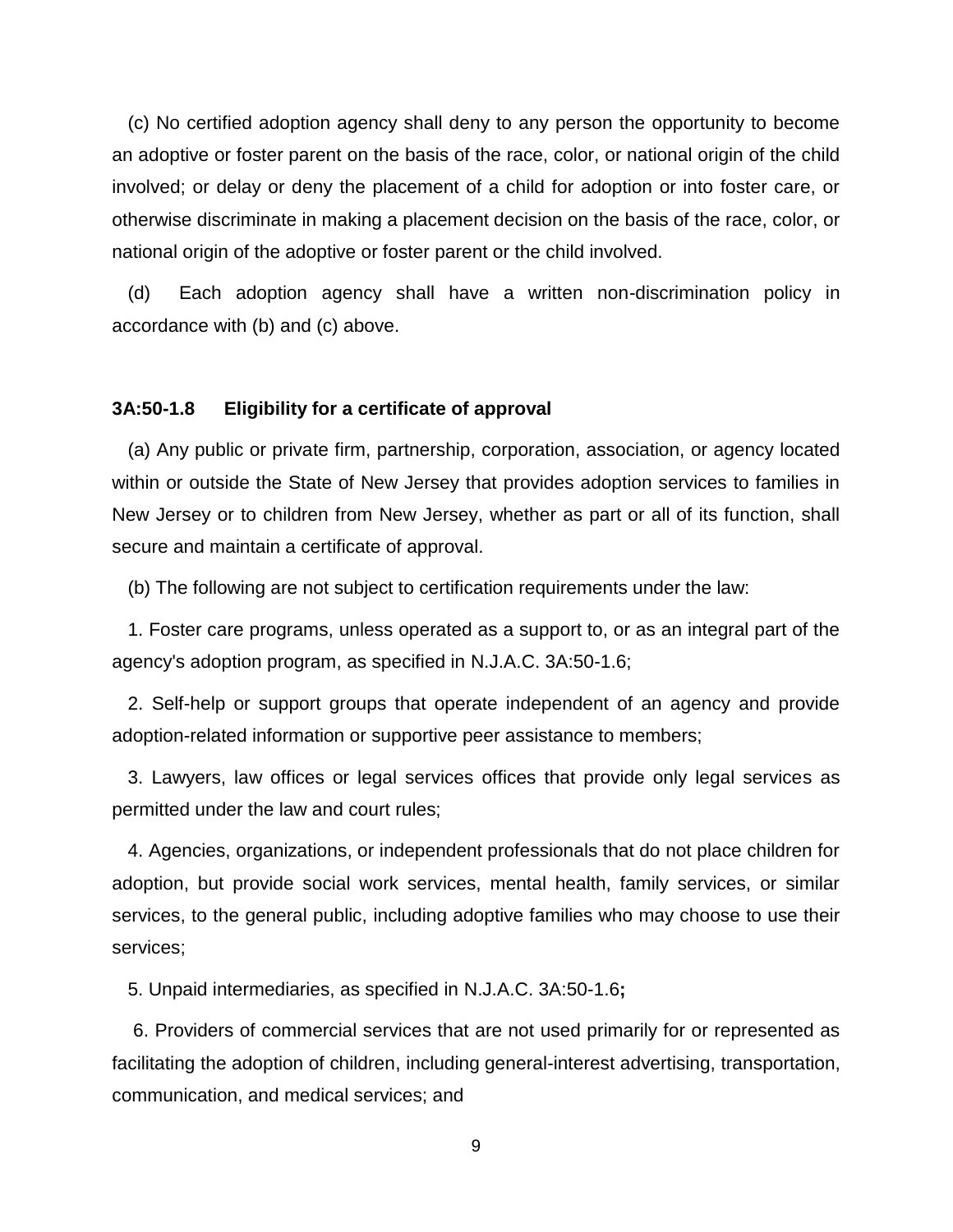(c) No certified adoption agency shall deny to any person the opportunity to become an adoptive or foster parent on the basis of the race, color, or national origin of the child involved; or delay or deny the placement of a child for adoption or into foster care, or otherwise discriminate in making a placement decision on the basis of the race, color, or national origin of the adoptive or foster parent or the child involved.

(d) Each adoption agency shall have a written non-discrimination policy in accordance with (b) and (c) above.

### 3A:50-1.8 Eligibility for a certificate of approval

(a) Any public or private firm, partnership, corporation, association, or agency located within or outside the State of New Jersey that provides adoption services to families in New Jersey or to children from New Jersey, whether as part or all of its function, shall secure and maintain a certificate of approval.

(b) The following are not subject to certification requirements under the law:

1. Foster care programs, unless operated as a support to, or as an integral part of the agency's adoption program, as specified in N.J.A.C. 3A:50-1.6;

2. Self-help or support groups that operate independent of an agency and provide adoption-related information or supportive peer assistance to members;

3. Lawyers, law offices or legal services offices that provide only legal services as permitted under the law and court rules;

4. Agencies, organizations, or independent professionals that do not place children for adoption, but provide social work services, mental health, family services, or similar services, to the general public, including adoptive families who may choose to use their services;

5. Unpaid intermediaries, as specified in N.J.A.C. 3A:50-1.6**;**

6. Providers of commercial services that are not used primarily for or represented as facilitating the adoption of children, including general-interest advertising, transportation, communication, and medical services; and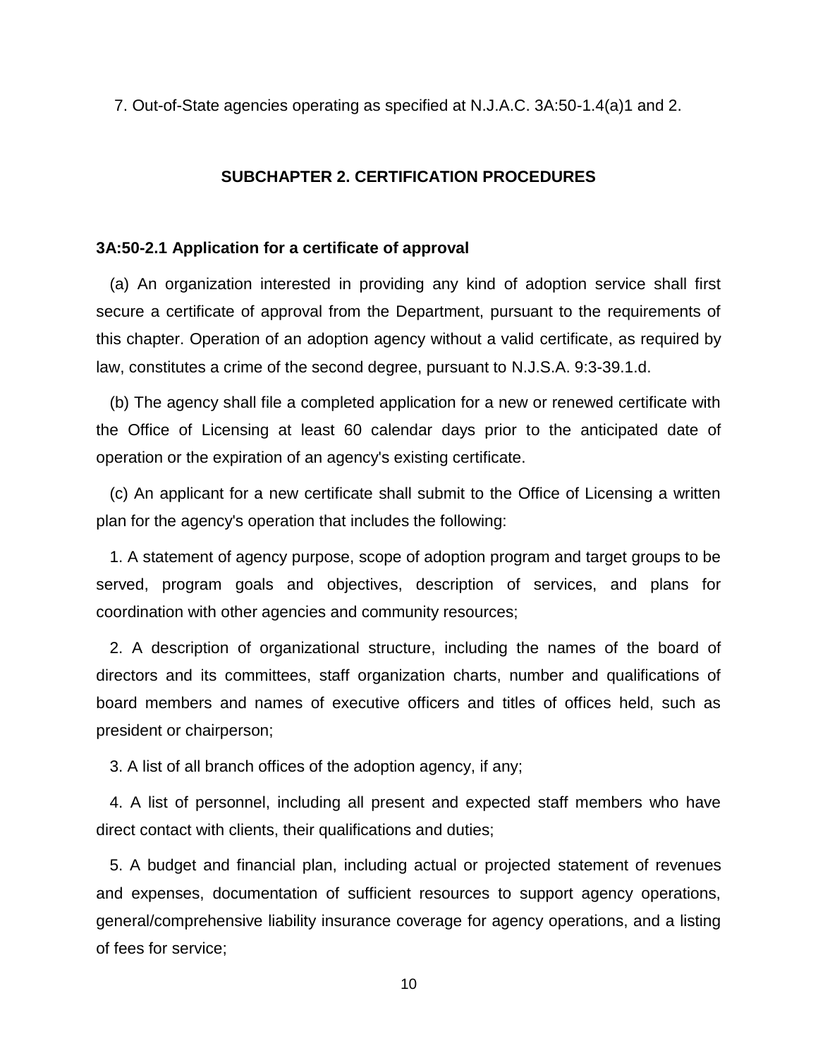7. Out-of-State agencies operating as specified at N.J.A.C. 3A:50-1.4(a)1 and 2.

## SUBCHAPTER 2. CERTIFICATION PROCEDURES

### 3A:50-2.1 Application for a certificate of approval

(a) An organization interested in providing any kind of adoption service shall first secure a certificate of approval from the Department, pursuant to the requirements of this chapter. Operation of an adoption agency without a valid certificate, as required by law, constitutes a crime of the second degree, pursuant to N.J.S.A. 9:3-39.1.d.

(b) The agency shall file a completed application for a new or renewed certificate with the Office of Licensing at least 60 calendar days prior to the anticipated date of operation or the expiration of an agency's existing certificate.

(c) An applicant for a new certificate shall submit to the Office of Licensing a written plan for the agency's operation that includes the following:

1. A statement of agency purpose, scope of adoption program and target groups to be served, program goals and objectives, description of services, and plans for coordination with other agencies and community resources;

2. A description of organizational structure, including the names of the board of directors and its committees, staff organization charts, number and qualifications of board members and names of executive officers and titles of offices held, such as president or chairperson;

3. A list of all branch offices of the adoption agency, if any;

4. A list of personnel, including all present and expected staff members who have direct contact with clients, their qualifications and duties;

5. A budget and financial plan, including actual or projected statement of revenues and expenses, documentation of sufficient resources to support agency operations, general/comprehensive liability insurance coverage for agency operations, and a listing of fees for service;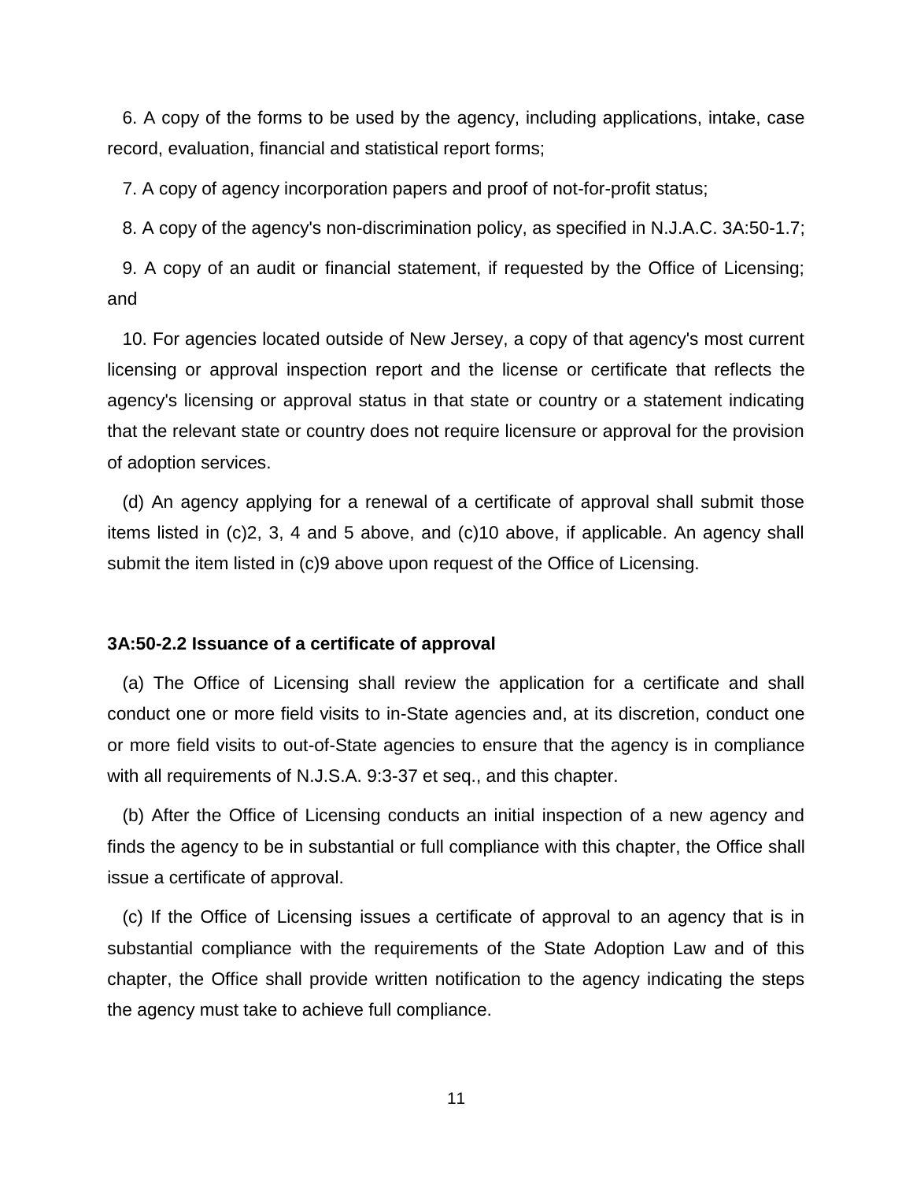6. A copy of the forms to be used by the agency, including applications, intake, case record, evaluation, financial and statistical report forms;

7. A copy of agency incorporation papers and proof of not-for-profit status;

8. A copy of the agency's non-discrimination policy, as specified in N.J.A.C. 3A:50-1.7;

9. A copy of an audit or financial statement, if requested by the Office of Licensing; and

10. For agencies located outside of New Jersey, a copy of that agency's most current licensing or approval inspection report and the license or certificate that reflects the agency's licensing or approval status in that state or country or a statement indicating that the relevant state or country does not require licensure or approval for the provision of adoption services.

(d) An agency applying for a renewal of a certificate of approval shall submit those items listed in (c)2, 3, 4 and 5 above, and (c)10 above, if applicable. An agency shall submit the item listed in (c)9 above upon request of the Office of Licensing.

**3A:50-2.2 Issuance of a certificate of approval**

(a) The Office of Licensing shall review the application for a certificate and shall conduct one or more field visits to in-State agencies and, at its discretion, conduct one or more field visits to out-of-State agencies to ensure that the agency is in compliance with all requirements of N.J.S.A. 9:3-37 et seq., and this chapter.

(b) After the Office of Licensing conducts an initial inspection of a new agency and finds the agency to be in substantial or full compliance with this chapter, the Office shall issue a certificate of approval.

(c) If the Office of Licensing issues a certificate of approval to an agency that is in substantial compliance with the requirements of the State Adoption Law and of this chapter, the Office shall provide written notification to the agency indicating the steps the agency must take to achieve full compliance.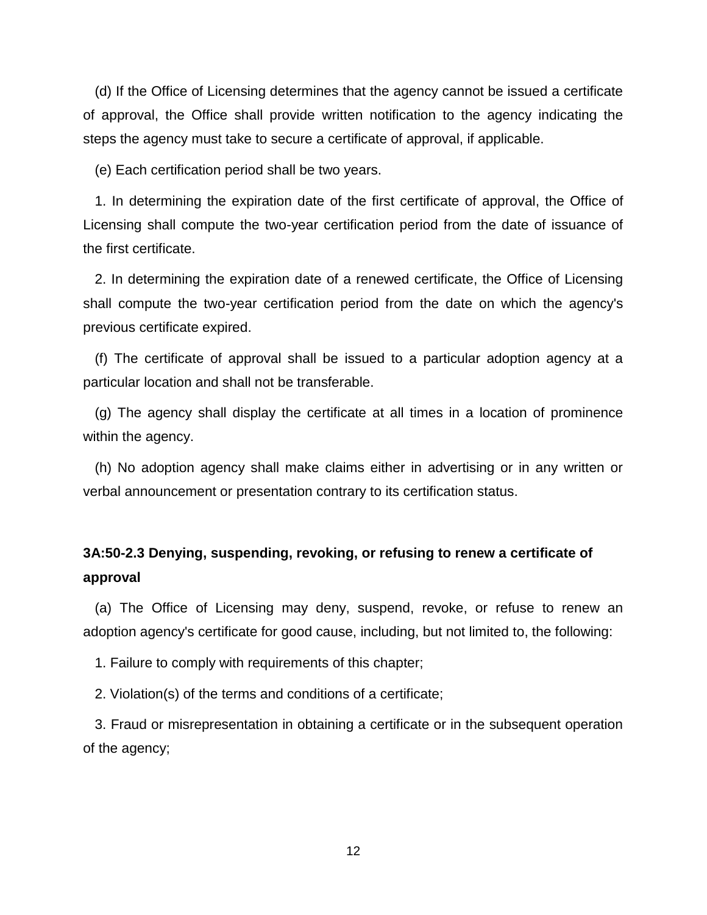(d) If the Office of Licensing determines that the agency cannot be issued a certificate of approval, the Office shall provide written notification to the agency indicating the steps the agency must take to secure a certificate of approval, if applicable.

(e) Each certification period shall be two years.

1. In determining the expiration date of the first certificate of approval, the Office of Licensing shall compute the two-year certification period from the date of issuance of the first certificate.

2. In determining the expiration date of a renewed certificate, the Office of Licensing shall compute the two-year certification period from the date on which the agency's previous certificate expired.

(f) The certificate of approval shall be issued to a particular adoption agency at a particular location and shall not be transferable.

(g) The agency shall display the certificate at all times in a location of prominence within the agency.

(h) No adoption agency shall make claims either in advertising or in any written or verbal announcement or presentation contrary to its certification status.

### 3A:50-2.3 Denying, suspending, revoking, or refusing to renew a certificate of approval

(a) The Office of Licensing may deny, suspend, revoke, or refuse to renew an adoption agency's certificate for good cause, including, but not limited to, the following:

1. Failure to comply with requirements of this chapter;

2. Violation(s) of the terms and conditions of a certificate;

3. Fraud or misrepresentation in obtaining a certificate or in the subsequent operation of the agency;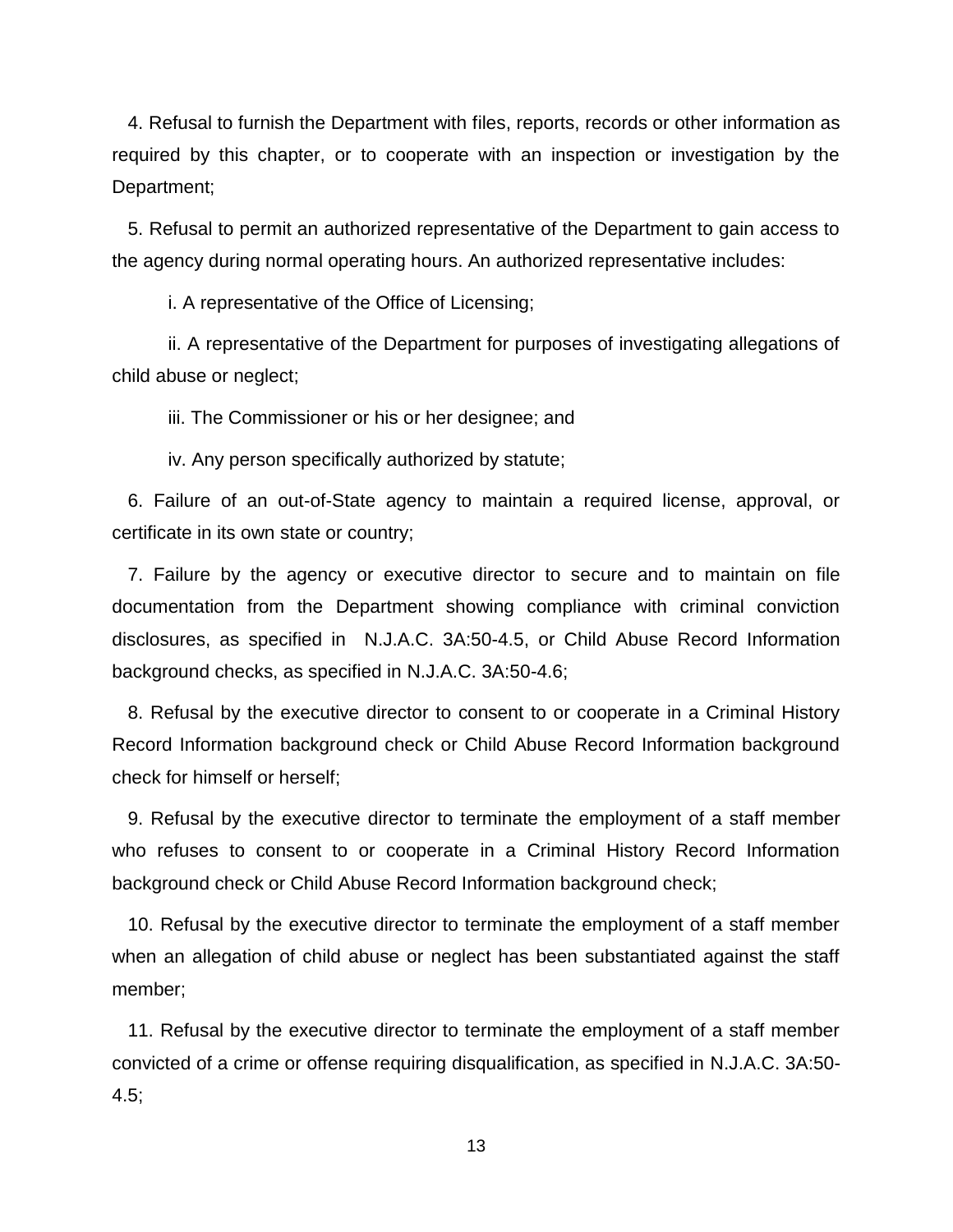4. Refusal to furnish the Department with files, reports, records or other information as required by this chapter, or to cooperate with an inspection or investigation by the Department;

5. Refusal to permit an authorized representative of the Department to gain access to the agency during normal operating hours. An authorized representative includes:

i. A representative of the Office of Licensing;

ii. A representative of the Department for purposes of investigating allegations of child abuse or neglect;

iii. The Commissioner or his or her designee; and

iv. Any person specifically authorized by statute;

6. Failure of an out-of-State agency to maintain a required license, approval, or certificate in its own state or country;

7. Failure by the agency or executive director to secure and to maintain on file documentation from the Department showing compliance with criminal conviction disclosures, as specified in N.J.A.C. 3A:50-4.5, or Child Abuse Record Information background checks, as specified in N.J.A.C. 3A:50-4.6;

8. Refusal by the executive director to consent to or cooperate in a Criminal History Record Information background check or Child Abuse Record Information background check for himself or herself;

9. Refusal by the executive director to terminate the employment of a staff member who refuses to consent to or cooperate in a Criminal History Record Information background check or Child Abuse Record Information background check;

10. Refusal by the executive director to terminate the employment of a staff member when an allegation of child abuse or neglect has been substantiated against the staff member;

11. Refusal by the executive director to terminate the employment of a staff member convicted of a crime or offense requiring disqualification, as specified in N.J.A.C. 3A:50-4.5;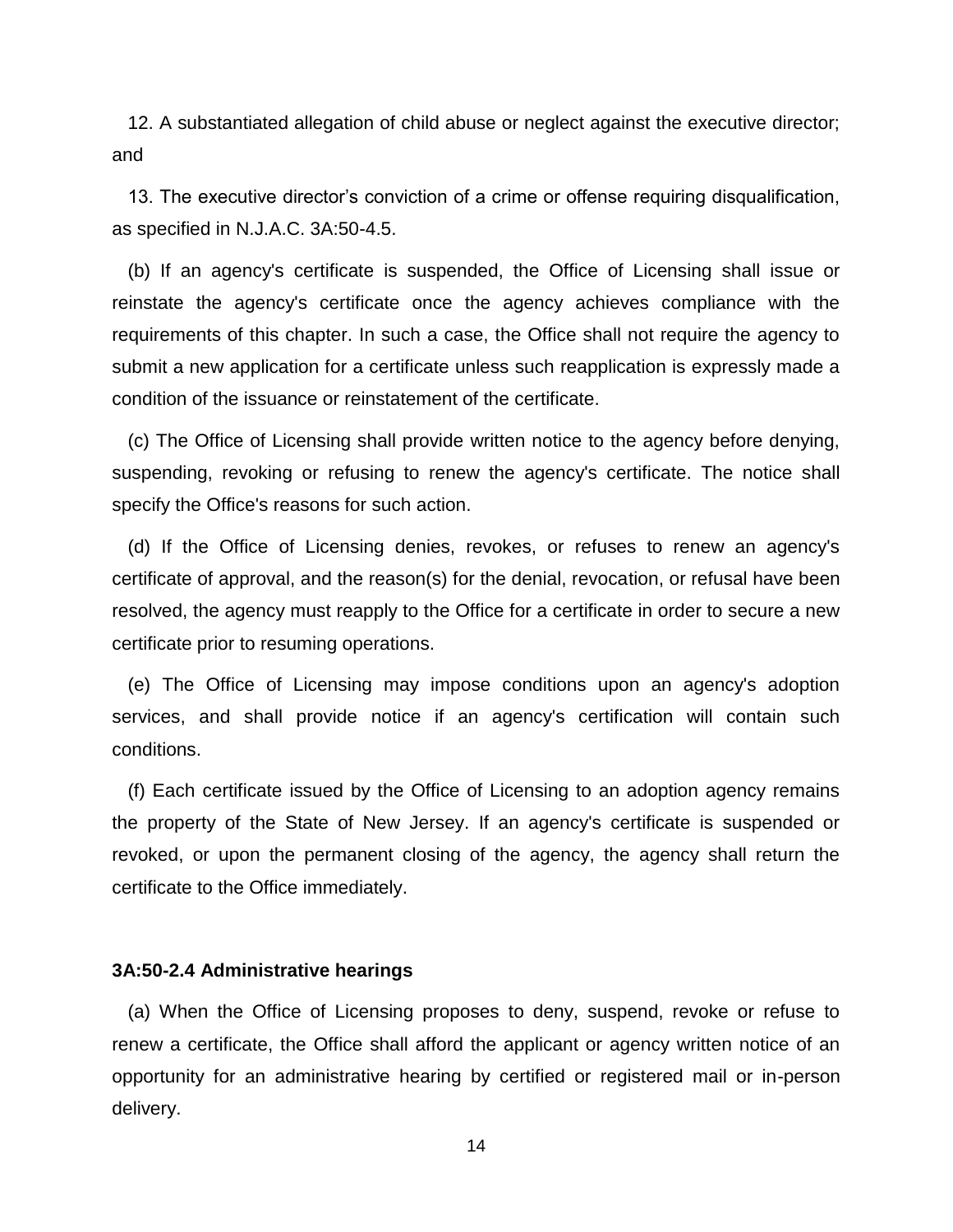12. A substantiated allegation of child abuse or neglect against the executive director; and

13. The executive director's conviction of a crime or offense requiring disqualification, as specified in N.J.A.C. 3A:50-4.5.

(b) If an agency's certificate is suspended, the Office of Licensing shall issue or reinstate the agency's certificate once the agency achieves compliance with the requirements of this chapter. In such a case, the Office shall not require the agency to submit a new application for a certificate unless such reapplication is expressly made a condition of the issuance or reinstatement of the certificate.

(c) The Office of Licensing shall provide written notice to the agency before denying, suspending, revoking or refusing to renew the agency's certificate. The notice shall specify the Office's reasons for such action.

(d) If the Office of Licensing denies, revokes, or refuses to renew an agency's certificate of approval, and the reason(s) for the denial, revocation, or refusal have been resolved, the agency must reapply to the Office for a certificate in order to secure a new certificate prior to resuming operations.

(e) The Office of Licensing may impose conditions upon an agency's adoption services, and shall provide notice if an agency's certification will contain such conditions.

(f) Each certificate issued by the Office of Licensing to an adoption agency remains the property of the State of New Jersey. If an agency's certificate is suspended or revoked, or upon the permanent closing of the agency, the agency shall return the certificate to the Office immediately.

**3A:50-2.4 Administrative hearings**

(a) When the Office of Licensing proposes to deny, suspend, revoke or refuse to renew a certificate, the Office shall afford the applicant or agency written notice of an opportunity for an administrative hearing by certified or registered mail or in-person delivery.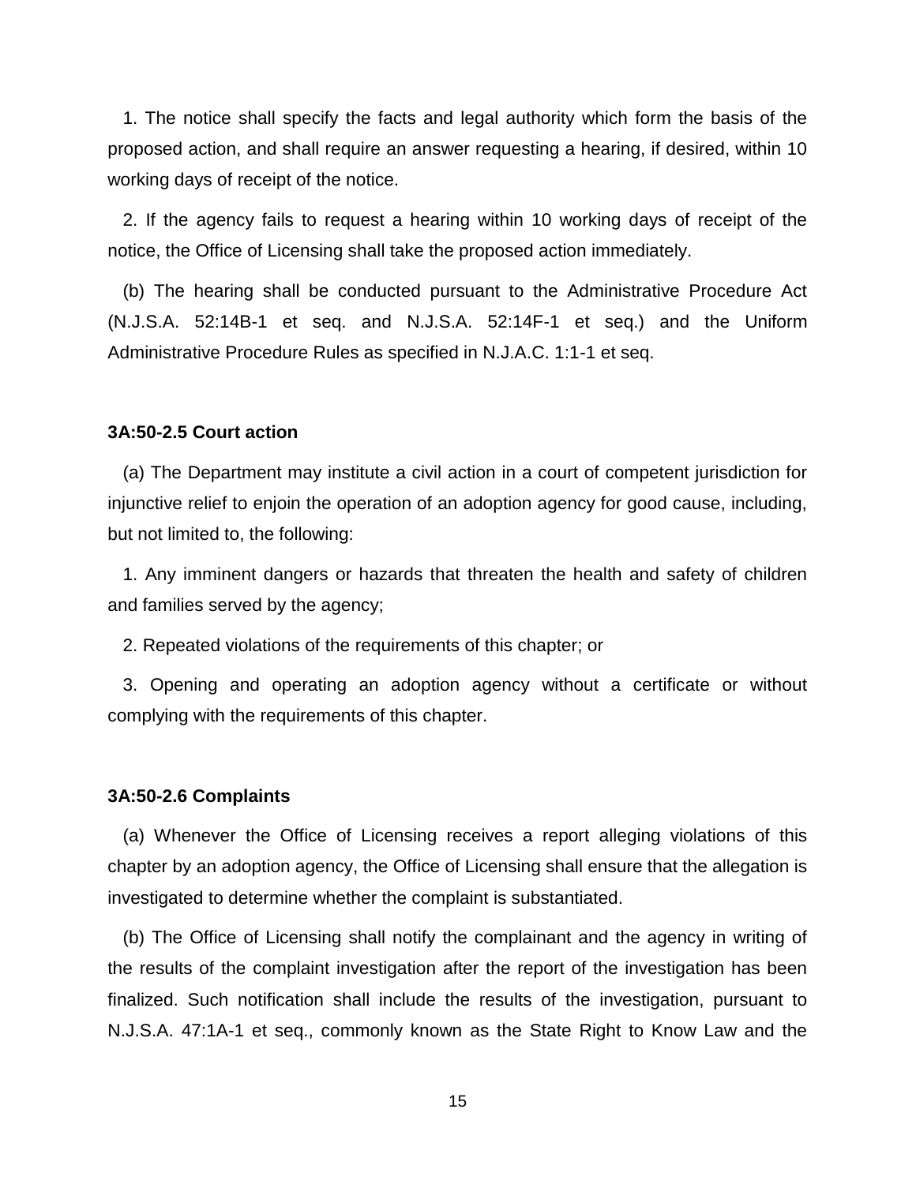1. The notice shall specify the facts and legal authority which form the basis of the proposed action, and shall require an answer requesting a hearing, if desired, within 10 working days of receipt of the notice.

2. If the agency fails to request a hearing within 10 working days of receipt of the notice, the Office of Licensing shall take the proposed action immediately.

(b) The hearing shall be conducted pursuant to the Administrative Procedure Act (N.J.S.A. 52:14B-1 et seq. and N.J.S.A. 52:14F-1 et seq.) and the Uniform Administrative Procedure Rules as specified in N.J.A.C. 1:1-1 et seq.

**3A:50-2.5 Court action**

(a) The Department may institute a civil action in a court of competent jurisdiction for injunctive relief to enjoin the operation of an adoption agency for good cause, including, but not limited to, the following:

1. Any imminent dangers or hazards that threaten the health and safety of children and families served by the agency;

2. Repeated violations of the requirements of this chapter; or

3. Opening and operating an adoption agency without a certificate or without complying with the requirements of this chapter.

**3A:50-2.6 Complaints**

(a) Whenever the Office of Licensing receives a report alleging violations of this chapter by an adoption agency, the Office of Licensing shall ensure that the allegation is investigated to determine whether the complaint is substantiated.

(b) The Office of Licensing shall notify the complainant and the agency in writing of the results of the complaint investigation after the report of the investigation has been finalized. Such notification shall include the results of the investigation, pursuant to N.J.S.A. 47:1A-1 et seq., commonly known as the State Right to Know Law and the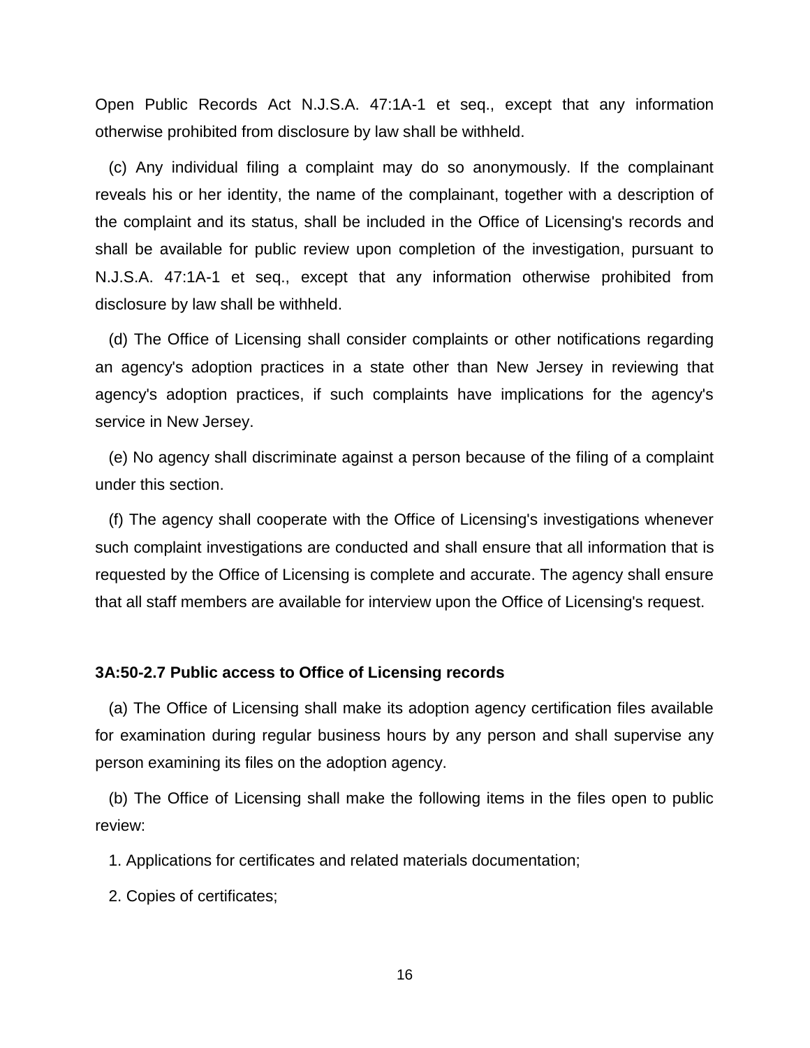Open Public Records Act N.J.S.A. 47:1A-1 et seq., except that any information otherwise prohibited from disclosure by law shall be withheld.

(c) Any individual filing a complaint may do so anonymously. If the complainant reveals his or her identity, the name of the complainant, together with a description of the complaint and its status, shall be included in the Office of Licensing's records and shall be available for public review upon completion of the investigation, pursuant to N.J.S.A. 47:1A-1 et seq., except that any information otherwise prohibited from disclosure by law shall be withheld.

(d) The Office of Licensing shall consider complaints or other notifications regarding an agency's adoption practices in a state other than New Jersey in reviewing that agency's adoption practices, if such complaints have implications for the agency's service in New Jersey.

(e) No agency shall discriminate against a person because of the filing of a complaint under this section.

(f) The agency shall cooperate with the Office of Licensing's investigations whenever such complaint investigations are conducted and shall ensure that all information that is requested by the Office of Licensing is complete and accurate. The agency shall ensure that all staff members are available for interview upon the Office of Licensing's request.

**3A:50-2.7 Public access to Office of Licensing records**

(a) The Office of Licensing shall make its adoption agency certification files available for examination during regular business hours by any person and shall supervise any person examining its files on the adoption agency.

(b) The Office of Licensing shall make the following items in the files open to public review:

1. Applications for certificates and related materials documentation;

2. Copies of certificates;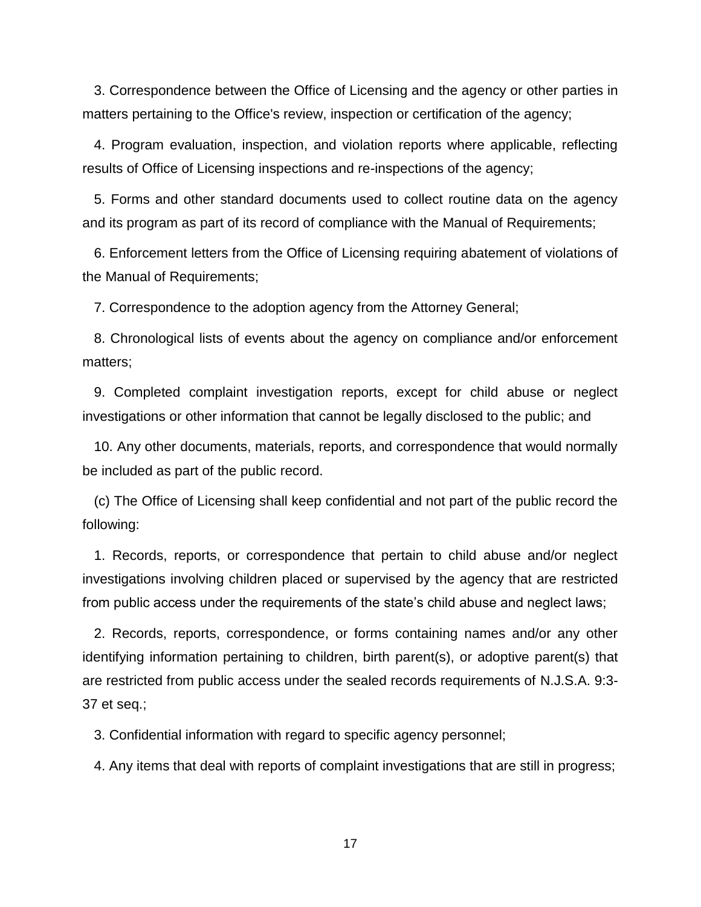3. Correspondence between the Office of Licensing and the agency or other parties in matters pertaining to the Office's review, inspection or certification of the agency;

4. Program evaluation, inspection, and violation reports where applicable, reflecting results of Office of Licensing inspections and re-inspections of the agency;

5. Forms and other standard documents used to collect routine data on the agency and its program as part of its record of compliance with the Manual of Requirements;

6. Enforcement letters from the Office of Licensing requiring abatement of violations of the Manual of Requirements;

7. Correspondence to the adoption agency from the Attorney General;

8. Chronological lists of events about the agency on compliance and/or enforcement matters;

9. Completed complaint investigation reports, except for child abuse or neglect investigations or other information that cannot be legally disclosed to the public; and

10. Any other documents, materials, reports, and correspondence that would normally be included as part of the public record.

(c) The Office of Licensing shall keep confidential and not part of the public record the following:

1. Records, reports, or correspondence that pertain to child abuse and/or neglect investigations involving children placed or supervised by the agency that are restricted from public access under the requirements of the state's child abuse and neglect laws;

2. Records, reports, correspondence, or forms containing names and/or any other identifying information pertaining to children, birth parent(s), or adoptive parent(s) that are restricted from public access under the sealed records requirements of N.J.S.A. 9:3-37 et seq.;

3. Confidential information with regard to specific agency personnel;

4. Any items that deal with reports of complaint investigations that are still in progress;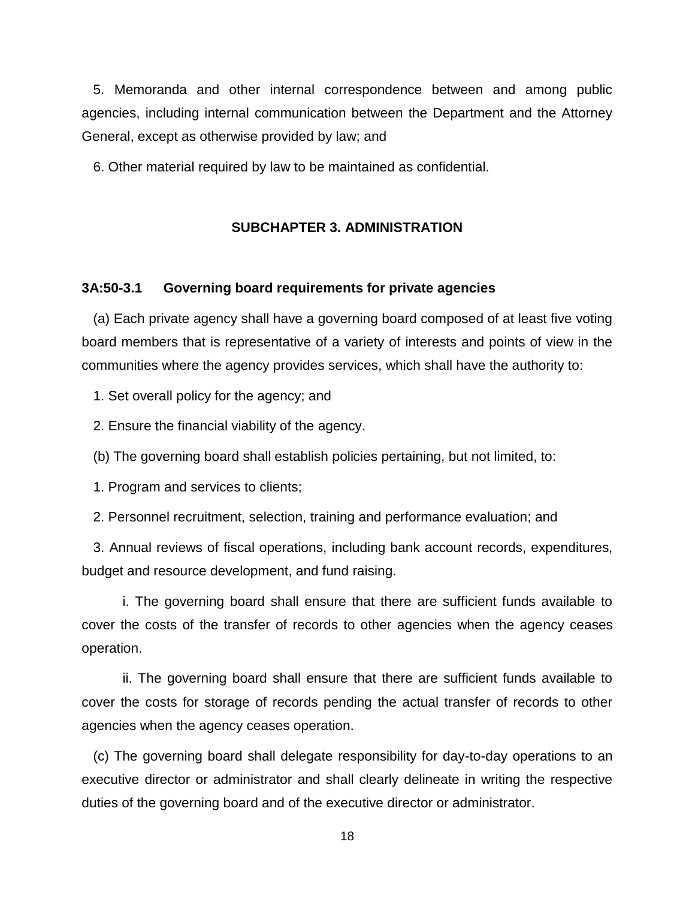5. Memoranda and other internal correspondence between and among public agencies, including internal communication between the Department and the Attorney General, except as otherwise provided by law; and

6. Other material required by law to be maintained as confidential.

## SUBCHAPTER 3. ADMINISTRATION

### 3A:50-3.1 Governing board requirements for private agencies

(a) Each private agency shall have a governing board composed of at least five voting board members that is representative of a variety of interests and points of view in the communities where the agency provides services, which shall have the authority to:

1. Set overall policy for the agency; and

2. Ensure the financial viability of the agency.

(b) The governing board shall establish policies pertaining, but not limited, to:

1. Program and services to clients;

2. Personnel recruitment, selection, training and performance evaluation; and

3. Annual reviews of fiscal operations, including bank account records, expenditures, budget and resource development, and fund raising.

i. The governing board shall ensure that there are sufficient funds available to cover the costs of the transfer of records to other agencies when the agency ceases operation.

ii. The governing board shall ensure that there are sufficient funds available to cover the costs for storage of records pending the actual transfer of records to other agencies when the agency ceases operation.

(c) The governing board shall delegate responsibility for day-to-day operations to an executive director or administrator and shall clearly delineate in writing the respective duties of the governing board and of the executive director or administrator.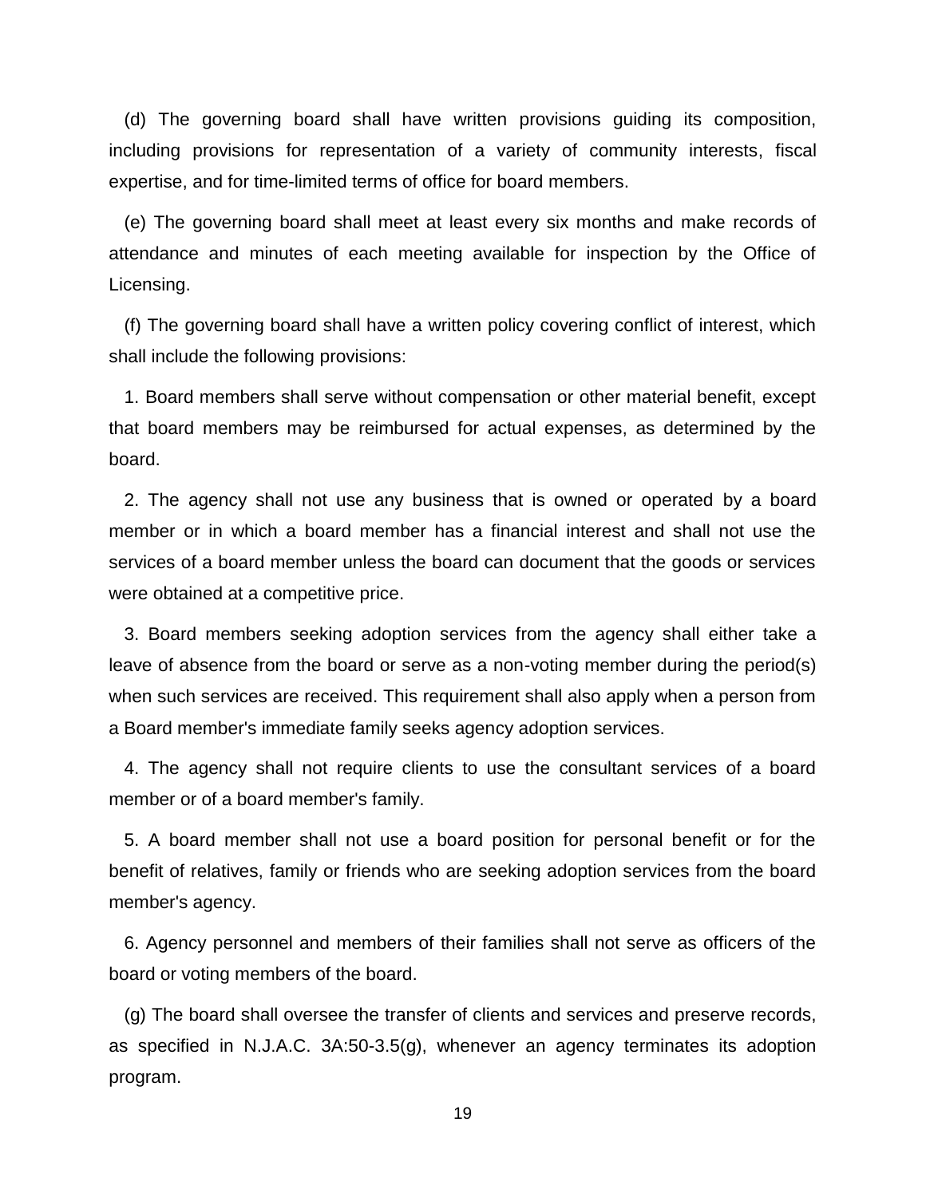(d) The governing board shall have written provisions guiding its composition, including provisions for representation of a variety of community interests, fiscal expertise, and for time-limited terms of office for board members.

(e) The governing board shall meet at least every six months and make records of attendance and minutes of each meeting available for inspection by the Office of Licensing.

(f) The governing board shall have a written policy covering conflict of interest, which shall include the following provisions:

1. Board members shall serve without compensation or other material benefit, except that board members may be reimbursed for actual expenses, as determined by the board.

2. The agency shall not use any business that is owned or operated by a board member or in which a board member has a financial interest and shall not use the services of a board member unless the board can document that the goods or services were obtained at a competitive price.

3. Board members seeking adoption services from the agency shall either take a leave of absence from the board or serve as a non-voting member during the period(s) when such services are received. This requirement shall also apply when a person from a Board member's immediate family seeks agency adoption services.

4. The agency shall not require clients to use the consultant services of a board member or of a board member's family.

5. A board member shall not use a board position for personal benefit or for the benefit of relatives, family or friends who are seeking adoption services from the board member's agency.

6. Agency personnel and members of their families shall not serve as officers of the board or voting members of the board.

(g) The board shall oversee the transfer of clients and services and preserve records, as specified in N.J.A.C. 3A:50-3.5(g), whenever an agency terminates its adoption program.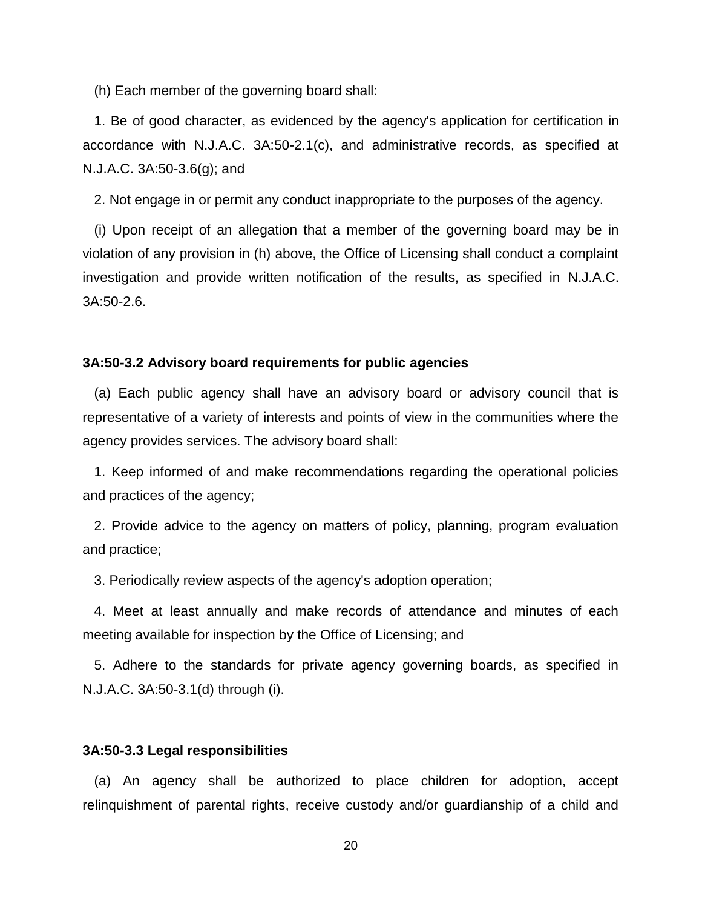(h) Each member of the governing board shall:

1. Be of good character, as evidenced by the agency's application for certification in accordance with N.J.A.C. 3A:50-2.1(c), and administrative records, as specified at N.J.A.C. 3A:50-3.6(g); and

2. Not engage in or permit any conduct inappropriate to the purposes of the agency.

(i) Upon receipt of an allegation that a member of the governing board may be in violation of any provision in (h) above, the Office of Licensing shall conduct a complaint investigation and provide written notification of the results, as specified in N.J.A.C. 3A:50-2.6.

**3A:50-3.2 Advisory board requirements for public agencies**

(a) Each public agency shall have an advisory board or advisory council that is representative of a variety of interests and points of view in the communities where the agency provides services. The advisory board shall:

1. Keep informed of and make recommendations regarding the operational policies and practices of the agency;

2. Provide advice to the agency on matters of policy, planning, program evaluation and practice;

3. Periodically review aspects of the agency's adoption operation;

4. Meet at least annually and make records of attendance and minutes of each meeting available for inspection by the Office of Licensing; and

5. Adhere to the standards for private agency governing boards, as specified in N.J.A.C. 3A:50-3.1(d) through (i).

**3A:50-3.3 Legal responsibilities**

(a) An agency shall be authorized to place children for adoption, accept relinquishment of parental rights, receive custody and/or guardianship of a child and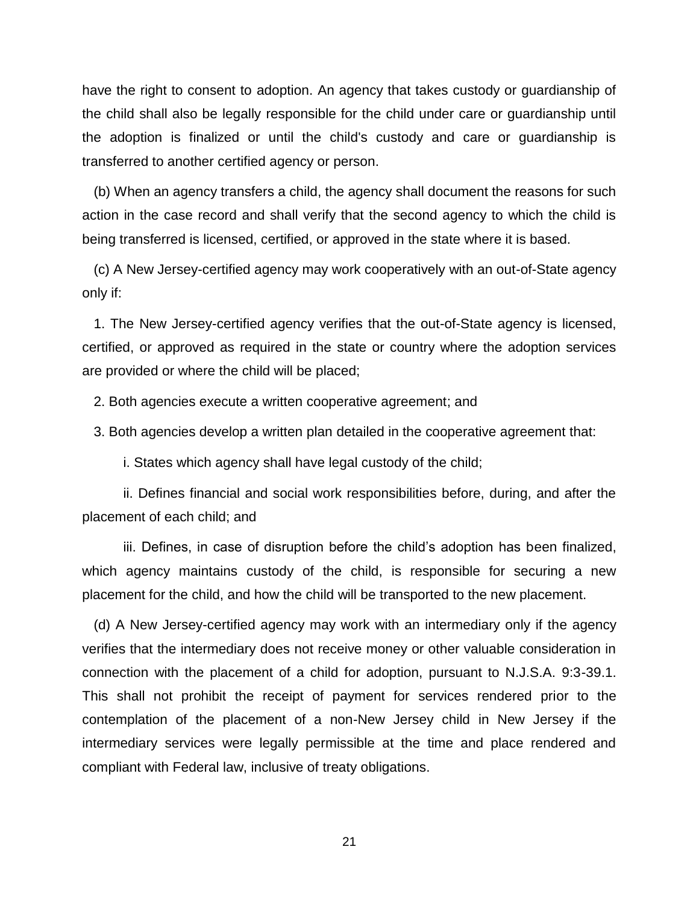have the right to consent to adoption. An agency that takes custody or guardianship of the child shall also be legally responsible for the child under care or guardianship until the adoption is finalized or until the child's custody and care or guardianship is transferred to another certified agency or person.

(b) When an agency transfers a child, the agency shall document the reasons for such action in the case record and shall verify that the second agency to which the child is being transferred is licensed, certified, or approved in the state where it is based.

(c) A New Jersey-certified agency may work cooperatively with an out-of-State agency only if:

1. The New Jersey-certified agency verifies that the out-of-State agency is licensed, certified, or approved as required in the state or country where the adoption services are provided or where the child will be placed;

2. Both agencies execute a written cooperative agreement; and

3. Both agencies develop a written plan detailed in the cooperative agreement that:

i. States which agency shall have legal custody of the child;

ii. Defines financial and social work responsibilities before, during, and after the placement of each child; and

iii. Defines, in case of disruption before the child's adoption has been finalized, which agency maintains custody of the child, is responsible for securing a new placement for the child, and how the child will be transported to the new placement.

(d) A New Jersey-certified agency may work with an intermediary only if the agency verifies that the intermediary does not receive money or other valuable consideration in connection with the placement of a child for adoption, pursuant to N.J.S.A. 9:3-39.1. This shall not prohibit the receipt of payment for services rendered prior to the contemplation of the placement of a non-New Jersey child in New Jersey if the intermediary services were legally permissible at the time and place rendered and compliant with Federal law, inclusive of treaty obligations.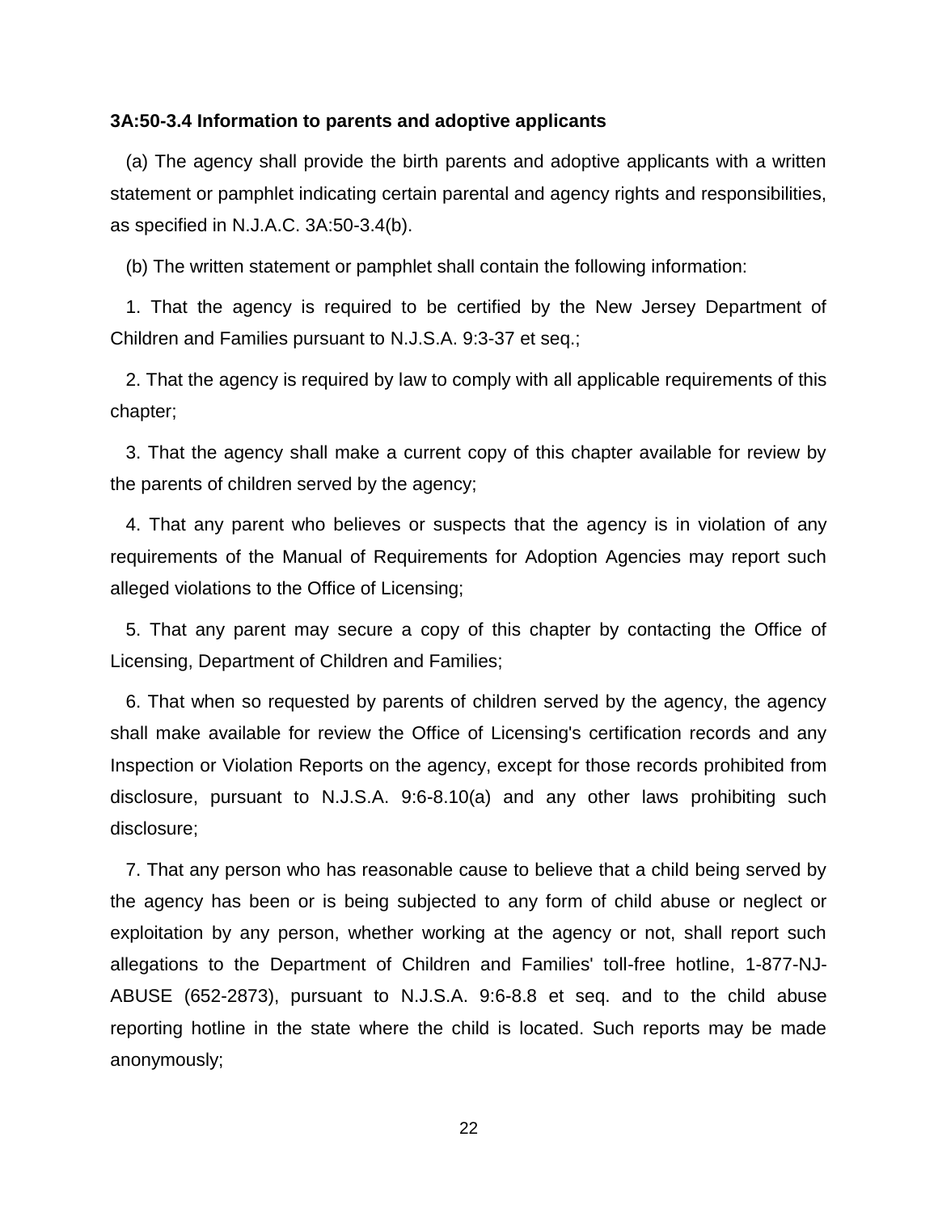**3A:50-3.4 Information to parents and adoptive applicants**

(a) The agency shall provide the birth parents and adoptive applicants with a written statement or pamphlet indicating certain parental and agency rights and responsibilities, as specified in N.J.A.C. 3A:50-3.4(b).

(b) The written statement or pamphlet shall contain the following information:

1. That the agency is required to be certified by the New Jersey Department of Children and Families pursuant to N.J.S.A. 9:3-37 et seq.;

2. That the agency is required by law to comply with all applicable requirements of this chapter;

3. That the agency shall make a current copy of this chapter available for review by the parents of children served by the agency;

4. That any parent who believes or suspects that the agency is in violation of any requirements of the Manual of Requirements for Adoption Agencies may report such alleged violations to the Office of Licensing;

5. That any parent may secure a copy of this chapter by contacting the Office of Licensing, Department of Children and Families;

6. That when so requested by parents of children served by the agency, the agency shall make available for review the Office of Licensing's certification records and any Inspection or Violation Reports on the agency, except for those records prohibited from disclosure, pursuant to N.J.S.A. 9:6-8.10(a) and any other laws prohibiting such disclosure;

7. That any person who has reasonable cause to believe that a child being served by the agency has been or is being subjected to any form of child abuse or neglect or exploitation by any person, whether working at the agency or not, shall report such allegations to the Department of Children and Families' toll-free hotline, 1-877-NJ-ABUSE (652-2873), pursuant to N.J.S.A. 9:6-8.8 et seq. and to the child abuse reporting hotline in the state where the child is located. Such reports may be made anonymously;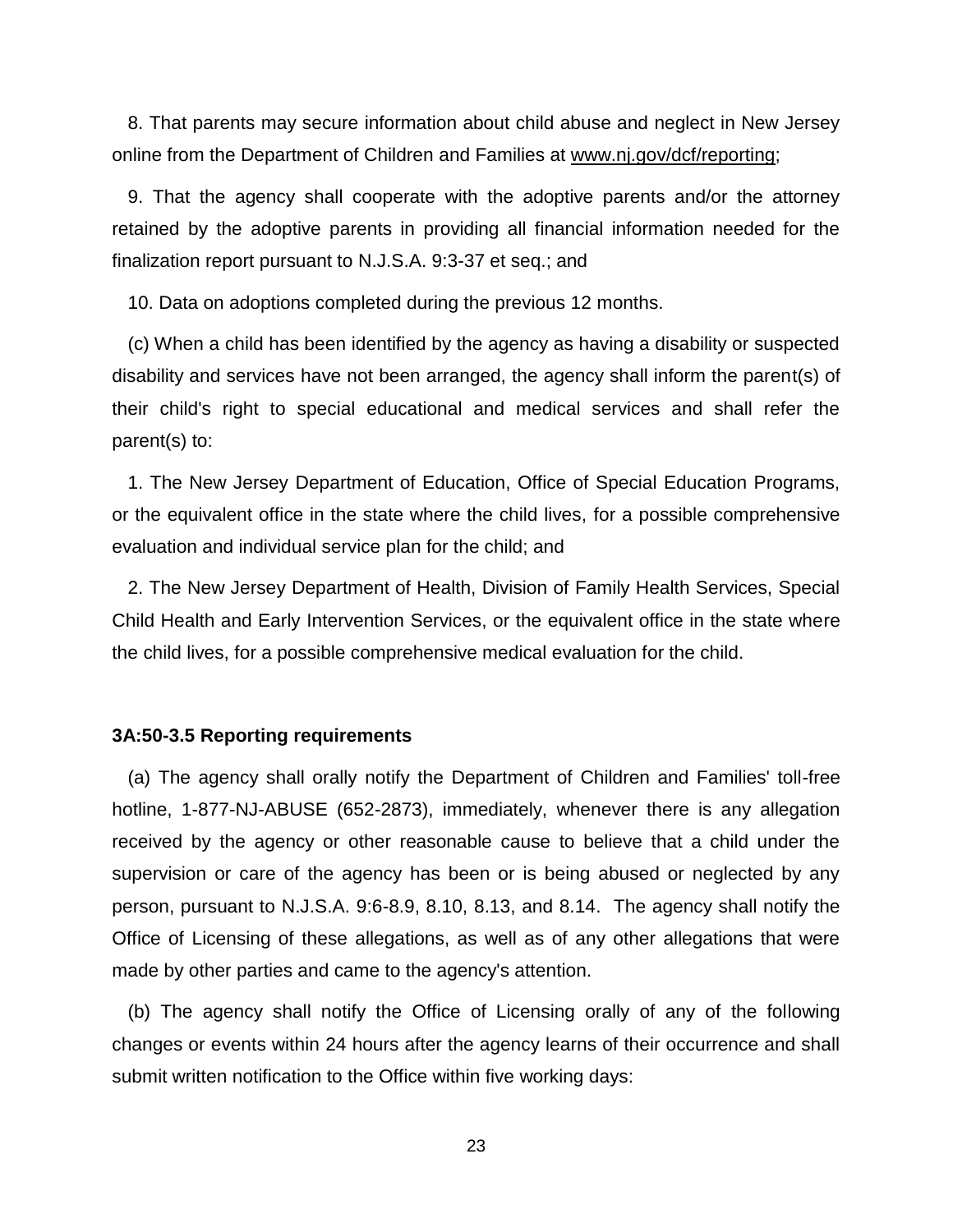8. That parents may secure information about child abuse and neglect in New Jersey online from the Department of Children and Families at www.nj.gov/dcf/reporting;

9. That the agency shall cooperate with the adoptive parents and/or the attorney retained by the adoptive parents in providing all financial information needed for the finalization report pursuant to N.J.S.A. 9:3-37 et seq.; and

10. Data on adoptions completed during the previous 12 months.

(c) When a child has been identified by the agency as having a disability or suspected disability and services have not been arranged, the agency shall inform the parent(s) of their child's right to special educational and medical services and shall refer the parent(s) to:

1. The New Jersey Department of Education, Office of Special Education Programs, or the equivalent office in the state where the child lives, for a possible comprehensive evaluation and individual service plan for the child; and

2. The New Jersey Department of Health, Division of Family Health Services, Special Child Health and Early Intervention Services, or the equivalent office in the state where the child lives, for a possible comprehensive medical evaluation for the child.

**3A:50-3.5 Reporting requirements**

(a) The agency shall orally notify the Department of Children and Families' toll-free hotline, 1-877-NJ-ABUSE (652-2873), immediately, whenever there is any allegation received by the agency or other reasonable cause to believe that a child under the supervision or care of the agency has been or is being abused or neglected by any person, pursuant to N.J.S.A. 9:6-8.9, 8.10, 8.13, and 8.14. The agency shall notify the Office of Licensing of these allegations, as well as of any other allegations that were made by other parties and came to the agency's attention.

(b) The agency shall notify the Office of Licensing orally of any of the following changes or events within 24 hours after the agency learns of their occurrence and shall submit written notification to the Office within five working days: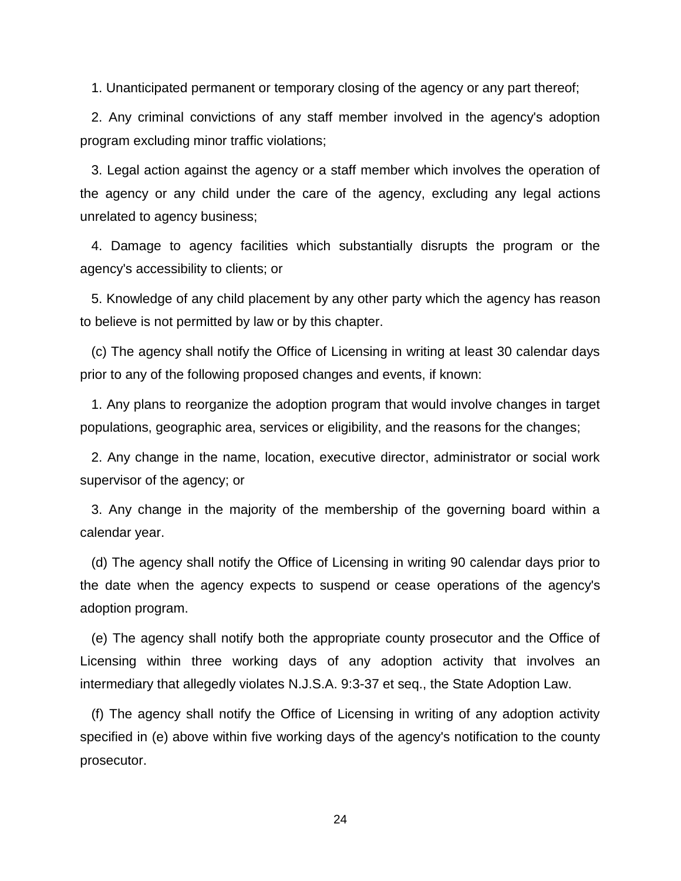1. Unanticipated permanent or temporary closing of the agency or any part thereof;

2. Any criminal convictions of any staff member involved in the agency's adoption program excluding minor traffic violations;

3. Legal action against the agency or a staff member which involves the operation of the agency or any child under the care of the agency, excluding any legal actions unrelated to agency business;

4. Damage to agency facilities which substantially disrupts the program or the agency's accessibility to clients; or

5. Knowledge of any child placement by any other party which the agency has reason to believe is not permitted by law or by this chapter.

(c) The agency shall notify the Office of Licensing in writing at least 30 calendar days prior to any of the following proposed changes and events, if known:

1. Any plans to reorganize the adoption program that would involve changes in target populations, geographic area, services or eligibility, and the reasons for the changes;

2. Any change in the name, location, executive director, administrator or social work supervisor of the agency; or

3. Any change in the majority of the membership of the governing board within a calendar year.

(d) The agency shall notify the Office of Licensing in writing 90 calendar days prior to the date when the agency expects to suspend or cease operations of the agency's adoption program.

(e) The agency shall notify both the appropriate county prosecutor and the Office of Licensing within three working days of any adoption activity that involves an intermediary that allegedly violates N.J.S.A. 9:3-37 et seq., the State Adoption Law.

(f) The agency shall notify the Office of Licensing in writing of any adoption activity specified in (e) above within five working days of the agency's notification to the county prosecutor.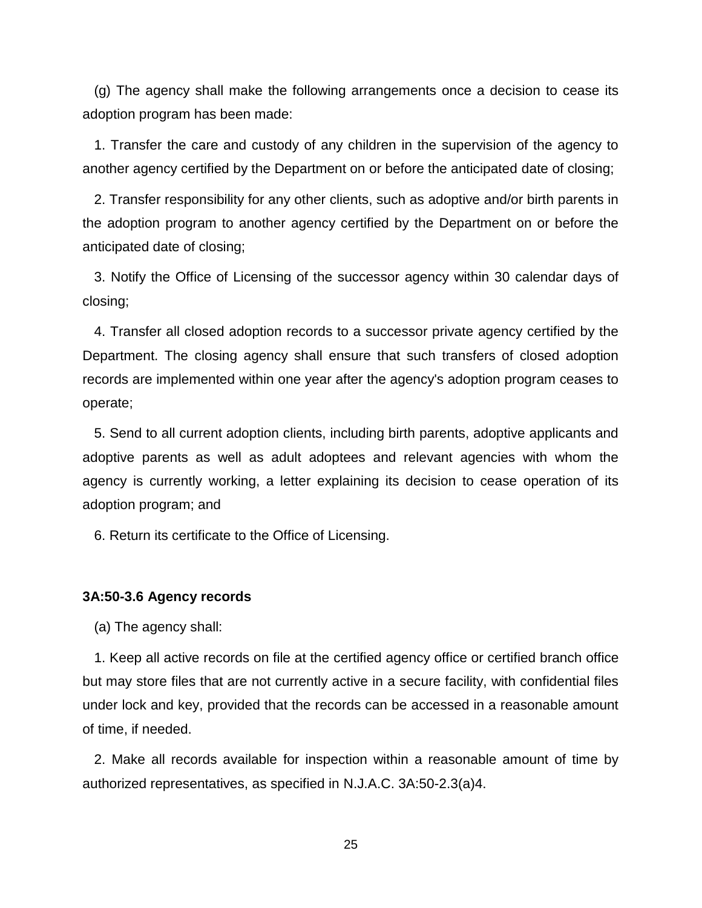(g) The agency shall make the following arrangements once a decision to cease its adoption program has been made:

1. Transfer the care and custody of any children in the supervision of the agency to another agency certified by the Department on or before the anticipated date of closing;

2. Transfer responsibility for any other clients, such as adoptive and/or birth parents in the adoption program to another agency certified by the Department on or before the anticipated date of closing;

3. Notify the Office of Licensing of the successor agency within 30 calendar days of closing;

4. Transfer all closed adoption records to a successor private agency certified by the Department. The closing agency shall ensure that such transfers of closed adoption records are implemented within one year after the agency's adoption program ceases to operate;

5. Send to all current adoption clients, including birth parents, adoptive applicants and adoptive parents as well as adult adoptees and relevant agencies with whom the agency is currently working, a letter explaining its decision to cease operation of its adoption program; and

6. Return its certificate to the Office of Licensing.

### 3A:50-3.6 Agency records

(a) The agency shall:

1. Keep all active records on file at the certified agency office or certified branch office but may store files that are not currently active in a secure facility, with confidential files under lock and key, provided that the records can be accessed in a reasonable amount of time, if needed.

2. Make all records available for inspection within a reasonable amount of time by authorized representatives, as specified in N.J.A.C. 3A:50-2.3(a)4.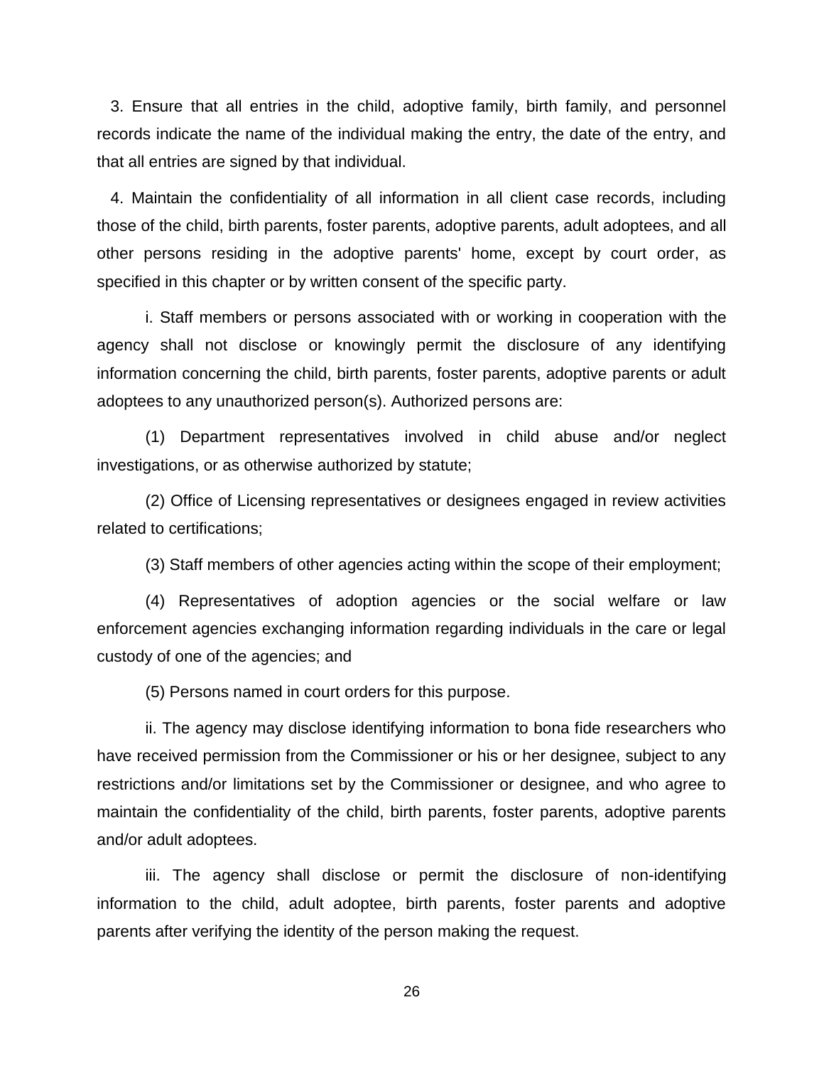3. Ensure that all entries in the child, adoptive family, birth family, and personnel records indicate the name of the individual making the entry, the date of the entry, and that all entries are signed by that individual.

4. Maintain the confidentiality of all information in all client case records, including those of the child, birth parents, foster parents, adoptive parents, adult adoptees, and all other persons residing in the adoptive parents' home, except by court order, as specified in this chapter or by written consent of the specific party.

i. Staff members or persons associated with or working in cooperation with the agency shall not disclose or knowingly permit the disclosure of any identifying information concerning the child, birth parents, foster parents, adoptive parents or adult adoptees to any unauthorized person(s). Authorized persons are:

(1) Department representatives involved in child abuse and/or neglect investigations, or as otherwise authorized by statute;

(2) Office of Licensing representatives or designees engaged in review activities related to certifications;

(3) Staff members of other agencies acting within the scope of their employment;

(4) Representatives of adoption agencies or the social welfare or law enforcement agencies exchanging information regarding individuals in the care or legal custody of one of the agencies; and

(5) Persons named in court orders for this purpose.

ii. The agency may disclose identifying information to bona fide researchers who have received permission from the Commissioner or his or her designee, subject to any restrictions and/or limitations set by the Commissioner or designee, and who agree to maintain the confidentiality of the child, birth parents, foster parents, adoptive parents and/or adult adoptees.

iii. The agency shall disclose or permit the disclosure of non-identifying information to the child, adult adoptee, birth parents, foster parents and adoptive parents after verifying the identity of the person making the request.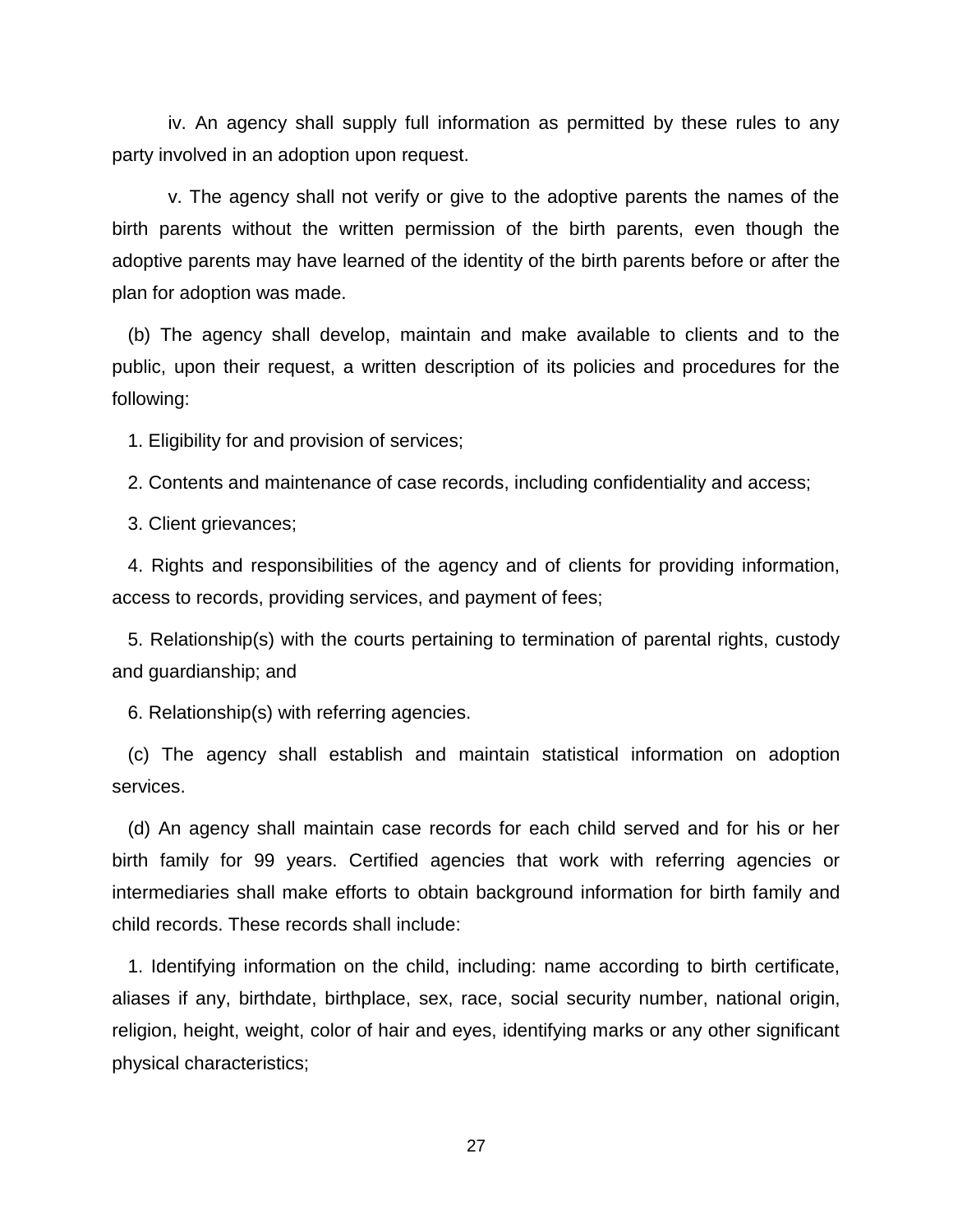iv. An agency shall supply full information as permitted by these rules to any party involved in an adoption upon request.

v. The agency shall not verify or give to the adoptive parents the names of the birth parents without the written permission of the birth parents, even though the adoptive parents may have learned of the identity of the birth parents before or after the plan for adoption was made.

(b) The agency shall develop, maintain and make available to clients and to the public, upon their request, a written description of its policies and procedures for the following:

1. Eligibility for and provision of services;

2. Contents and maintenance of case records, including confidentiality and access;

3. Client grievances;

4. Rights and responsibilities of the agency and of clients for providing information, access to records, providing services, and payment of fees;

5. Relationship(s) with the courts pertaining to termination of parental rights, custody and guardianship; and

6. Relationship(s) with referring agencies.

(c) The agency shall establish and maintain statistical information on adoption services.

(d) An agency shall maintain case records for each child served and for his or her birth family for 99 years. Certified agencies that work with referring agencies or intermediaries shall make efforts to obtain background information for birth family and child records. These records shall include:

1. Identifying information on the child, including: name according to birth certificate, aliases if any, birthdate, birthplace, sex, race, social security number, national origin, religion, height, weight, color of hair and eyes, identifying marks or any other significant physical characteristics;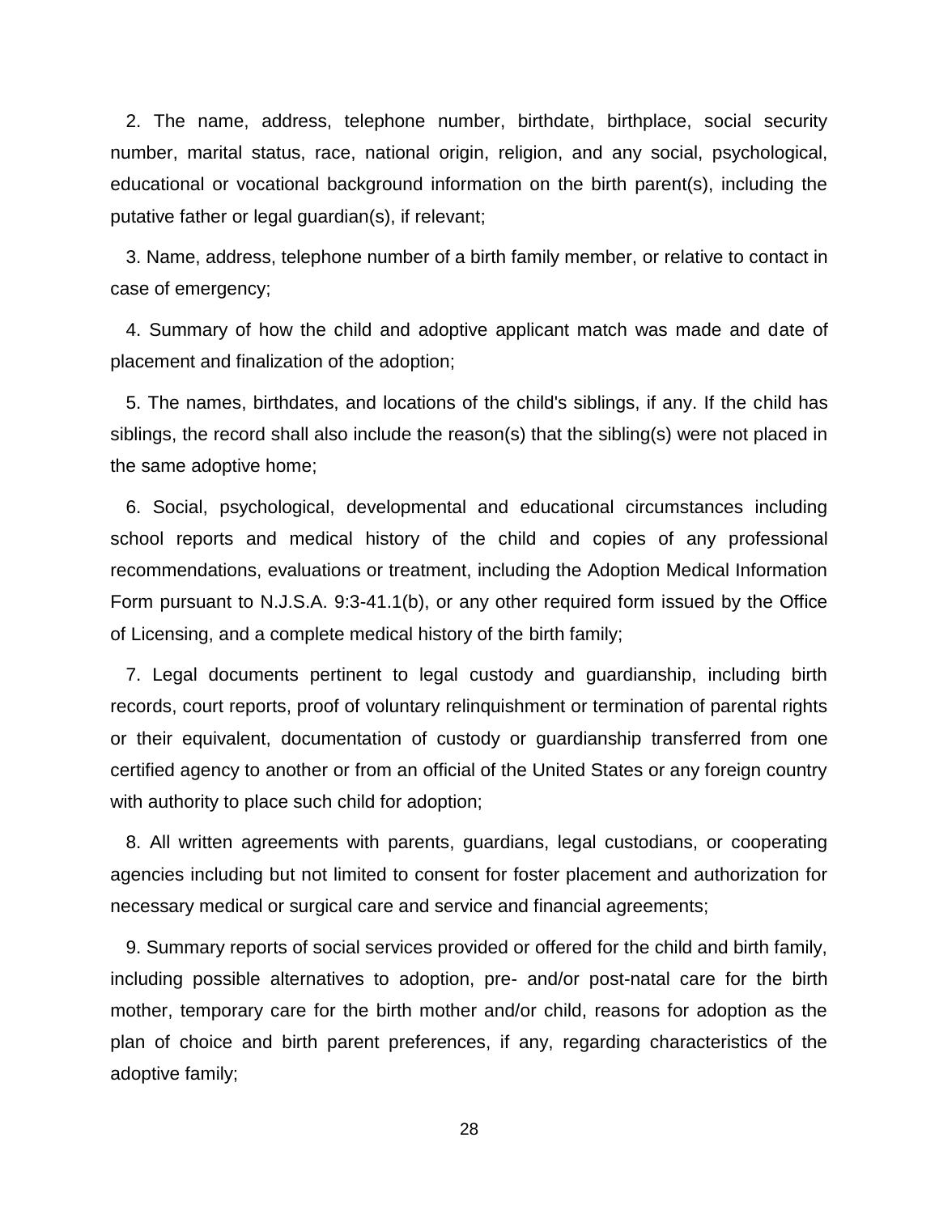2. The name, address, telephone number, birthdate, birthplace, social security number, marital status, race, national origin, religion, and any social, psychological, educational or vocational background information on the birth parent(s), including the putative father or legal guardian(s), if relevant;

3. Name, address, telephone number of a birth family member, or relative to contact in case of emergency;

4. Summary of how the child and adoptive applicant match was made and date of placement and finalization of the adoption;

5. The names, birthdates, and locations of the child's siblings, if any. If the child has siblings, the record shall also include the reason(s) that the sibling(s) were not placed in the same adoptive home;

6. Social, psychological, developmental and educational circumstances including school reports and medical history of the child and copies of any professional recommendations, evaluations or treatment, including the Adoption Medical Information Form pursuant to N.J.S.A. 9:3-41.1(b), or any other required form issued by the Office of Licensing, and a complete medical history of the birth family;

7. Legal documents pertinent to legal custody and guardianship, including birth records, court reports, proof of voluntary relinquishment or termination of parental rights or their equivalent, documentation of custody or guardianship transferred from one certified agency to another or from an official of the United States or any foreign country with authority to place such child for adoption;

8. All written agreements with parents, guardians, legal custodians, or cooperating agencies including but not limited to consent for foster placement and authorization for necessary medical or surgical care and service and financial agreements;

9. Summary reports of social services provided or offered for the child and birth family, including possible alternatives to adoption, pre- and/or post-natal care for the birth mother, temporary care for the birth mother and/or child, reasons for adoption as the plan of choice and birth parent preferences, if any, regarding characteristics of the adoptive family;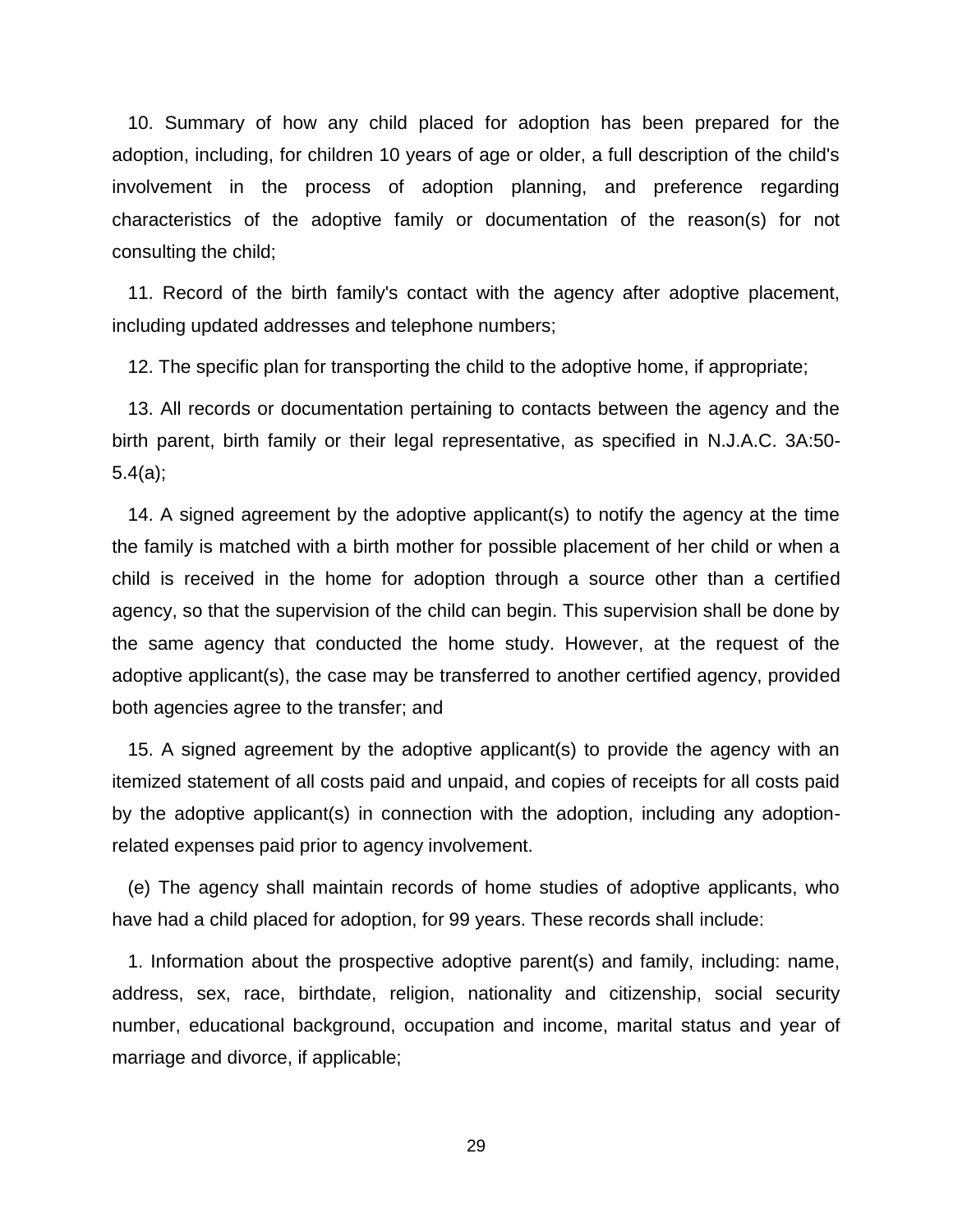10. Summary of how any child placed for adoption has been prepared for the adoption, including, for children 10 years of age or older, a full description of the child's involvement in the process of adoption planning, and preference regarding characteristics of the adoptive family or documentation of the reason(s) for not consulting the child;

11. Record of the birth family's contact with the agency after adoptive placement, including updated addresses and telephone numbers;

12. The specific plan for transporting the child to the adoptive home, if appropriate;

13. All records or documentation pertaining to contacts between the agency and the birth parent, birth family or their legal representative, as specified in N.J.A.C. 3A:50-5.4(a);

14. A signed agreement by the adoptive applicant(s) to notify the agency at the time the family is matched with a birth mother for possible placement of her child or when a child is received in the home for adoption through a source other than a certified agency, so that the supervision of the child can begin. This supervision shall be done by the same agency that conducted the home study. However, at the request of the adoptive applicant(s), the case may be transferred to another certified agency, provided both agencies agree to the transfer; and

15. A signed agreement by the adoptive applicant(s) to provide the agency with an itemized statement of all costs paid and unpaid, and copies of receipts for all costs paid by the adoptive applicant(s) in connection with the adoption, including any adoption-related expenses paid prior to agency involvement.

(e) The agency shall maintain records of home studies of adoptive applicants, who have had a child placed for adoption, for 99 years. These records shall include:

1. Information about the prospective adoptive parent(s) and family, including: name, address, sex, race, birthdate, religion, nationality and citizenship, social security number, educational background, occupation and income, marital status and year of marriage and divorce, if applicable;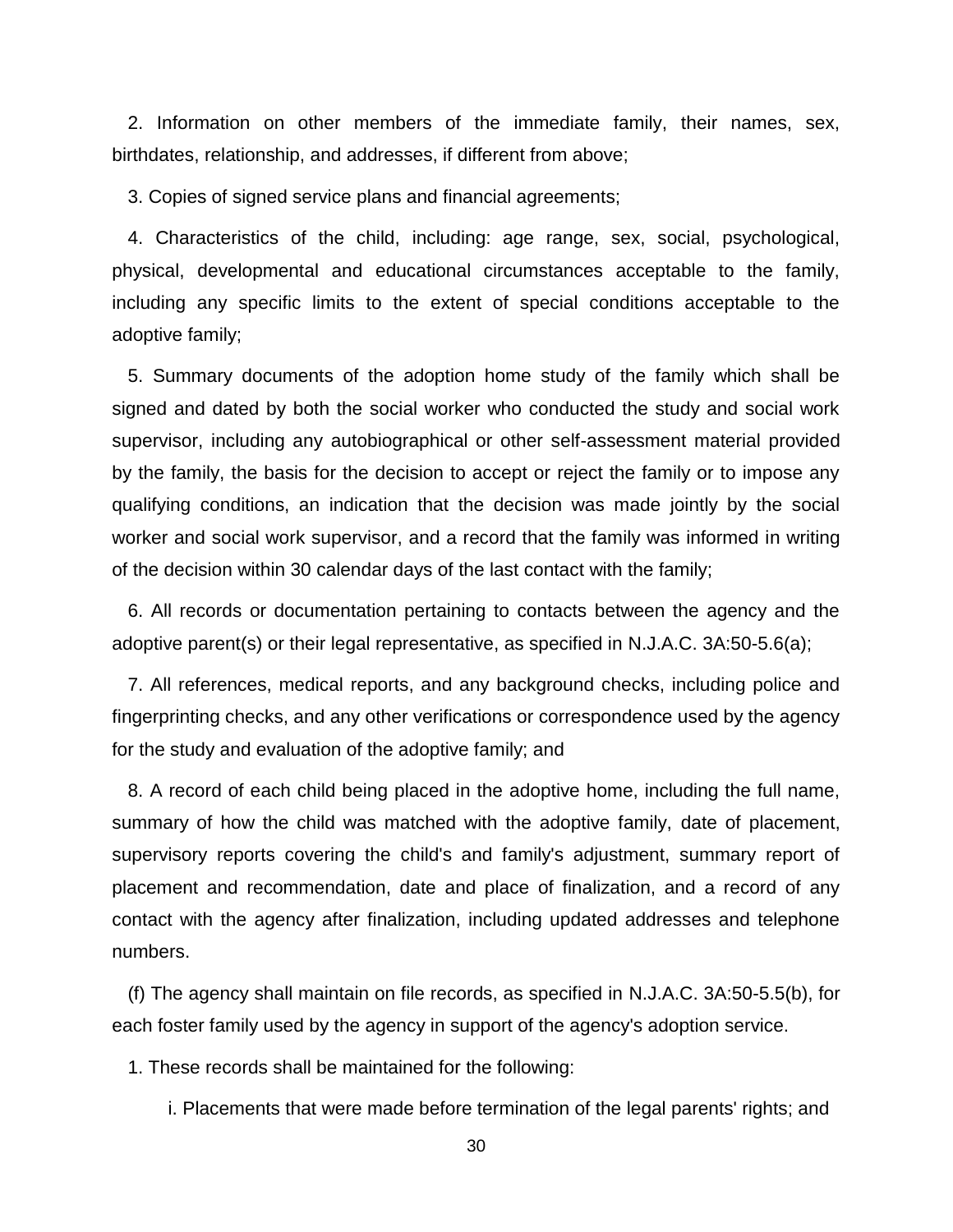2. Information on other members of the immediate family, their names, sex, birthdates, relationship, and addresses, if different from above;

3. Copies of signed service plans and financial agreements;

4. Characteristics of the child, including: age range, sex, social, psychological, physical, developmental and educational circumstances acceptable to the family, including any specific limits to the extent of special conditions acceptable to the adoptive family;

5. Summary documents of the adoption home study of the family which shall be signed and dated by both the social worker who conducted the study and social work supervisor, including any autobiographical or other self-assessment material provided by the family, the basis for the decision to accept or reject the family or to impose any qualifying conditions, an indication that the decision was made jointly by the social worker and social work supervisor, and a record that the family was informed in writing of the decision within 30 calendar days of the last contact with the family;

6. All records or documentation pertaining to contacts between the agency and the adoptive parent(s) or their legal representative, as specified in N.J.A.C. 3A:50-5.6(a);

7. All references, medical reports, and any background checks, including police and fingerprinting checks, and any other verifications or correspondence used by the agency for the study and evaluation of the adoptive family; and

8. A record of each child being placed in the adoptive home, including the full name, summary of how the child was matched with the adoptive family, date of placement, supervisory reports covering the child's and family's adjustment, summary report of placement and recommendation, date and place of finalization, and a record of any contact with the agency after finalization, including updated addresses and telephone numbers.

(f) The agency shall maintain on file records, as specified in N.J.A.C. 3A:50-5.5(b), for each foster family used by the agency in support of the agency's adoption service.

1. These records shall be maintained for the following:

i. Placements that were made before termination of the legal parents' rights; and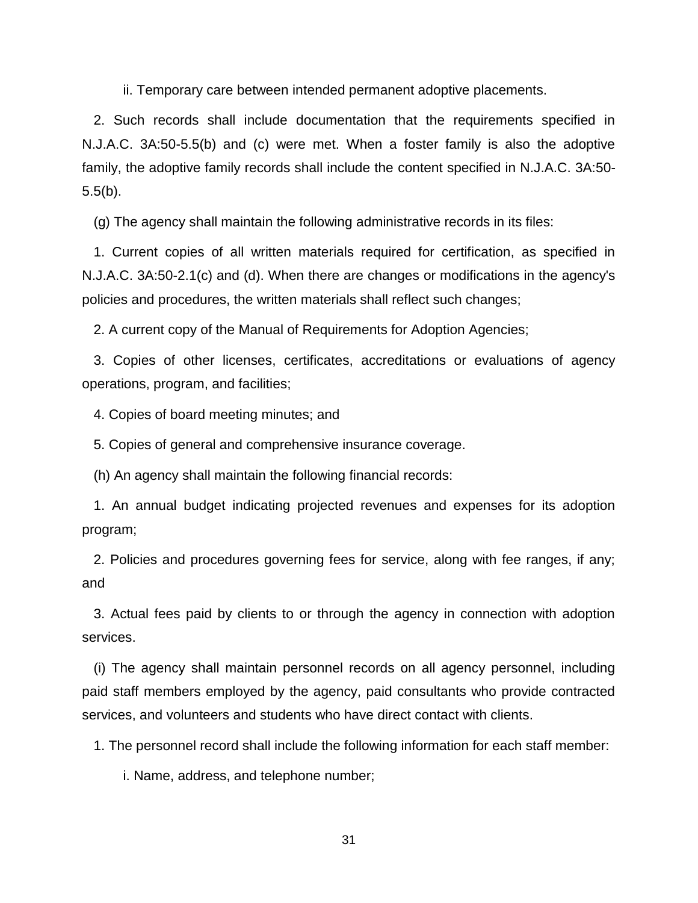ii. Temporary care between intended permanent adoptive placements.

2. Such records shall include documentation that the requirements specified in N.J.A.C. 3A:50-5.5(b) and (c) were met. When a foster family is also the adoptive family, the adoptive family records shall include the content specified in N.J.A.C. 3A:50-5.5(b).

(g) The agency shall maintain the following administrative records in its files:

1. Current copies of all written materials required for certification, as specified in N.J.A.C. 3A:50-2.1(c) and (d). When there are changes or modifications in the agency's policies and procedures, the written materials shall reflect such changes;

2. A current copy of the Manual of Requirements for Adoption Agencies;

3. Copies of other licenses, certificates, accreditations or evaluations of agency operations, program, and facilities;

4. Copies of board meeting minutes; and

5. Copies of general and comprehensive insurance coverage.

(h) An agency shall maintain the following financial records:

1. An annual budget indicating projected revenues and expenses for its adoption program;

2. Policies and procedures governing fees for service, along with fee ranges, if any; and

3. Actual fees paid by clients to or through the agency in connection with adoption services.

(i) The agency shall maintain personnel records on all agency personnel, including paid staff members employed by the agency, paid consultants who provide contracted services, and volunteers and students who have direct contact with clients.

1. The personnel record shall include the following information for each staff member:

i. Name, address, and telephone number;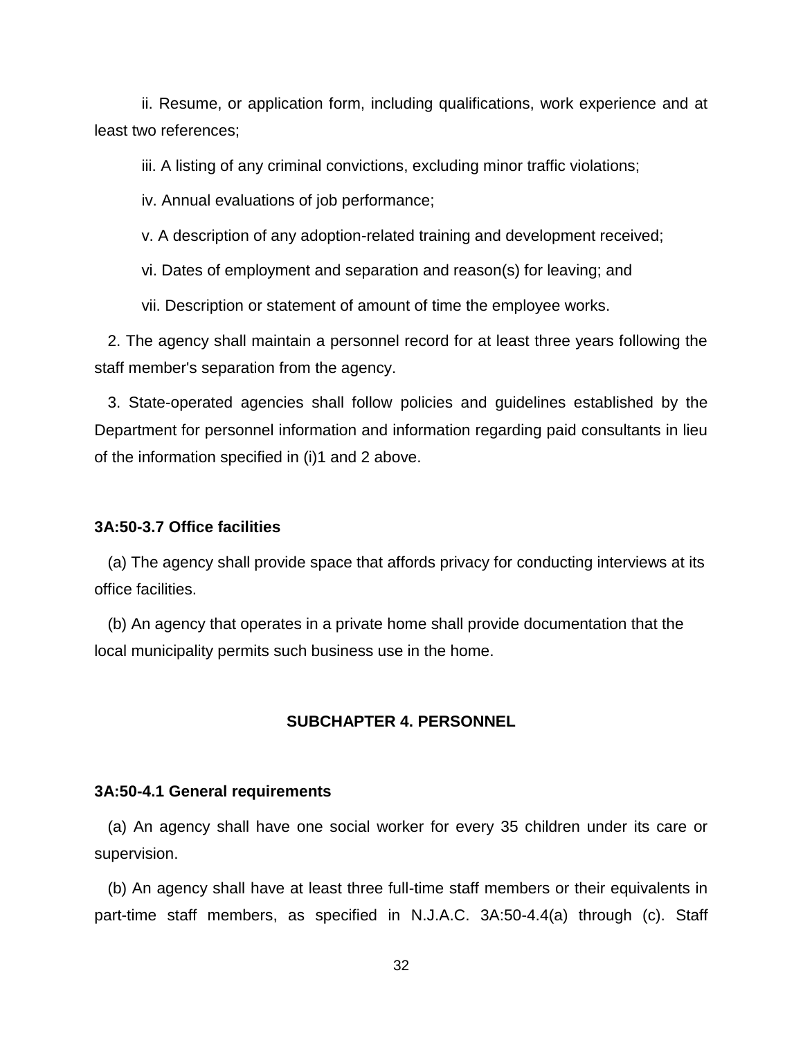ii. Resume, or application form, including qualifications, work experience and at least two references;

iii. A listing of any criminal convictions, excluding minor traffic violations;

iv. Annual evaluations of job performance;

v. A description of any adoption-related training and development received;

vi. Dates of employment and separation and reason(s) for leaving; and

vii. Description or statement of amount of time the employee works.

2. The agency shall maintain a personnel record for at least three years following the staff member's separation from the agency.

3. State-operated agencies shall follow policies and guidelines established by the Department for personnel information and information regarding paid consultants in lieu of the information specified in (i)1 and 2 above.

**3A:50-3.7 Office facilities**

(a) The agency shall provide space that affords privacy for conducting interviews at its office facilities.

(b) An agency that operates in a private home shall provide documentation that the local municipality permits such business use in the home.

## SUBCHAPTER 4. PERSONNEL

**3A:50-4.1 General requirements**

(a) An agency shall have one social worker for every 35 children under its care or supervision.

(b) An agency shall have at least three full-time staff members or their equivalents in part-time staff members, as specified in N.J.A.C. 3A:50-4.4(a) through (c). Staff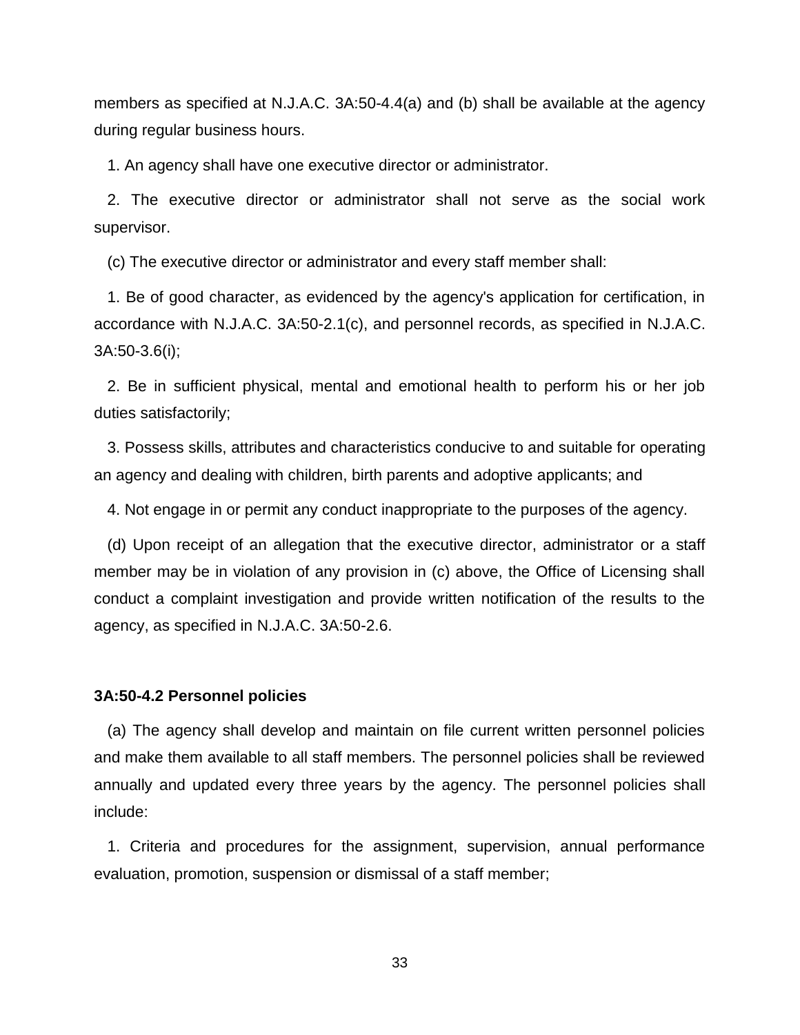members as specified at N.J.A.C. 3A:50-4.4(a) and (b) shall be available at the agency during regular business hours.

1. An agency shall have one executive director or administrator.

2. The executive director or administrator shall not serve as the social work supervisor.

(c) The executive director or administrator and every staff member shall:

1. Be of good character, as evidenced by the agency's application for certification, in accordance with N.J.A.C. 3A:50-2.1(c), and personnel records, as specified in N.J.A.C. 3A:50-3.6(i);

2. Be in sufficient physical, mental and emotional health to perform his or her job duties satisfactorily;

3. Possess skills, attributes and characteristics conducive to and suitable for operating an agency and dealing with children, birth parents and adoptive applicants; and

4. Not engage in or permit any conduct inappropriate to the purposes of the agency.

(d) Upon receipt of an allegation that the executive director, administrator or a staff member may be in violation of any provision in (c) above, the Office of Licensing shall conduct a complaint investigation and provide written notification of the results to the agency, as specified in N.J.A.C. 3A:50-2.6.

**3A:50-4.2 Personnel policies**

(a) The agency shall develop and maintain on file current written personnel policies and make them available to all staff members. The personnel policies shall be reviewed annually and updated every three years by the agency. The personnel policies shall include:

1. Criteria and procedures for the assignment, supervision, annual performance evaluation, promotion, suspension or dismissal of a staff member;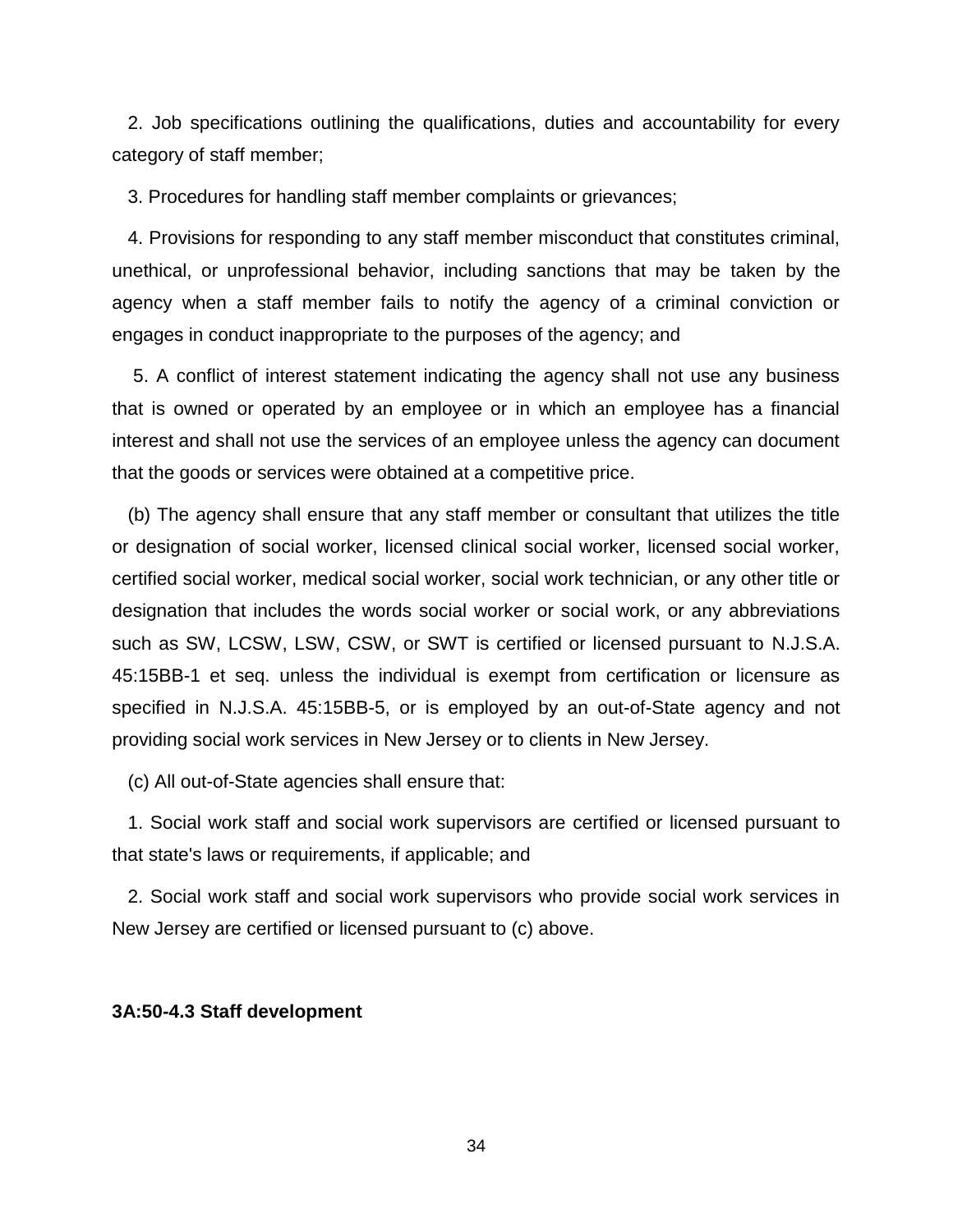2. Job specifications outlining the qualifications, duties and accountability for every category of staff member;

3. Procedures for handling staff member complaints or grievances;

4. Provisions for responding to any staff member misconduct that constitutes criminal, unethical, or unprofessional behavior, including sanctions that may be taken by the agency when a staff member fails to notify the agency of a criminal conviction or engages in conduct inappropriate to the purposes of the agency; and

5. A conflict of interest statement indicating the agency shall not use any business that is owned or operated by an employee or in which an employee has a financial interest and shall not use the services of an employee unless the agency can document that the goods or services were obtained at a competitive price.

(b) The agency shall ensure that any staff member or consultant that utilizes the title or designation of social worker, licensed clinical social worker, licensed social worker, certified social worker, medical social worker, social work technician, or any other title or designation that includes the words social worker or social work, or any abbreviations such as SW, LCSW, LSW, CSW, or SWT is certified or licensed pursuant to N.J.S.A. 45:15BB-1 et seq. unless the individual is exempt from certification or licensure as specified in N.J.S.A. 45:15BB-5, or is employed by an out-of-State agency and not providing social work services in New Jersey or to clients in New Jersey.

(c) All out-of-State agencies shall ensure that:

1. Social work staff and social work supervisors are certified or licensed pursuant to that state's laws or requirements, if applicable; and

2. Social work staff and social work supervisors who provide social work services in New Jersey are certified or licensed pursuant to (c) above.

**3A:50-4.3 Staff development**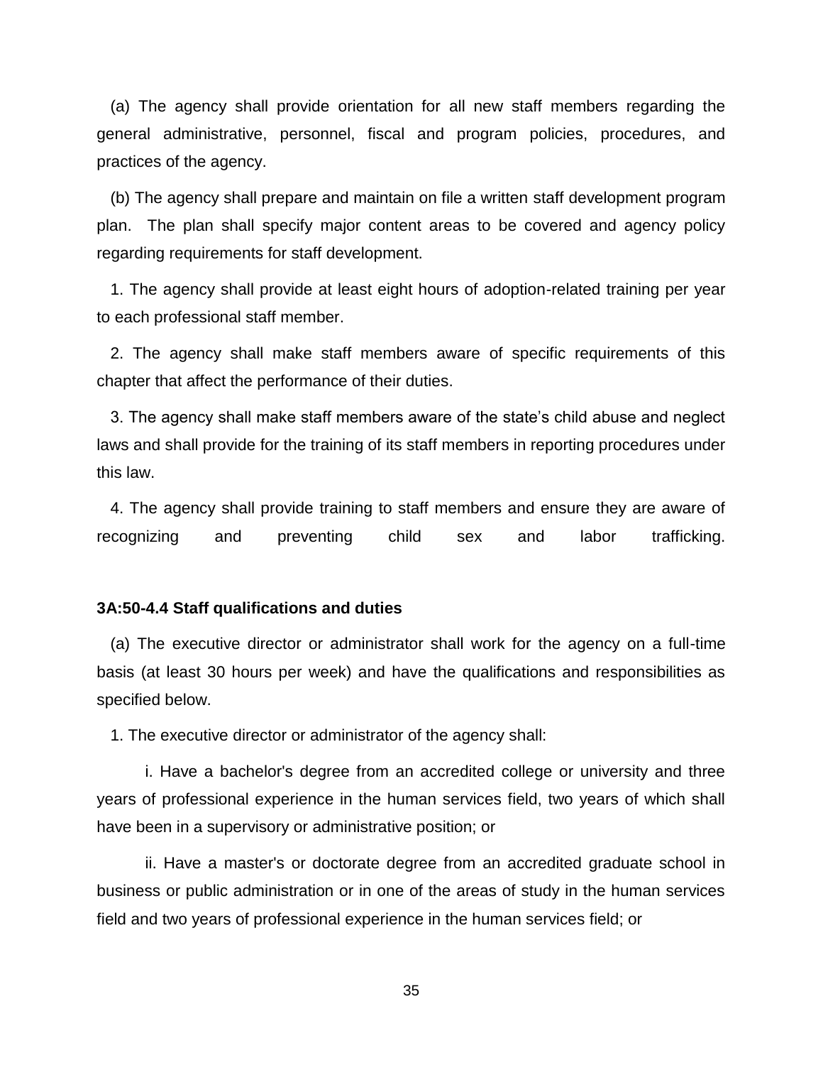(a) The agency shall provide orientation for all new staff members regarding the general administrative, personnel, fiscal and program policies, procedures, and practices of the agency.

(b) The agency shall prepare and maintain on file a written staff development program plan. The plan shall specify major content areas to be covered and agency policy regarding requirements for staff development.

1. The agency shall provide at least eight hours of adoption-related training per year to each professional staff member.

2. The agency shall make staff members aware of specific requirements of this chapter that affect the performance of their duties.

3. The agency shall make staff members aware of the state's child abuse and neglect laws and shall provide for the training of its staff members in reporting procedures under this law.

4. The agency shall provide training to staff members and ensure they are aware of recognizing and preventing child sex and labor trafficking.

**3A:50-4.4 Staff qualifications and duties**

(a) The executive director or administrator shall work for the agency on a full-time basis (at least 30 hours per week) and have the qualifications and responsibilities as specified below.

1. The executive director or administrator of the agency shall:

i. Have a bachelor's degree from an accredited college or university and three years of professional experience in the human services field, two years of which shall have been in a supervisory or administrative position; or

ii. Have a master's or doctorate degree from an accredited graduate school in business or public administration or in one of the areas of study in the human services field and two years of professional experience in the human services field; or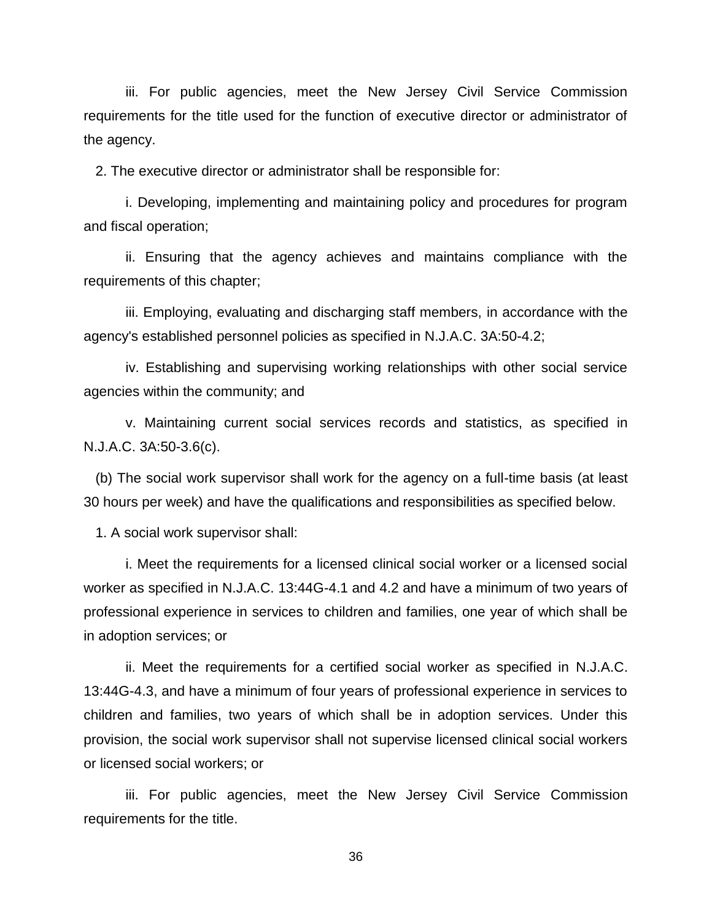iii. For public agencies, meet the New Jersey Civil Service Commission requirements for the title used for the function of executive director or administrator of the agency.

2. The executive director or administrator shall be responsible for:

i. Developing, implementing and maintaining policy and procedures for program and fiscal operation;

ii. Ensuring that the agency achieves and maintains compliance with the requirements of this chapter;

iii. Employing, evaluating and discharging staff members, in accordance with the agency's established personnel policies as specified in N.J.A.C. 3A:50-4.2;

iv. Establishing and supervising working relationships with other social service agencies within the community; and

v. Maintaining current social services records and statistics, as specified in N.J.A.C. 3A:50-3.6(c).

(b) The social work supervisor shall work for the agency on a full-time basis (at least 30 hours per week) and have the qualifications and responsibilities as specified below.

1. A social work supervisor shall:

i. Meet the requirements for a licensed clinical social worker or a licensed social worker as specified in N.J.A.C. 13:44G-4.1 and 4.2 and have a minimum of two years of professional experience in services to children and families, one year of which shall be in adoption services; or

ii. Meet the requirements for a certified social worker as specified in N.J.A.C. 13:44G-4.3, and have a minimum of four years of professional experience in services to children and families, two years of which shall be in adoption services. Under this provision, the social work supervisor shall not supervise licensed clinical social workers or licensed social workers; or

iii. For public agencies, meet the New Jersey Civil Service Commission requirements for the title.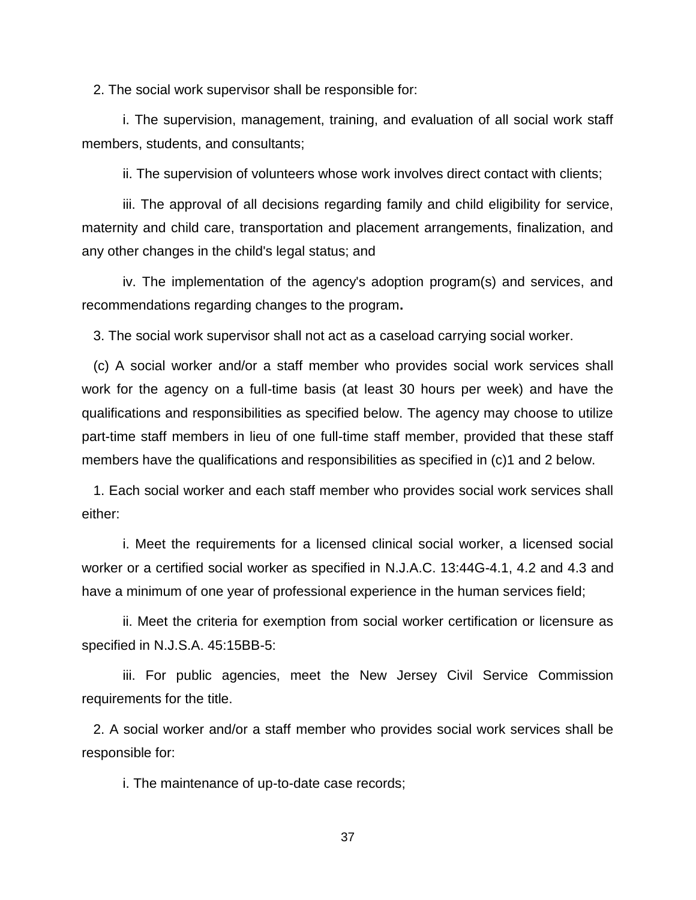2. The social work supervisor shall be responsible for:

i. The supervision, management, training, and evaluation of all social work staff members, students, and consultants;

ii. The supervision of volunteers whose work involves direct contact with clients;

iii. The approval of all decisions regarding family and child eligibility for service, maternity and child care, transportation and placement arrangements, finalization, and any other changes in the child's legal status; and

iv. The implementation of the agency's adoption program(s) and services, and recommendations regarding changes to the program**.**

3. The social work supervisor shall not act as a caseload carrying social worker.

(c) A social worker and/or a staff member who provides social work services shall work for the agency on a full-time basis (at least 30 hours per week) and have the qualifications and responsibilities as specified below. The agency may choose to utilize part-time staff members in lieu of one full-time staff member, provided that these staff members have the qualifications and responsibilities as specified in (c)1 and 2 below.

1. Each social worker and each staff member who provides social work services shall either:

i. Meet the requirements for a licensed clinical social worker, a licensed social worker or a certified social worker as specified in N.J.A.C. 13:44G-4.1, 4.2 and 4.3 and have a minimum of one year of professional experience in the human services field;

ii. Meet the criteria for exemption from social worker certification or licensure as specified in N.J.S.A. 45:15BB-5:

iii. For public agencies, meet the New Jersey Civil Service Commission requirements for the title.

2. A social worker and/or a staff member who provides social work services shall be responsible for:

i. The maintenance of up-to-date case records;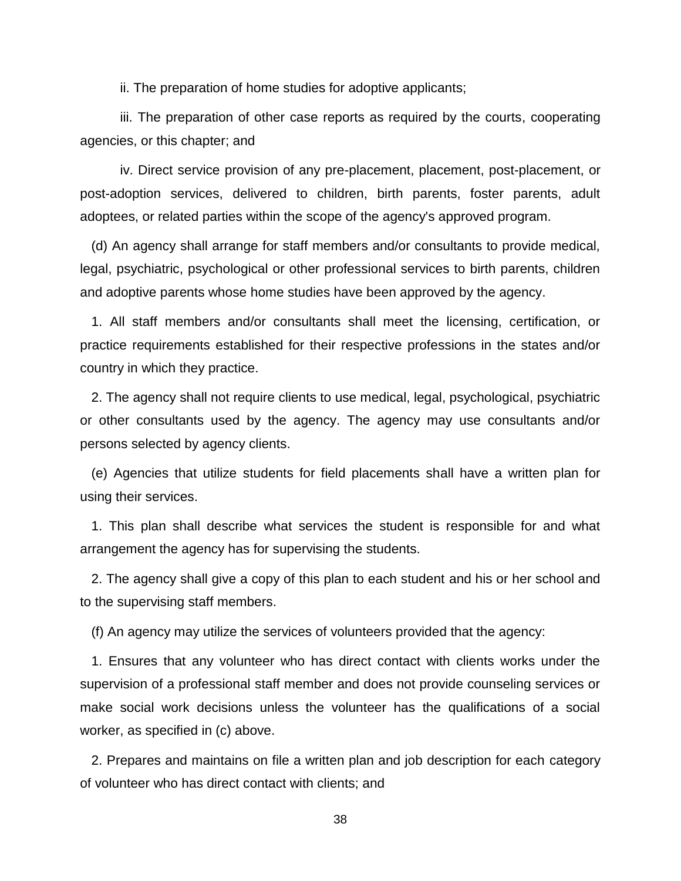ii. The preparation of home studies for adoptive applicants;

iii. The preparation of other case reports as required by the courts, cooperating agencies, or this chapter; and

iv. Direct service provision of any pre-placement, placement, post-placement, or post-adoption services, delivered to children, birth parents, foster parents, adult adoptees, or related parties within the scope of the agency's approved program.

(d) An agency shall arrange for staff members and/or consultants to provide medical, legal, psychiatric, psychological or other professional services to birth parents, children and adoptive parents whose home studies have been approved by the agency.

1. All staff members and/or consultants shall meet the licensing, certification, or practice requirements established for their respective professions in the states and/or country in which they practice.

2. The agency shall not require clients to use medical, legal, psychological, psychiatric or other consultants used by the agency. The agency may use consultants and/or persons selected by agency clients.

(e) Agencies that utilize students for field placements shall have a written plan for using their services.

1. This plan shall describe what services the student is responsible for and what arrangement the agency has for supervising the students.

2. The agency shall give a copy of this plan to each student and his or her school and to the supervising staff members.

(f) An agency may utilize the services of volunteers provided that the agency:

1. Ensures that any volunteer who has direct contact with clients works under the supervision of a professional staff member and does not provide counseling services or make social work decisions unless the volunteer has the qualifications of a social worker, as specified in (c) above.

2. Prepares and maintains on file a written plan and job description for each category of volunteer who has direct contact with clients; and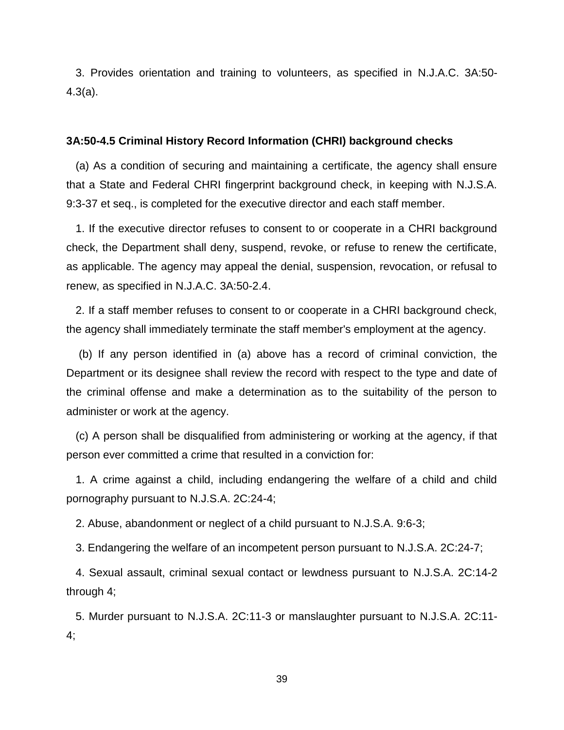3. Provides orientation and training to volunteers, as specified in N.J.A.C. 3A:50-4.3(a).

### 3A:50-4.5 Criminal History Record Information (CHRI) background checks

(a) As a condition of securing and maintaining a certificate, the agency shall ensure that a State and Federal CHRI fingerprint background check, in keeping with N.J.S.A. 9:3-37 et seq., is completed for the executive director and each staff member.

1. If the executive director refuses to consent to or cooperate in a CHRI background check, the Department shall deny, suspend, revoke, or refuse to renew the certificate, as applicable. The agency may appeal the denial, suspension, revocation, or refusal to renew, as specified in N.J.A.C. 3A:50-2.4.

2. If a staff member refuses to consent to or cooperate in a CHRI background check, the agency shall immediately terminate the staff member's employment at the agency.

(b) If any person identified in (a) above has a record of criminal conviction, the Department or its designee shall review the record with respect to the type and date of the criminal offense and make a determination as to the suitability of the person to administer or work at the agency.

(c) A person shall be disqualified from administering or working at the agency, if that person ever committed a crime that resulted in a conviction for:

1. A crime against a child, including endangering the welfare of a child and child pornography pursuant to N.J.S.A. 2C:24-4;

2. Abuse, abandonment or neglect of a child pursuant to N.J.S.A. 9:6-3;

3. Endangering the welfare of an incompetent person pursuant to N.J.S.A. 2C:24-7;

4. Sexual assault, criminal sexual contact or lewdness pursuant to N.J.S.A. 2C:14-2 through 4;

5. Murder pursuant to N.J.S.A. 2C:11-3 or manslaughter pursuant to N.J.S.A. 2C:11-4;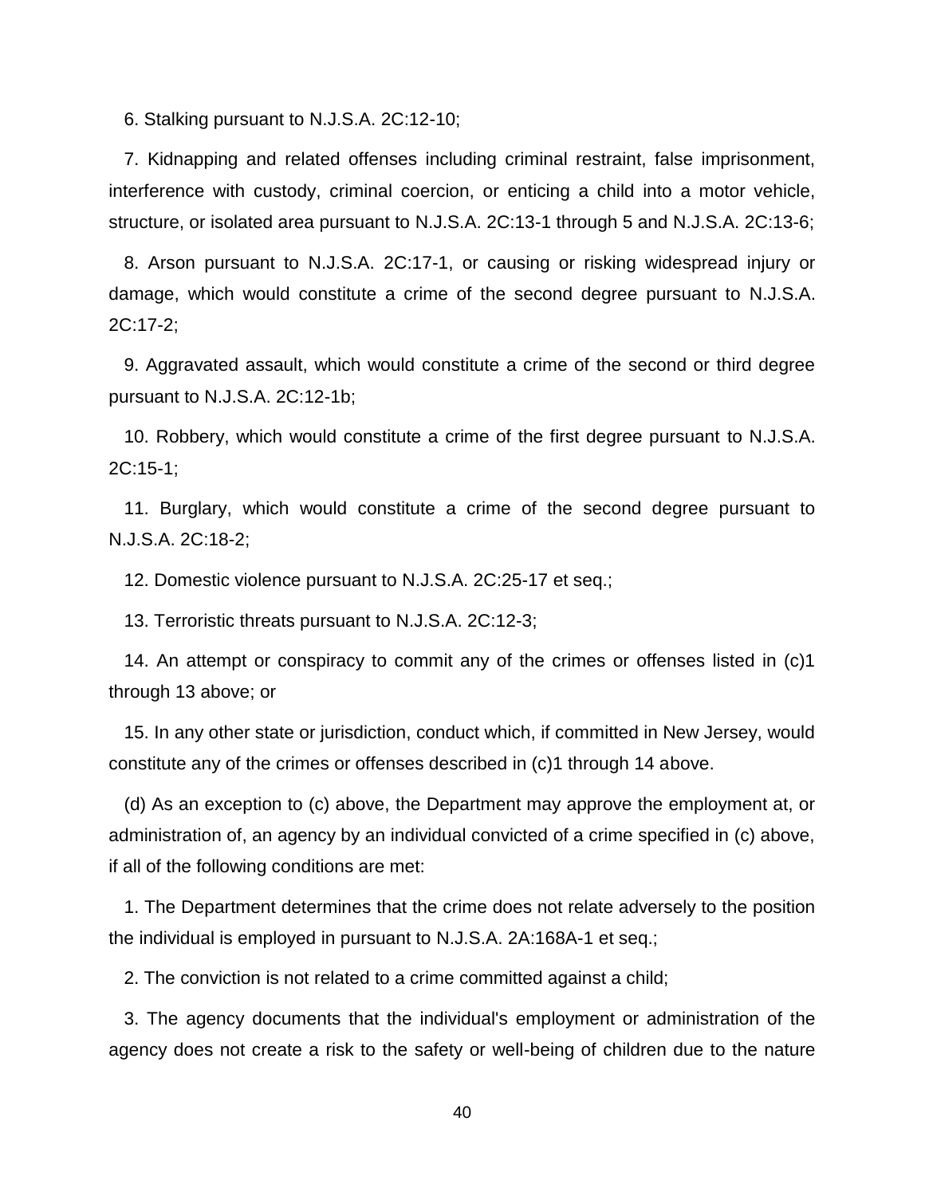6. Stalking pursuant to N.J.S.A. 2C:12-10;

7. Kidnapping and related offenses including criminal restraint, false imprisonment, interference with custody, criminal coercion, or enticing a child into a motor vehicle, structure, or isolated area pursuant to N.J.S.A. 2C:13-1 through 5 and N.J.S.A. 2C:13-6;

8. Arson pursuant to N.J.S.A. 2C:17-1, or causing or risking widespread injury or damage, which would constitute a crime of the second degree pursuant to N.J.S.A. 2C:17-2;

9. Aggravated assault, which would constitute a crime of the second or third degree pursuant to N.J.S.A. 2C:12-1b;

10. Robbery, which would constitute a crime of the first degree pursuant to N.J.S.A. 2C:15-1;

11. Burglary, which would constitute a crime of the second degree pursuant to N.J.S.A. 2C:18-2;

12. Domestic violence pursuant to N.J.S.A. 2C:25-17 et seq.;

13. Terroristic threats pursuant to N.J.S.A. 2C:12-3;

14. An attempt or conspiracy to commit any of the crimes or offenses listed in (c)1 through 13 above; or

15. In any other state or jurisdiction, conduct which, if committed in New Jersey, would constitute any of the crimes or offenses described in (c)1 through 14 above.

(d) As an exception to (c) above, the Department may approve the employment at, or administration of, an agency by an individual convicted of a crime specified in (c) above, if all of the following conditions are met:

1. The Department determines that the crime does not relate adversely to the position the individual is employed in pursuant to N.J.S.A. 2A:168A-1 et seq.;

2. The conviction is not related to a crime committed against a child;

3. The agency documents that the individual's employment or administration of the agency does not create a risk to the safety or well-being of children due to the nature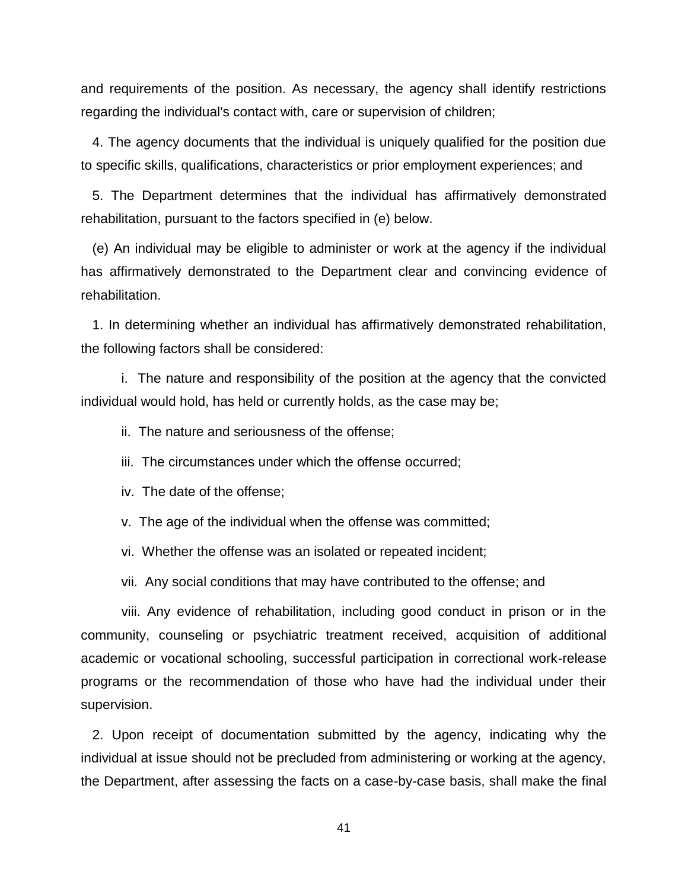and requirements of the position. As necessary, the agency shall identify restrictions regarding the individual's contact with, care or supervision of children;

4. The agency documents that the individual is uniquely qualified for the position due to specific skills, qualifications, characteristics or prior employment experiences; and

5. The Department determines that the individual has affirmatively demonstrated rehabilitation, pursuant to the factors specified in (e) below.

(e) An individual may be eligible to administer or work at the agency if the individual has affirmatively demonstrated to the Department clear and convincing evidence of rehabilitation.

1. In determining whether an individual has affirmatively demonstrated rehabilitation, the following factors shall be considered:

i. The nature and responsibility of the position at the agency that the convicted individual would hold, has held or currently holds, as the case may be;

ii. The nature and seriousness of the offense;

iii. The circumstances under which the offense occurred;

iv. The date of the offense;

v. The age of the individual when the offense was committed;

vi. Whether the offense was an isolated or repeated incident;

vii. Any social conditions that may have contributed to the offense; and

viii. Any evidence of rehabilitation, including good conduct in prison or in the community, counseling or psychiatric treatment received, acquisition of additional academic or vocational schooling, successful participation in correctional work-release programs or the recommendation of those who have had the individual under their supervision.

2. Upon receipt of documentation submitted by the agency, indicating why the individual at issue should not be precluded from administering or working at the agency, the Department, after assessing the facts on a case-by-case basis, shall make the final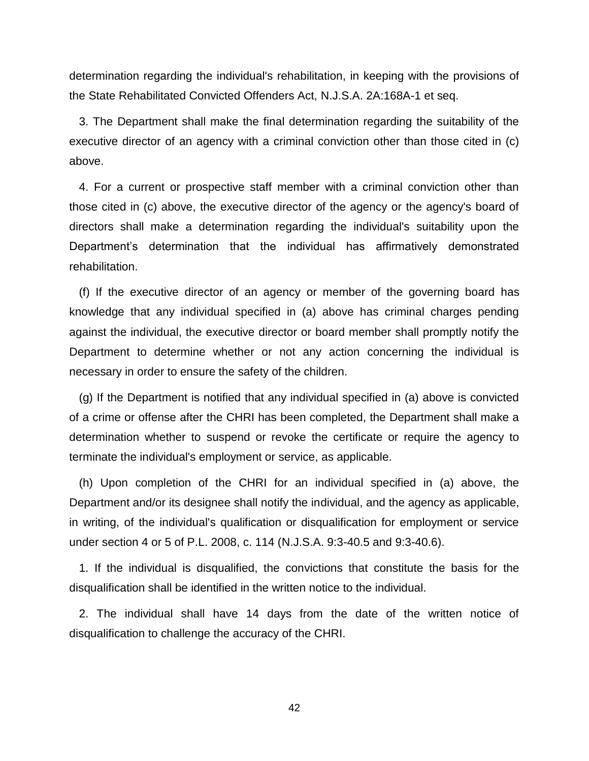determination regarding the individual's rehabilitation, in keeping with the provisions of the State Rehabilitated Convicted Offenders Act, N.J.S.A. 2A:168A-1 et seq.

3. The Department shall make the final determination regarding the suitability of the executive director of an agency with a criminal conviction other than those cited in (c) above.

4. For a current or prospective staff member with a criminal conviction other than those cited in (c) above, the executive director of the agency or the agency's board of directors shall make a determination regarding the individual's suitability upon the Department's determination that the individual has affirmatively demonstrated rehabilitation.

(f) If the executive director of an agency or member of the governing board has knowledge that any individual specified in (a) above has criminal charges pending against the individual, the executive director or board member shall promptly notify the Department to determine whether or not any action concerning the individual is necessary in order to ensure the safety of the children.

(g) If the Department is notified that any individual specified in (a) above is convicted of a crime or offense after the CHRI has been completed, the Department shall make a determination whether to suspend or revoke the certificate or require the agency to terminate the individual's employment or service, as applicable.

(h) Upon completion of the CHRI for an individual specified in (a) above, the Department and/or its designee shall notify the individual, and the agency as applicable, in writing, of the individual's qualification or disqualification for employment or service under section 4 or 5 of P.L. 2008, c. 114 (N.J.S.A. 9:3-40.5 and 9:3-40.6).

1. If the individual is disqualified, the convictions that constitute the basis for the disqualification shall be identified in the written notice to the individual.

2. The individual shall have 14 days from the date of the written notice of disqualification to challenge the accuracy of the CHRI.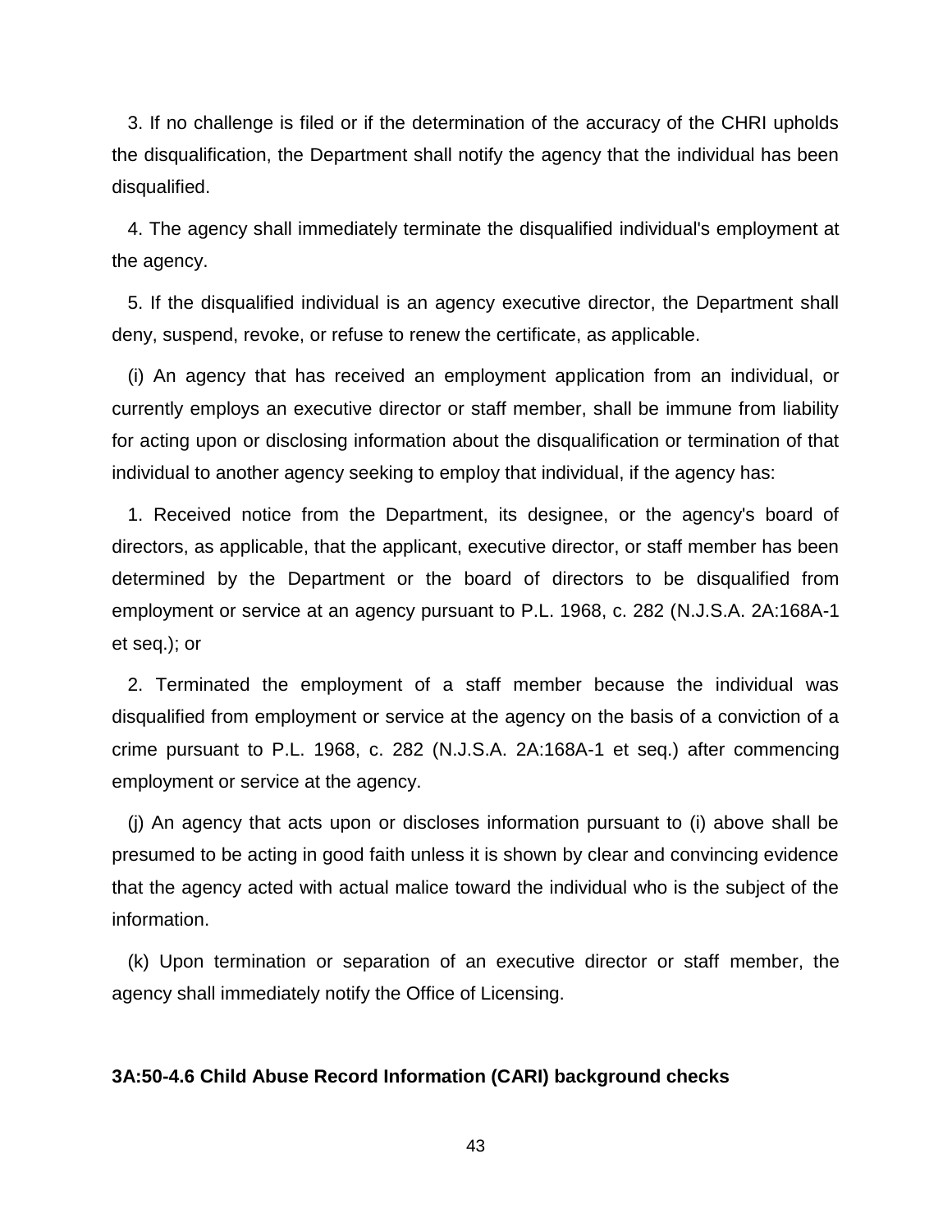3. If no challenge is filed or if the determination of the accuracy of the CHRI upholds the disqualification, the Department shall notify the agency that the individual has been disqualified.

4. The agency shall immediately terminate the disqualified individual's employment at the agency.

5. If the disqualified individual is an agency executive director, the Department shall deny, suspend, revoke, or refuse to renew the certificate, as applicable.

(i) An agency that has received an employment application from an individual, or currently employs an executive director or staff member, shall be immune from liability for acting upon or disclosing information about the disqualification or termination of that individual to another agency seeking to employ that individual, if the agency has:

1. Received notice from the Department, its designee, or the agency's board of directors, as applicable, that the applicant, executive director, or staff member has been determined by the Department or the board of directors to be disqualified from employment or service at an agency pursuant to P.L. 1968, c. 282 (N.J.S.A. 2A:168A-1 et seq.); or

2. Terminated the employment of a staff member because the individual was disqualified from employment or service at the agency on the basis of a conviction of a crime pursuant to P.L. 1968, c. 282 (N.J.S.A. 2A:168A-1 et seq.) after commencing employment or service at the agency.

(j) An agency that acts upon or discloses information pursuant to (i) above shall be presumed to be acting in good faith unless it is shown by clear and convincing evidence that the agency acted with actual malice toward the individual who is the subject of the information.

(k) Upon termination or separation of an executive director or staff member, the agency shall immediately notify the Office of Licensing.

**3A:50-4.6 Child Abuse Record Information (CARI) background checks**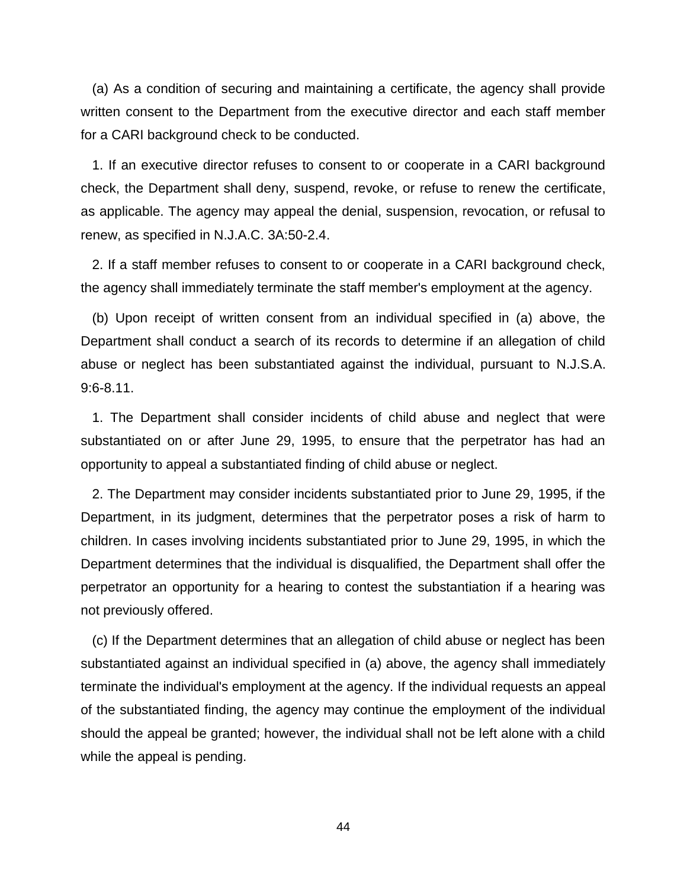(a) As a condition of securing and maintaining a certificate, the agency shall provide written consent to the Department from the executive director and each staff member for a CARI background check to be conducted.

1. If an executive director refuses to consent to or cooperate in a CARI background check, the Department shall deny, suspend, revoke, or refuse to renew the certificate, as applicable. The agency may appeal the denial, suspension, revocation, or refusal to renew, as specified in N.J.A.C. 3A:50-2.4.

2. If a staff member refuses to consent to or cooperate in a CARI background check, the agency shall immediately terminate the staff member's employment at the agency.

(b) Upon receipt of written consent from an individual specified in (a) above, the Department shall conduct a search of its records to determine if an allegation of child abuse or neglect has been substantiated against the individual, pursuant to N.J.S.A. 9:6-8.11.

1. The Department shall consider incidents of child abuse and neglect that were substantiated on or after June 29, 1995, to ensure that the perpetrator has had an opportunity to appeal a substantiated finding of child abuse or neglect.

2. The Department may consider incidents substantiated prior to June 29, 1995, if the Department, in its judgment, determines that the perpetrator poses a risk of harm to children. In cases involving incidents substantiated prior to June 29, 1995, in which the Department determines that the individual is disqualified, the Department shall offer the perpetrator an opportunity for a hearing to contest the substantiation if a hearing was not previously offered.

(c) If the Department determines that an allegation of child abuse or neglect has been substantiated against an individual specified in (a) above, the agency shall immediately terminate the individual's employment at the agency. If the individual requests an appeal of the substantiated finding, the agency may continue the employment of the individual should the appeal be granted; however, the individual shall not be left alone with a child while the appeal is pending.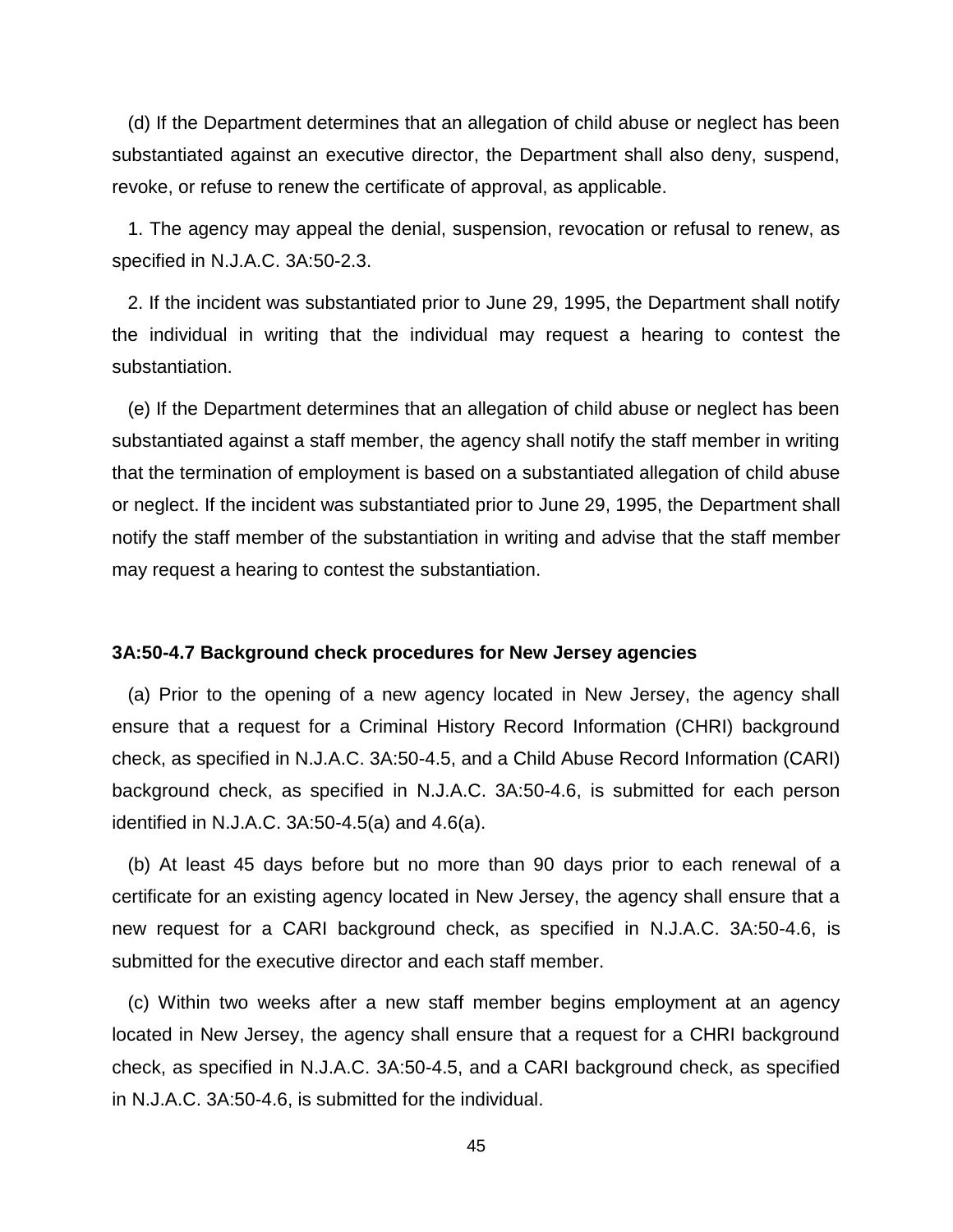(d) If the Department determines that an allegation of child abuse or neglect has been substantiated against an executive director, the Department shall also deny, suspend, revoke, or refuse to renew the certificate of approval, as applicable.

1. The agency may appeal the denial, suspension, revocation or refusal to renew, as specified in N.J.A.C. 3A:50-2.3.

2. If the incident was substantiated prior to June 29, 1995, the Department shall notify the individual in writing that the individual may request a hearing to contest the substantiation.

(e) If the Department determines that an allegation of child abuse or neglect has been substantiated against a staff member, the agency shall notify the staff member in writing that the termination of employment is based on a substantiated allegation of child abuse or neglect. If the incident was substantiated prior to June 29, 1995, the Department shall notify the staff member of the substantiation in writing and advise that the staff member may request a hearing to contest the substantiation.

**3A:50-4.7 Background check procedures for New Jersey agencies**

(a) Prior to the opening of a new agency located in New Jersey, the agency shall ensure that a request for a Criminal History Record Information (CHRI) background check, as specified in N.J.A.C. 3A:50-4.5, and a Child Abuse Record Information (CARI) background check, as specified in N.J.A.C. 3A:50-4.6, is submitted for each person identified in N.J.A.C. 3A:50-4.5(a) and 4.6(a).

(b) At least 45 days before but no more than 90 days prior to each renewal of a certificate for an existing agency located in New Jersey, the agency shall ensure that a new request for a CARI background check, as specified in N.J.A.C. 3A:50-4.6, is submitted for the executive director and each staff member.

(c) Within two weeks after a new staff member begins employment at an agency located in New Jersey, the agency shall ensure that a request for a CHRI background check, as specified in N.J.A.C. 3A:50-4.5, and a CARI background check, as specified in N.J.A.C. 3A:50-4.6, is submitted for the individual.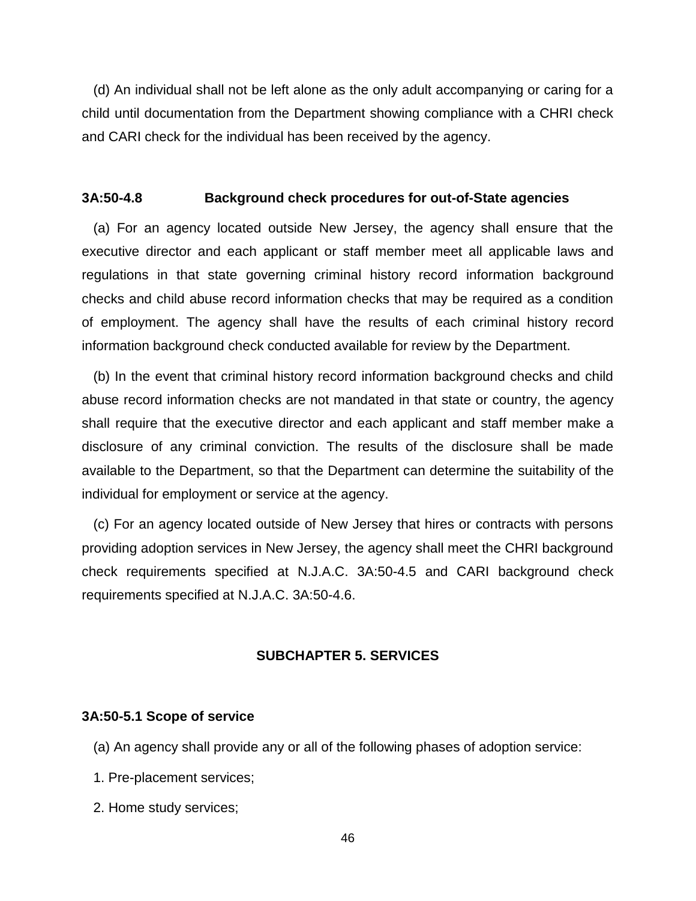(d) An individual shall not be left alone as the only adult accompanying or caring for a child until documentation from the Department showing compliance with a CHRI check and CARI check for the individual has been received by the agency.

### 3A:50-4.8 Background check procedures for out-of-State agencies

(a) For an agency located outside New Jersey, the agency shall ensure that the executive director and each applicant or staff member meet all applicable laws and regulations in that state governing criminal history record information background checks and child abuse record information checks that may be required as a condition of employment. The agency shall have the results of each criminal history record information background check conducted available for review by the Department.

(b) In the event that criminal history record information background checks and child abuse record information checks are not mandated in that state or country, the agency shall require that the executive director and each applicant and staff member make a disclosure of any criminal conviction. The results of the disclosure shall be made available to the Department, so that the Department can determine the suitability of the individual for employment or service at the agency.

(c) For an agency located outside of New Jersey that hires or contracts with persons providing adoption services in New Jersey, the agency shall meet the CHRI background check requirements specified at N.J.A.C. 3A:50-4.5 and CARI background check requirements specified at N.J.A.C. 3A:50-4.6.

## SUBCHAPTER 5. SERVICES

### 3A:50-5.1 Scope of service

(a) An agency shall provide any or all of the following phases of adoption service:

1. Pre-placement services;
2. Home study services;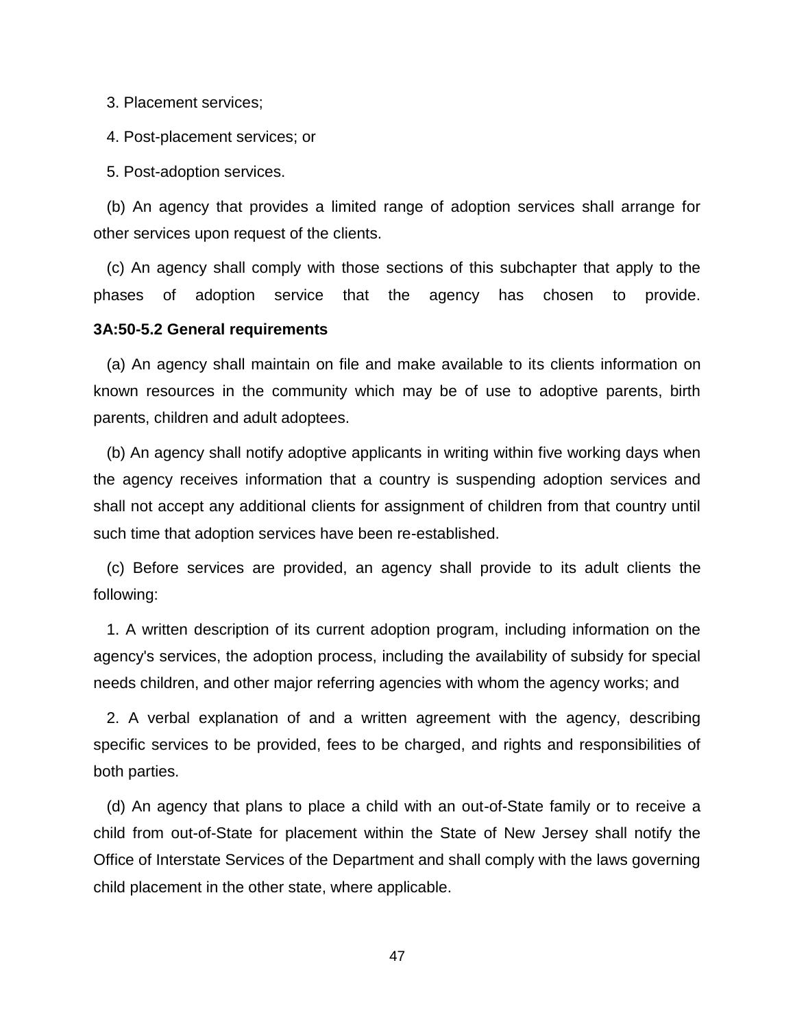3. Placement services;

4. Post-placement services; or

5. Post-adoption services.

(b) An agency that provides a limited range of adoption services shall arrange for other services upon request of the clients.

(c) An agency shall comply with those sections of this subchapter that apply to the phases of adoption service that the agency has chosen to provide.

**3A:50-5.2 General requirements**

(a) An agency shall maintain on file and make available to its clients information on known resources in the community which may be of use to adoptive parents, birth parents, children and adult adoptees.

(b) An agency shall notify adoptive applicants in writing within five working days when the agency receives information that a country is suspending adoption services and shall not accept any additional clients for assignment of children from that country until such time that adoption services have been re-established.

(c) Before services are provided, an agency shall provide to its adult clients the following:

1. A written description of its current adoption program, including information on the agency's services, the adoption process, including the availability of subsidy for special needs children, and other major referring agencies with whom the agency works; and

2. A verbal explanation of and a written agreement with the agency, describing specific services to be provided, fees to be charged, and rights and responsibilities of both parties.

(d) An agency that plans to place a child with an out-of-State family or to receive a child from out-of-State for placement within the State of New Jersey shall notify the Office of Interstate Services of the Department and shall comply with the laws governing child placement in the other state, where applicable.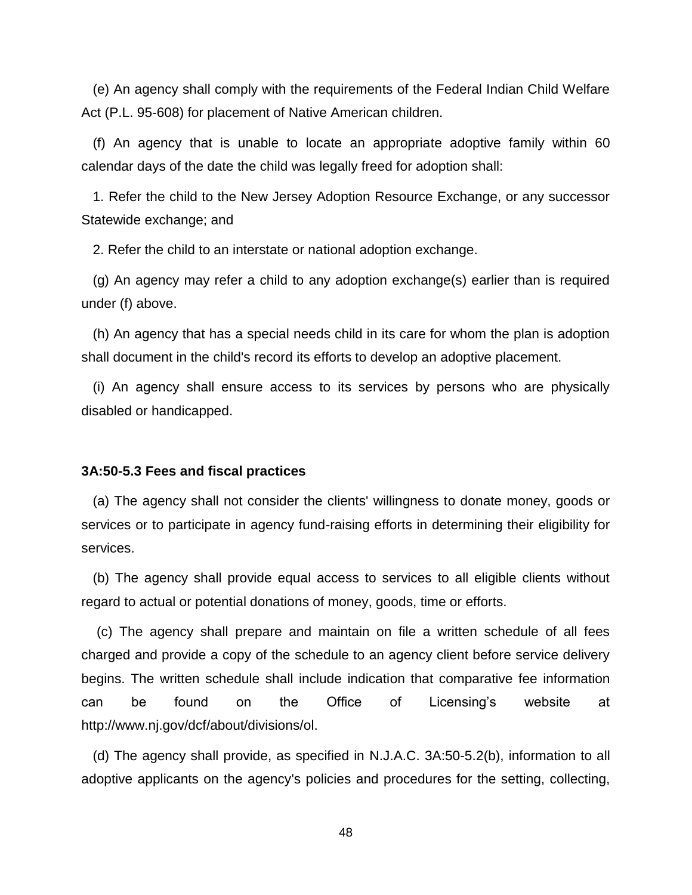(e) An agency shall comply with the requirements of the Federal Indian Child Welfare Act (P.L. 95-608) for placement of Native American children.

(f) An agency that is unable to locate an appropriate adoptive family within 60 calendar days of the date the child was legally freed for adoption shall:

1. Refer the child to the New Jersey Adoption Resource Exchange, or any successor Statewide exchange; and

2. Refer the child to an interstate or national adoption exchange.

(g) An agency may refer a child to any adoption exchange(s) earlier than is required under (f) above.

(h) An agency that has a special needs child in its care for whom the plan is adoption shall document in the child's record its efforts to develop an adoptive placement.

(i) An agency shall ensure access to its services by persons who are physically disabled or handicapped.

**3A:50-5.3 Fees and fiscal practices**

(a) The agency shall not consider the clients' willingness to donate money, goods or services or to participate in agency fund-raising efforts in determining their eligibility for services.

(b) The agency shall provide equal access to services to all eligible clients without regard to actual or potential donations of money, goods, time or efforts.

(c) The agency shall prepare and maintain on file a written schedule of all fees charged and provide a copy of the schedule to an agency client before service delivery begins. The written schedule shall include indication that comparative fee information can be found on the Office of Licensing's website at http://www.nj.gov/dcf/about/divisions/ol.

(d) The agency shall provide, as specified in N.J.A.C. 3A:50-5.2(b), information to all adoptive applicants on the agency's policies and procedures for the setting, collecting,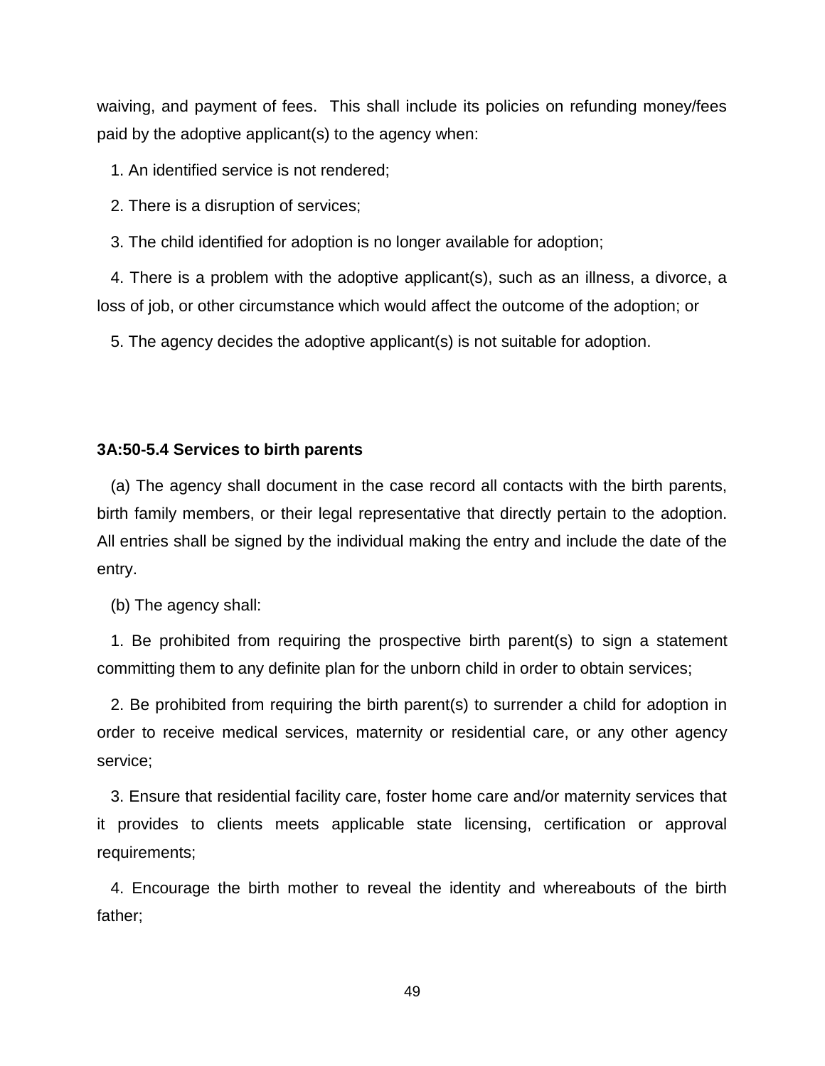waiving, and payment of fees. This shall include its policies on refunding money/fees paid by the adoptive applicant(s) to the agency when:

1. An identified service is not rendered;

2. There is a disruption of services;

3. The child identified for adoption is no longer available for adoption;

4. There is a problem with the adoptive applicant(s), such as an illness, a divorce, a loss of job, or other circumstance which would affect the outcome of the adoption; or

5. The agency decides the adoptive applicant(s) is not suitable for adoption.

**3A:50-5.4 Services to birth parents**

(a) The agency shall document in the case record all contacts with the birth parents, birth family members, or their legal representative that directly pertain to the adoption. All entries shall be signed by the individual making the entry and include the date of the entry.

(b) The agency shall:

1. Be prohibited from requiring the prospective birth parent(s) to sign a statement committing them to any definite plan for the unborn child in order to obtain services;

2. Be prohibited from requiring the birth parent(s) to surrender a child for adoption in order to receive medical services, maternity or residential care, or any other agency service;

3. Ensure that residential facility care, foster home care and/or maternity services that it provides to clients meets applicable state licensing, certification or approval requirements;

4. Encourage the birth mother to reveal the identity and whereabouts of the birth father;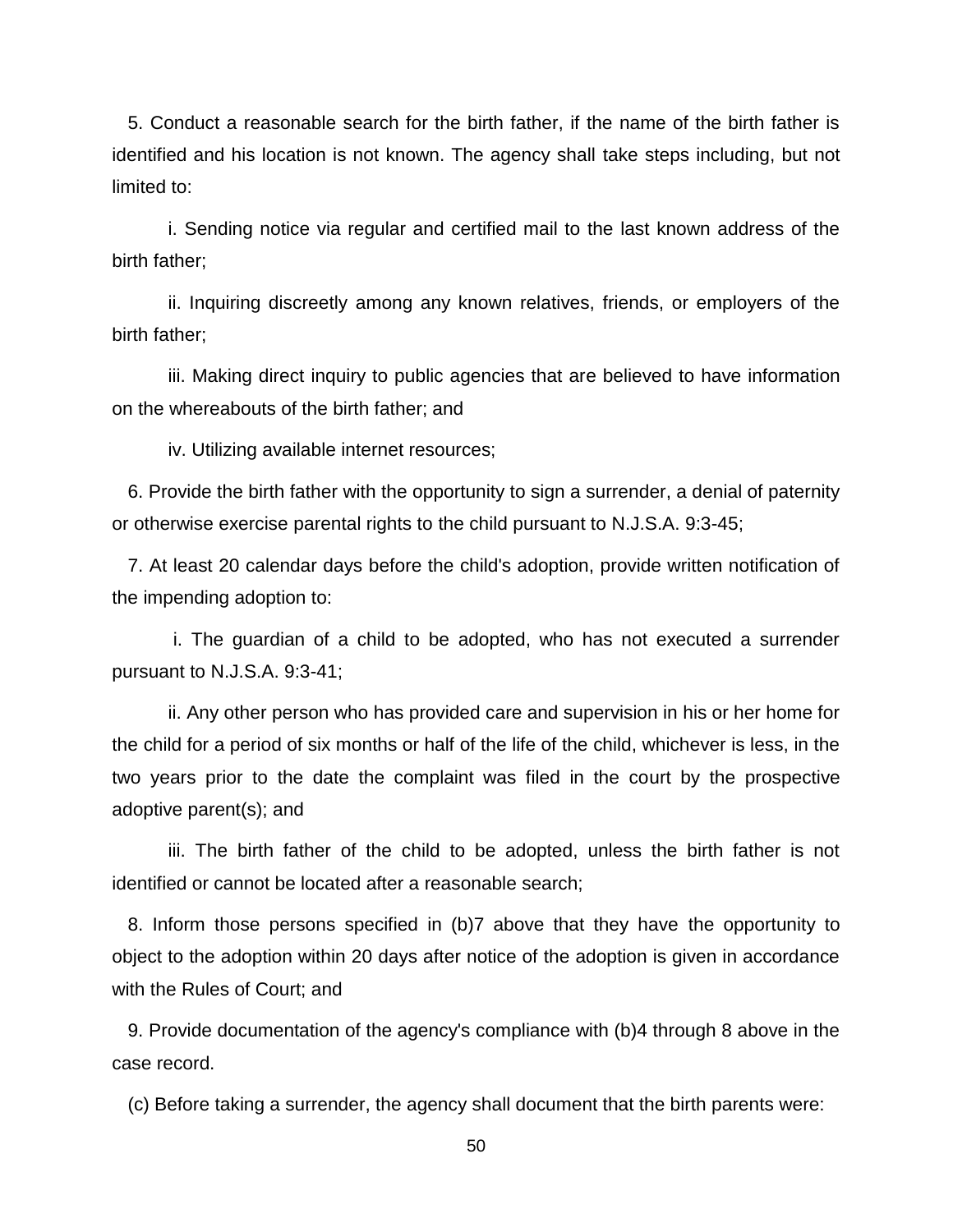5. Conduct a reasonable search for the birth father, if the name of the birth father is identified and his location is not known. The agency shall take steps including, but not limited to:

i. Sending notice via regular and certified mail to the last known address of the birth father;

ii. Inquiring discreetly among any known relatives, friends, or employers of the birth father;

iii. Making direct inquiry to public agencies that are believed to have information on the whereabouts of the birth father; and

iv. Utilizing available internet resources;

6. Provide the birth father with the opportunity to sign a surrender, a denial of paternity or otherwise exercise parental rights to the child pursuant to N.J.S.A. 9:3-45;

7. At least 20 calendar days before the child's adoption, provide written notification of the impending adoption to:

i. The guardian of a child to be adopted, who has not executed a surrender pursuant to N.J.S.A. 9:3-41;

ii. Any other person who has provided care and supervision in his or her home for the child for a period of six months or half of the life of the child, whichever is less, in the two years prior to the date the complaint was filed in the court by the prospective adoptive parent(s); and

iii. The birth father of the child to be adopted, unless the birth father is not identified or cannot be located after a reasonable search;

8. Inform those persons specified in (b)7 above that they have the opportunity to object to the adoption within 20 days after notice of the adoption is given in accordance with the Rules of Court; and

9. Provide documentation of the agency's compliance with (b)4 through 8 above in the case record.

(c) Before taking a surrender, the agency shall document that the birth parents were: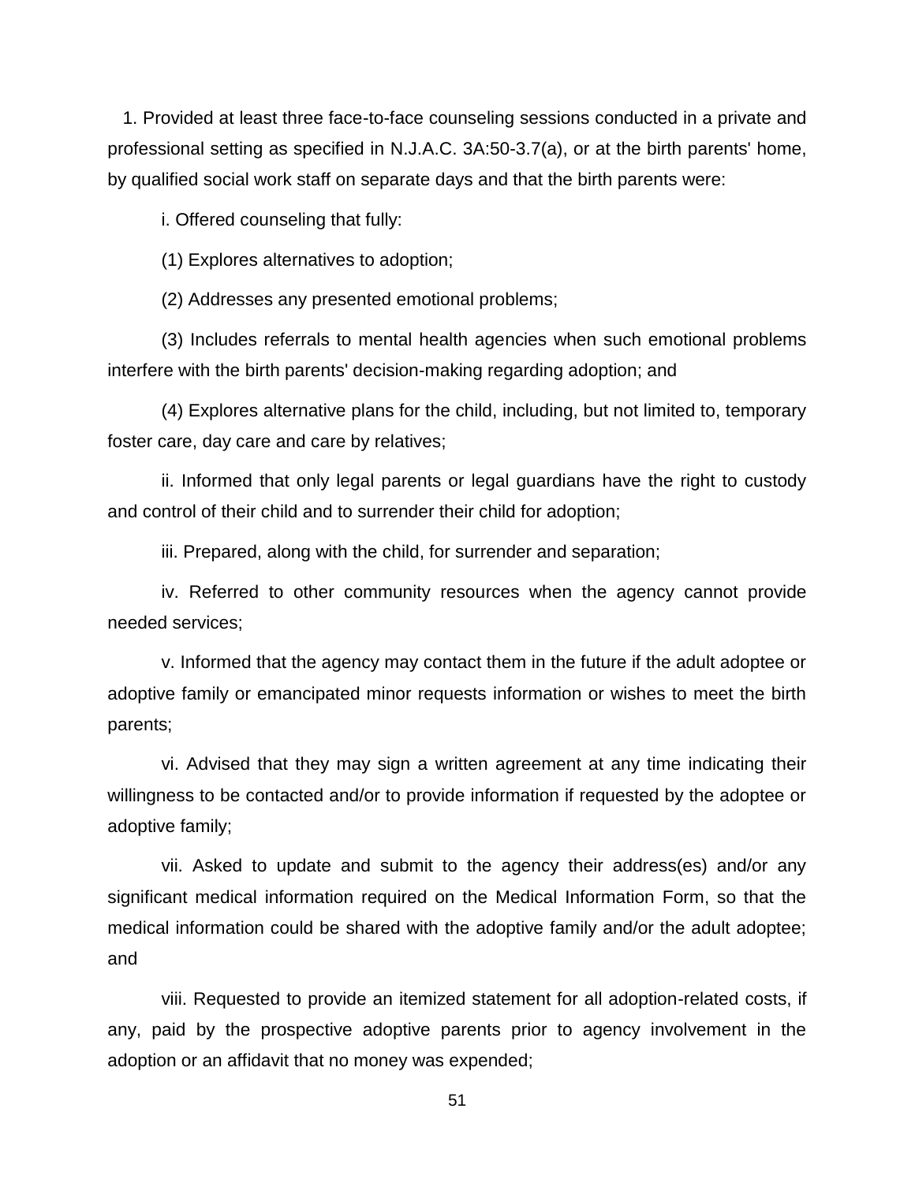1. Provided at least three face-to-face counseling sessions conducted in a private and professional setting as specified in N.J.A.C. 3A:50-3.7(a), or at the birth parents' home, by qualified social work staff on separate days and that the birth parents were:

i. Offered counseling that fully:

(1) Explores alternatives to adoption;

(2) Addresses any presented emotional problems;

(3) Includes referrals to mental health agencies when such emotional problems interfere with the birth parents' decision-making regarding adoption; and

(4) Explores alternative plans for the child, including, but not limited to, temporary foster care, day care and care by relatives;

ii. Informed that only legal parents or legal guardians have the right to custody and control of their child and to surrender their child for adoption;

iii. Prepared, along with the child, for surrender and separation;

iv. Referred to other community resources when the agency cannot provide needed services;

v. Informed that the agency may contact them in the future if the adult adoptee or adoptive family or emancipated minor requests information or wishes to meet the birth parents;

vi. Advised that they may sign a written agreement at any time indicating their willingness to be contacted and/or to provide information if requested by the adoptee or adoptive family;

vii. Asked to update and submit to the agency their address(es) and/or any significant medical information required on the Medical Information Form, so that the medical information could be shared with the adoptive family and/or the adult adoptee; and

viii. Requested to provide an itemized statement for all adoption-related costs, if any, paid by the prospective adoptive parents prior to agency involvement in the adoption or an affidavit that no money was expended;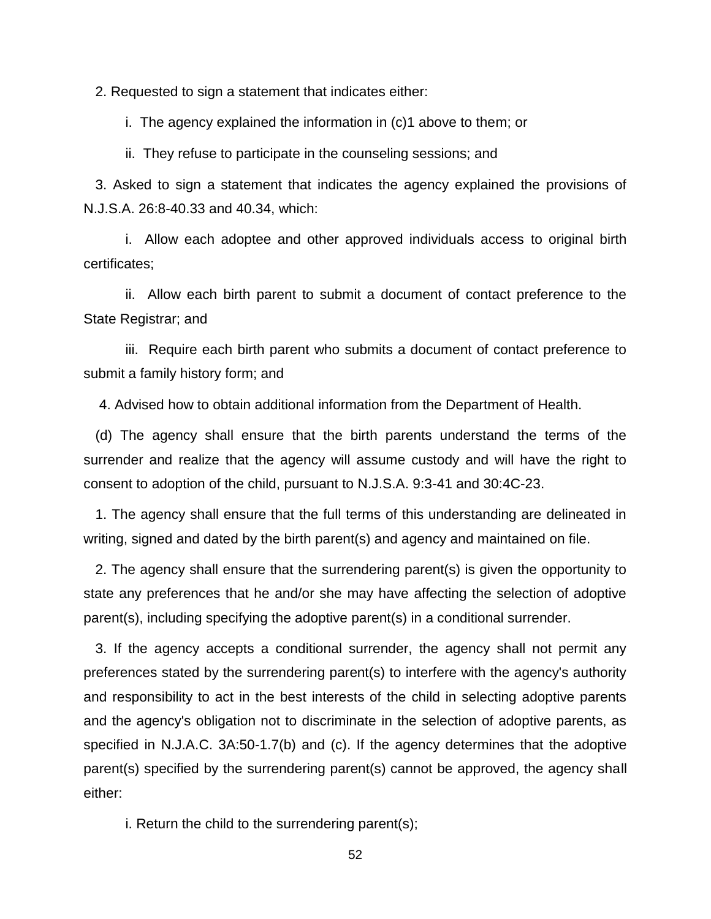2. Requested to sign a statement that indicates either:

i. The agency explained the information in (c)1 above to them; or

ii. They refuse to participate in the counseling sessions; and

3. Asked to sign a statement that indicates the agency explained the provisions of N.J.S.A. 26:8-40.33 and 40.34, which:

i. Allow each adoptee and other approved individuals access to original birth certificates;

ii. Allow each birth parent to submit a document of contact preference to the State Registrar; and

iii. Require each birth parent who submits a document of contact preference to submit a family history form; and

4. Advised how to obtain additional information from the Department of Health.

(d) The agency shall ensure that the birth parents understand the terms of the surrender and realize that the agency will assume custody and will have the right to consent to adoption of the child, pursuant to N.J.S.A. 9:3-41 and 30:4C-23.

1. The agency shall ensure that the full terms of this understanding are delineated in writing, signed and dated by the birth parent(s) and agency and maintained on file.

2. The agency shall ensure that the surrendering parent(s) is given the opportunity to state any preferences that he and/or she may have affecting the selection of adoptive parent(s), including specifying the adoptive parent(s) in a conditional surrender.

3. If the agency accepts a conditional surrender, the agency shall not permit any preferences stated by the surrendering parent(s) to interfere with the agency's authority and responsibility to act in the best interests of the child in selecting adoptive parents and the agency's obligation not to discriminate in the selection of adoptive parents, as specified in N.J.A.C. 3A:50-1.7(b) and (c). If the agency determines that the adoptive parent(s) specified by the surrendering parent(s) cannot be approved, the agency shall either:

i. Return the child to the surrendering parent(s);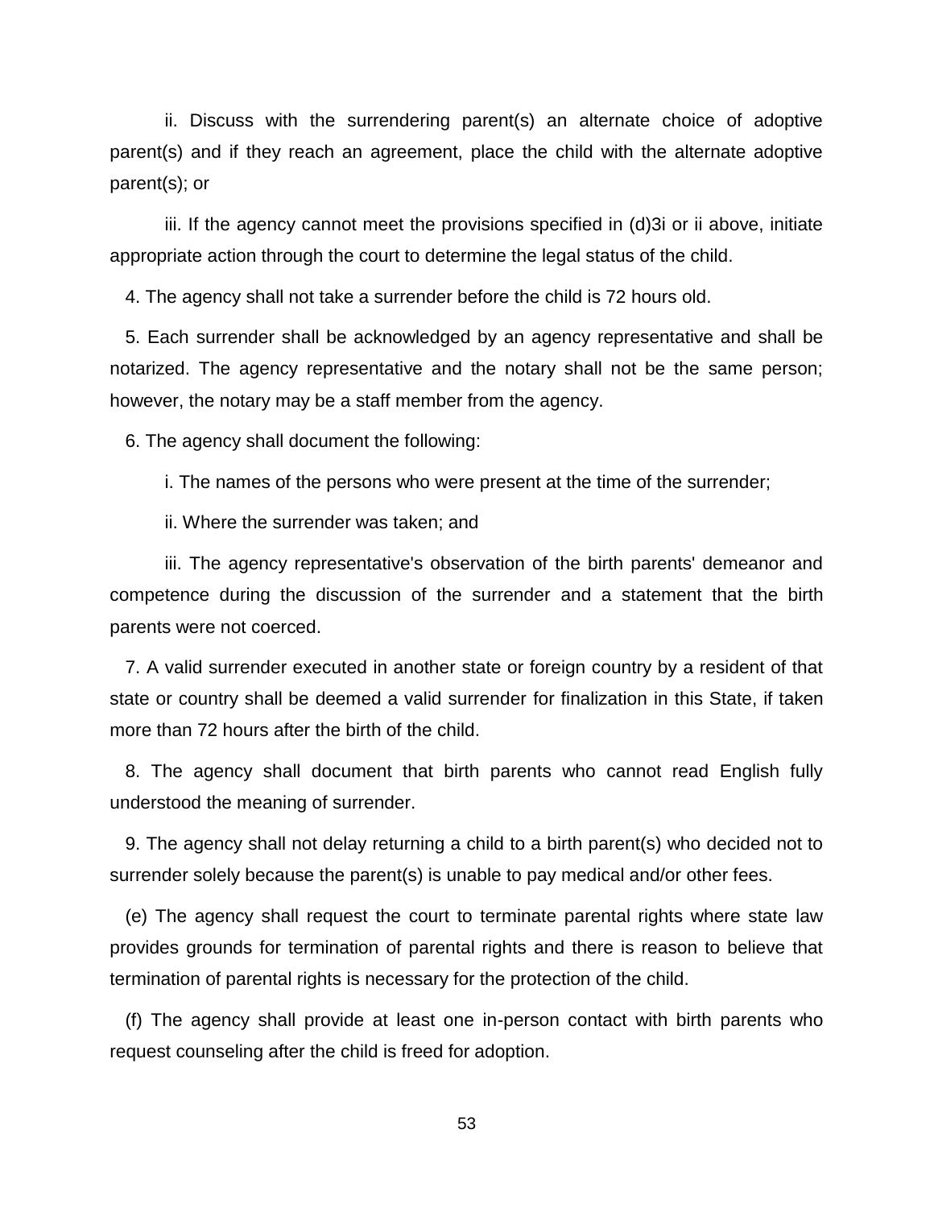ii. Discuss with the surrendering parent(s) an alternate choice of adoptive parent(s) and if they reach an agreement, place the child with the alternate adoptive parent(s); or

iii. If the agency cannot meet the provisions specified in (d)3i or ii above, initiate appropriate action through the court to determine the legal status of the child.

4. The agency shall not take a surrender before the child is 72 hours old.

5. Each surrender shall be acknowledged by an agency representative and shall be notarized. The agency representative and the notary shall not be the same person; however, the notary may be a staff member from the agency.

6. The agency shall document the following:

i. The names of the persons who were present at the time of the surrender;

ii. Where the surrender was taken; and

iii. The agency representative's observation of the birth parents' demeanor and competence during the discussion of the surrender and a statement that the birth parents were not coerced.

7. A valid surrender executed in another state or foreign country by a resident of that state or country shall be deemed a valid surrender for finalization in this State, if taken more than 72 hours after the birth of the child.

8. The agency shall document that birth parents who cannot read English fully understood the meaning of surrender.

9. The agency shall not delay returning a child to a birth parent(s) who decided not to surrender solely because the parent(s) is unable to pay medical and/or other fees.

(e) The agency shall request the court to terminate parental rights where state law provides grounds for termination of parental rights and there is reason to believe that termination of parental rights is necessary for the protection of the child.

(f) The agency shall provide at least one in-person contact with birth parents who request counseling after the child is freed for adoption.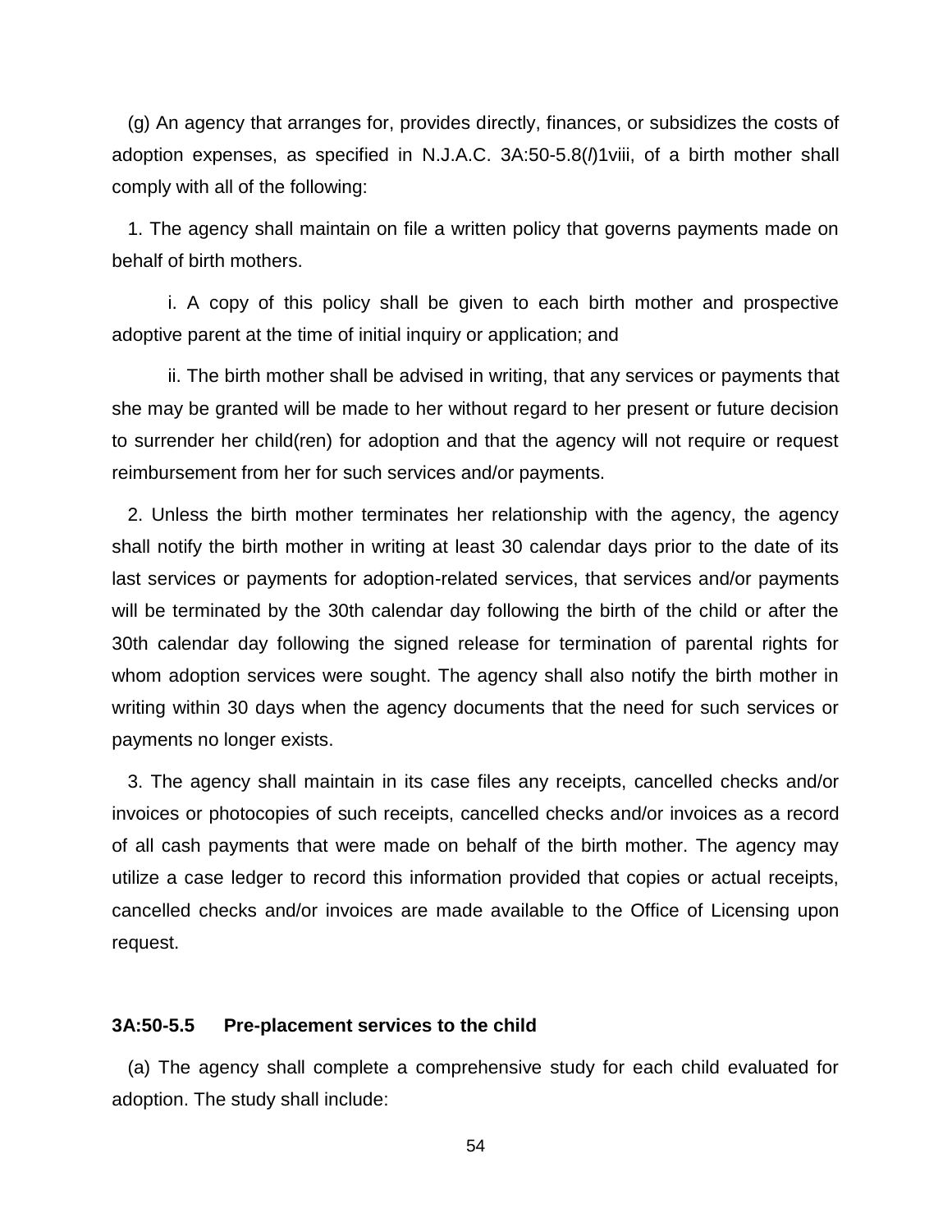(g) An agency that arranges for, provides directly, finances, or subsidizes the costs of adoption expenses, as specified in N.J.A.C. 3A:50-5.8(*l*)1viii, of a birth mother shall comply with all of the following:

1. The agency shall maintain on file a written policy that governs payments made on behalf of birth mothers.

i. A copy of this policy shall be given to each birth mother and prospective adoptive parent at the time of initial inquiry or application; and

ii. The birth mother shall be advised in writing, that any services or payments that she may be granted will be made to her without regard to her present or future decision to surrender her child(ren) for adoption and that the agency will not require or request reimbursement from her for such services and/or payments.

2. Unless the birth mother terminates her relationship with the agency, the agency shall notify the birth mother in writing at least 30 calendar days prior to the date of its last services or payments for adoption-related services, that services and/or payments will be terminated by the 30th calendar day following the birth of the child or after the 30th calendar day following the signed release for termination of parental rights for whom adoption services were sought. The agency shall also notify the birth mother in writing within 30 days when the agency documents that the need for such services or payments no longer exists.

3. The agency shall maintain in its case files any receipts, cancelled checks and/or invoices or photocopies of such receipts, cancelled checks and/or invoices as a record of all cash payments that were made on behalf of the birth mother. The agency may utilize a case ledger to record this information provided that copies or actual receipts, cancelled checks and/or invoices are made available to the Office of Licensing upon request.

**3A:50-5.5 Pre-placement services to the child**

(a) The agency shall complete a comprehensive study for each child evaluated for adoption. The study shall include: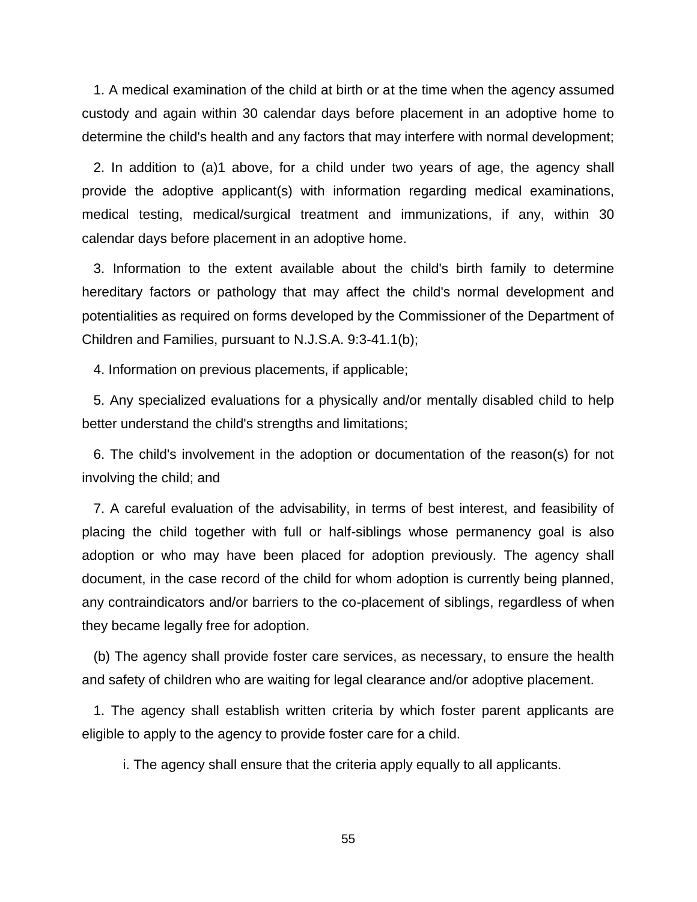1. A medical examination of the child at birth or at the time when the agency assumed custody and again within 30 calendar days before placement in an adoptive home to determine the child's health and any factors that may interfere with normal development;

2. In addition to (a)1 above, for a child under two years of age, the agency shall provide the adoptive applicant(s) with information regarding medical examinations, medical testing, medical/surgical treatment and immunizations, if any, within 30 calendar days before placement in an adoptive home.

3. Information to the extent available about the child's birth family to determine hereditary factors or pathology that may affect the child's normal development and potentialities as required on forms developed by the Commissioner of the Department of Children and Families, pursuant to N.J.S.A. 9:3-41.1(b);

4. Information on previous placements, if applicable;

5. Any specialized evaluations for a physically and/or mentally disabled child to help better understand the child's strengths and limitations;

6. The child's involvement in the adoption or documentation of the reason(s) for not involving the child; and

7. A careful evaluation of the advisability, in terms of best interest, and feasibility of placing the child together with full or half-siblings whose permanency goal is also adoption or who may have been placed for adoption previously. The agency shall document, in the case record of the child for whom adoption is currently being planned, any contraindicators and/or barriers to the co-placement of siblings, regardless of when they became legally free for adoption.

(b) The agency shall provide foster care services, as necessary, to ensure the health and safety of children who are waiting for legal clearance and/or adoptive placement.

1. The agency shall establish written criteria by which foster parent applicants are eligible to apply to the agency to provide foster care for a child.

   i. The agency shall ensure that the criteria apply equally to all applicants.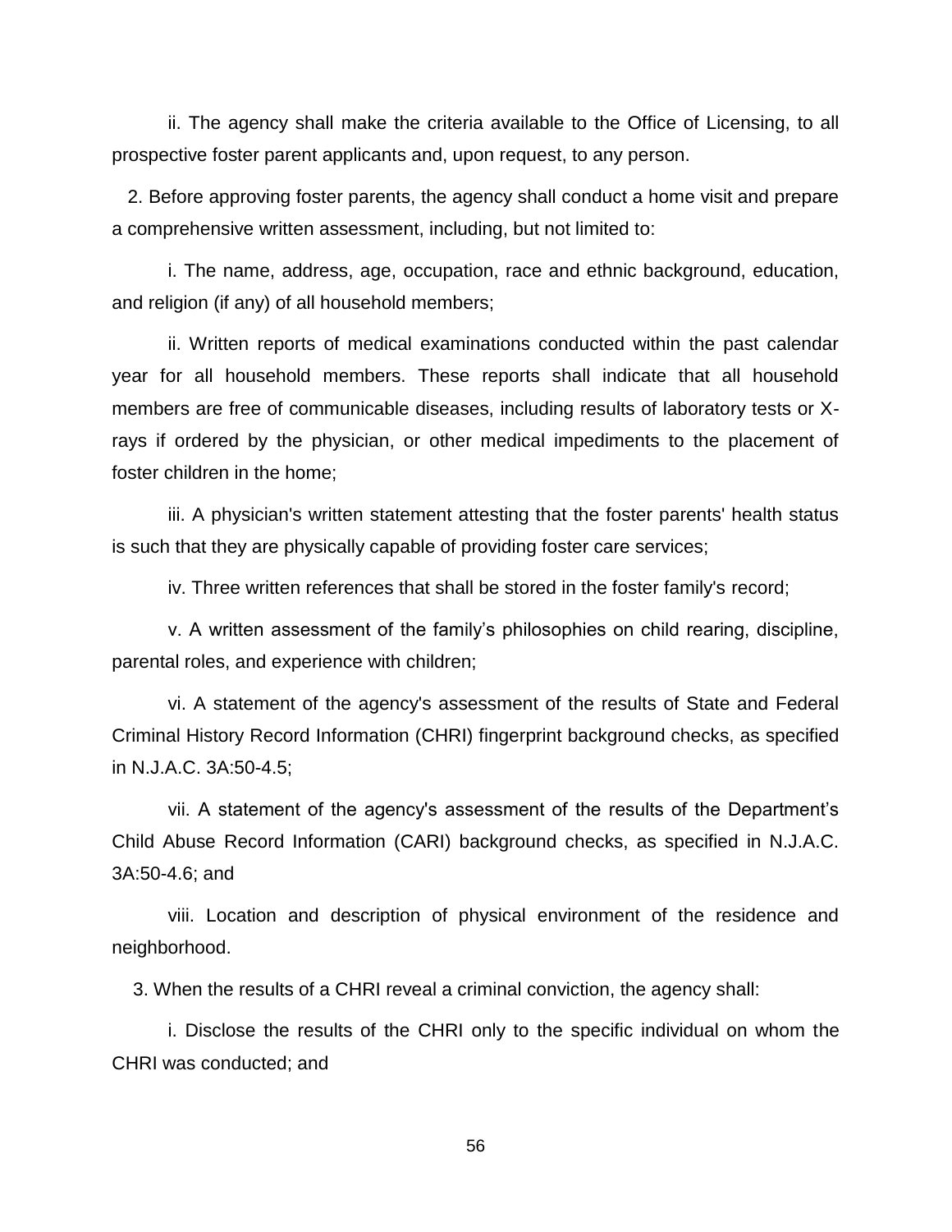ii. The agency shall make the criteria available to the Office of Licensing, to all prospective foster parent applicants and, upon request, to any person.

2. Before approving foster parents, the agency shall conduct a home visit and prepare a comprehensive written assessment, including, but not limited to:

i. The name, address, age, occupation, race and ethnic background, education, and religion (if any) of all household members;

ii. Written reports of medical examinations conducted within the past calendar year for all household members. These reports shall indicate that all household members are free of communicable diseases, including results of laboratory tests or X-rays if ordered by the physician, or other medical impediments to the placement of foster children in the home;

iii. A physician's written statement attesting that the foster parents' health status is such that they are physically capable of providing foster care services;

iv. Three written references that shall be stored in the foster family's record;

v. A written assessment of the family's philosophies on child rearing, discipline, parental roles, and experience with children;

vi. A statement of the agency's assessment of the results of State and Federal Criminal History Record Information (CHRI) fingerprint background checks, as specified in N.J.A.C. 3A:50-4.5;

vii. A statement of the agency's assessment of the results of the Department's Child Abuse Record Information (CARI) background checks, as specified in N.J.A.C. 3A:50-4.6; and

viii. Location and description of physical environment of the residence and neighborhood.

3. When the results of a CHRI reveal a criminal conviction, the agency shall:

i. Disclose the results of the CHRI only to the specific individual on whom the CHRI was conducted; and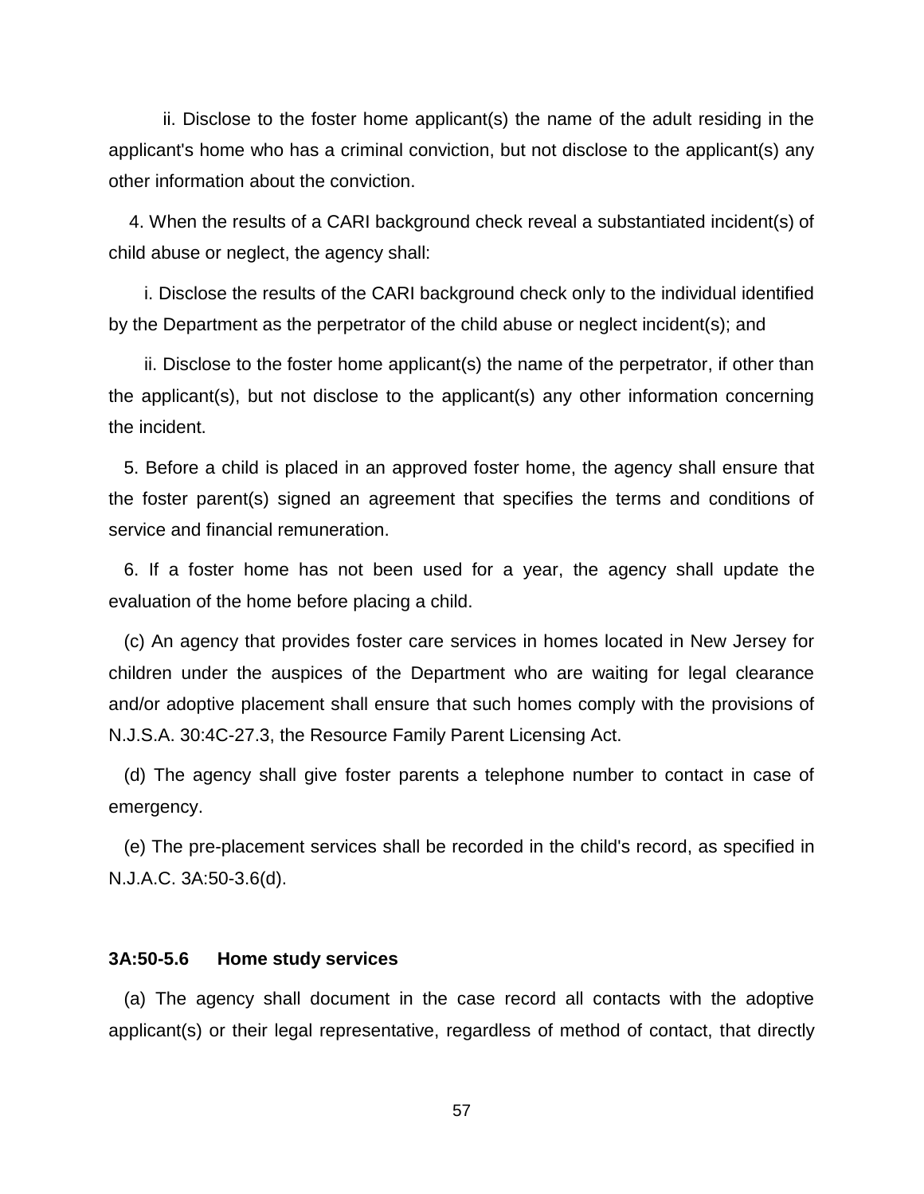ii. Disclose to the foster home applicant(s) the name of the adult residing in the applicant's home who has a criminal conviction, but not disclose to the applicant(s) any other information about the conviction.

4. When the results of a CARI background check reveal a substantiated incident(s) of child abuse or neglect, the agency shall:

i. Disclose the results of the CARI background check only to the individual identified by the Department as the perpetrator of the child abuse or neglect incident(s); and

ii. Disclose to the foster home applicant(s) the name of the perpetrator, if other than the applicant(s), but not disclose to the applicant(s) any other information concerning the incident.

5. Before a child is placed in an approved foster home, the agency shall ensure that the foster parent(s) signed an agreement that specifies the terms and conditions of service and financial remuneration.

6. If a foster home has not been used for a year, the agency shall update the evaluation of the home before placing a child.

(c) An agency that provides foster care services in homes located in New Jersey for children under the auspices of the Department who are waiting for legal clearance and/or adoptive placement shall ensure that such homes comply with the provisions of N.J.S.A. 30:4C-27.3, the Resource Family Parent Licensing Act.

(d) The agency shall give foster parents a telephone number to contact in case of emergency.

(e) The pre-placement services shall be recorded in the child's record, as specified in N.J.A.C. 3A:50-3.6(d).

**3A:50-5.6 Home study services**

(a) The agency shall document in the case record all contacts with the adoptive applicant(s) or their legal representative, regardless of method of contact, that directly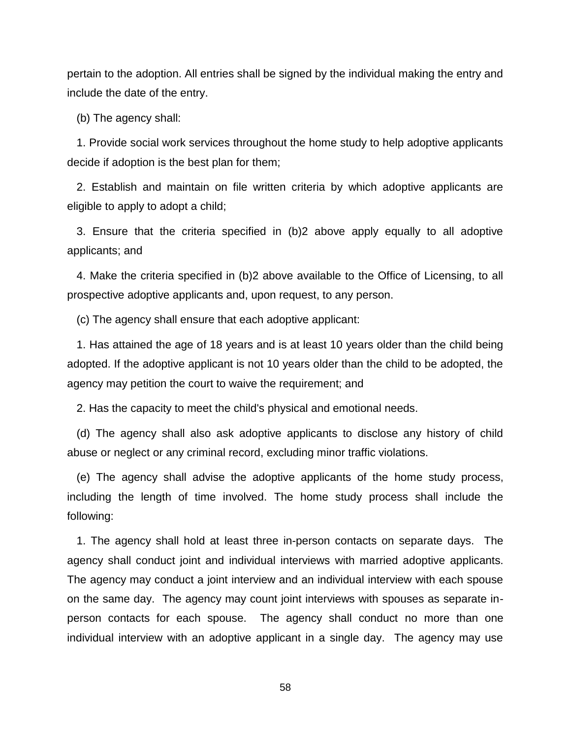pertain to the adoption. All entries shall be signed by the individual making the entry and include the date of the entry.

(b) The agency shall:

1. Provide social work services throughout the home study to help adoptive applicants decide if adoption is the best plan for them;

2. Establish and maintain on file written criteria by which adoptive applicants are eligible to apply to adopt a child;

3. Ensure that the criteria specified in (b)2 above apply equally to all adoptive applicants; and

4. Make the criteria specified in (b)2 above available to the Office of Licensing, to all prospective adoptive applicants and, upon request, to any person.

(c) The agency shall ensure that each adoptive applicant:

1. Has attained the age of 18 years and is at least 10 years older than the child being adopted. If the adoptive applicant is not 10 years older than the child to be adopted, the agency may petition the court to waive the requirement; and

2. Has the capacity to meet the child's physical and emotional needs.

(d) The agency shall also ask adoptive applicants to disclose any history of child abuse or neglect or any criminal record, excluding minor traffic violations.

(e) The agency shall advise the adoptive applicants of the home study process, including the length of time involved. The home study process shall include the following:

1. The agency shall hold at least three in-person contacts on separate days. The agency shall conduct joint and individual interviews with married adoptive applicants. The agency may conduct a joint interview and an individual interview with each spouse on the same day. The agency may count joint interviews with spouses as separate in-person contacts for each spouse. The agency shall conduct no more than one individual interview with an adoptive applicant in a single day. The agency may use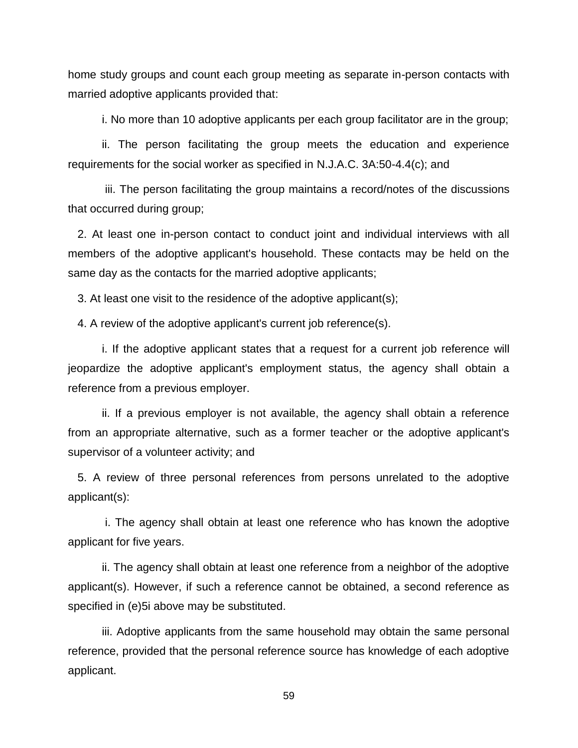home study groups and count each group meeting as separate in-person contacts with married adoptive applicants provided that:

i. No more than 10 adoptive applicants per each group facilitator are in the group;

ii. The person facilitating the group meets the education and experience requirements for the social worker as specified in N.J.A.C. 3A:50-4.4(c); and

iii. The person facilitating the group maintains a record/notes of the discussions that occurred during group;

2. At least one in-person contact to conduct joint and individual interviews with all members of the adoptive applicant's household. These contacts may be held on the same day as the contacts for the married adoptive applicants;

3. At least one visit to the residence of the adoptive applicant(s);

4. A review of the adoptive applicant's current job reference(s).

i. If the adoptive applicant states that a request for a current job reference will jeopardize the adoptive applicant's employment status, the agency shall obtain a reference from a previous employer.

ii. If a previous employer is not available, the agency shall obtain a reference from an appropriate alternative, such as a former teacher or the adoptive applicant's supervisor of a volunteer activity; and

5. A review of three personal references from persons unrelated to the adoptive applicant(s):

i. The agency shall obtain at least one reference who has known the adoptive applicant for five years.

ii. The agency shall obtain at least one reference from a neighbor of the adoptive applicant(s). However, if such a reference cannot be obtained, a second reference as specified in (e)5i above may be substituted.

iii. Adoptive applicants from the same household may obtain the same personal reference, provided that the personal reference source has knowledge of each adoptive applicant.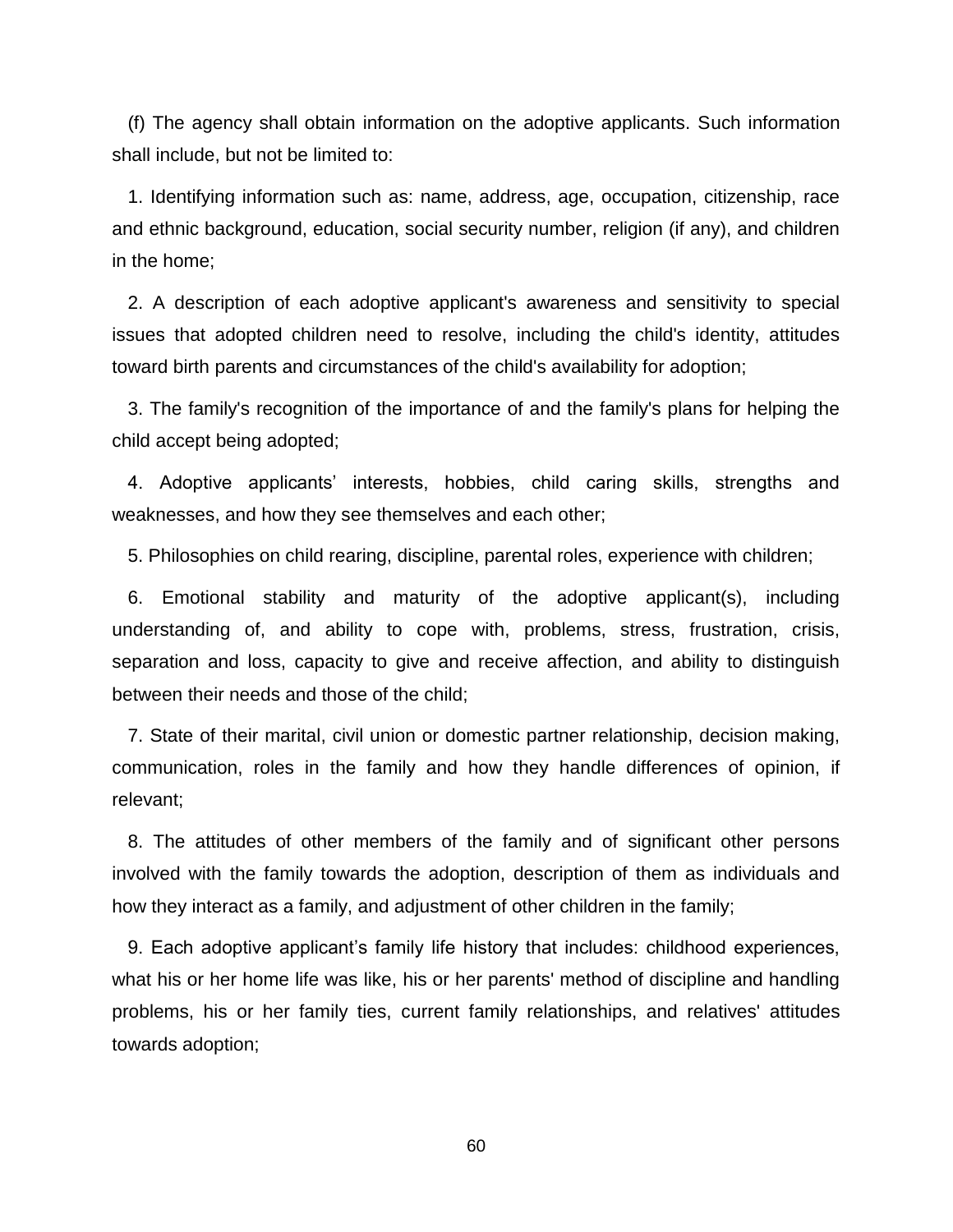(f) The agency shall obtain information on the adoptive applicants. Such information shall include, but not be limited to:

1. Identifying information such as: name, address, age, occupation, citizenship, race and ethnic background, education, social security number, religion (if any), and children in the home;

2. A description of each adoptive applicant's awareness and sensitivity to special issues that adopted children need to resolve, including the child's identity, attitudes toward birth parents and circumstances of the child's availability for adoption;

3. The family's recognition of the importance of and the family's plans for helping the child accept being adopted;

4. Adoptive applicants' interests, hobbies, child caring skills, strengths and weaknesses, and how they see themselves and each other;

5. Philosophies on child rearing, discipline, parental roles, experience with children;

6. Emotional stability and maturity of the adoptive applicant(s), including understanding of, and ability to cope with, problems, stress, frustration, crisis, separation and loss, capacity to give and receive affection, and ability to distinguish between their needs and those of the child;

7. State of their marital, civil union or domestic partner relationship, decision making, communication, roles in the family and how they handle differences of opinion, if relevant;

8. The attitudes of other members of the family and of significant other persons involved with the family towards the adoption, description of them as individuals and how they interact as a family, and adjustment of other children in the family;

9. Each adoptive applicant's family life history that includes: childhood experiences, what his or her home life was like, his or her parents' method of discipline and handling problems, his or her family ties, current family relationships, and relatives' attitudes towards adoption;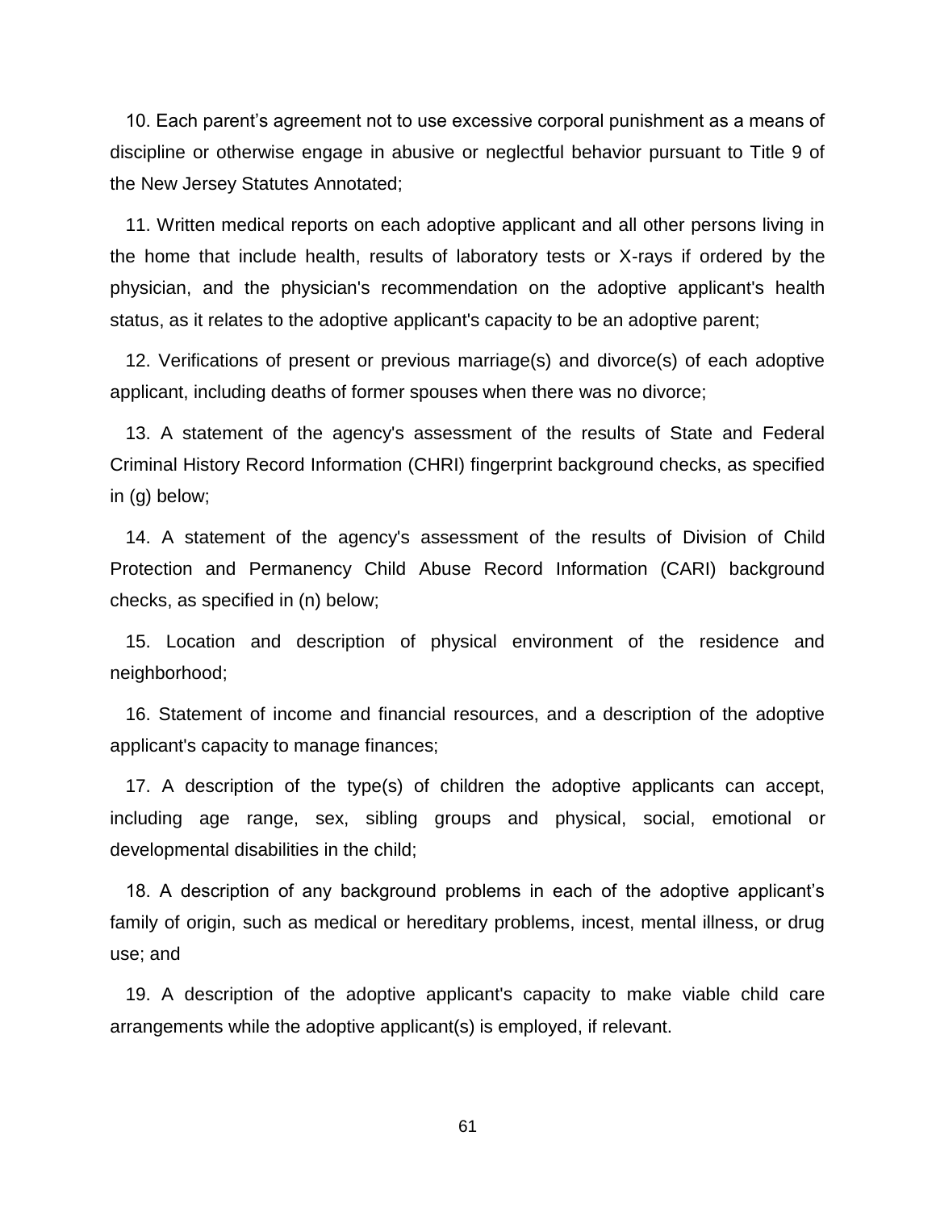10. Each parent's agreement not to use excessive corporal punishment as a means of discipline or otherwise engage in abusive or neglectful behavior pursuant to Title 9 of the New Jersey Statutes Annotated;

11. Written medical reports on each adoptive applicant and all other persons living in the home that include health, results of laboratory tests or X-rays if ordered by the physician, and the physician's recommendation on the adoptive applicant's health status, as it relates to the adoptive applicant's capacity to be an adoptive parent;

12. Verifications of present or previous marriage(s) and divorce(s) of each adoptive applicant, including deaths of former spouses when there was no divorce;

13. A statement of the agency's assessment of the results of State and Federal Criminal History Record Information (CHRI) fingerprint background checks, as specified in (g) below;

14. A statement of the agency's assessment of the results of Division of Child Protection and Permanency Child Abuse Record Information (CARI) background checks, as specified in (n) below;

15. Location and description of physical environment of the residence and neighborhood;

16. Statement of income and financial resources, and a description of the adoptive applicant's capacity to manage finances;

17. A description of the type(s) of children the adoptive applicants can accept, including age range, sex, sibling groups and physical, social, emotional or developmental disabilities in the child;

18. A description of any background problems in each of the adoptive applicant's family of origin, such as medical or hereditary problems, incest, mental illness, or drug use; and

19. A description of the adoptive applicant's capacity to make viable child care arrangements while the adoptive applicant(s) is employed, if relevant.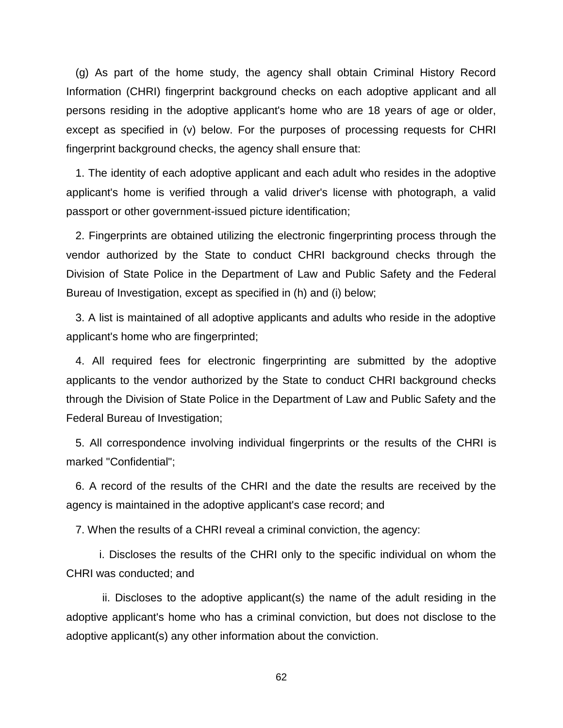(g) As part of the home study, the agency shall obtain Criminal History Record Information (CHRI) fingerprint background checks on each adoptive applicant and all persons residing in the adoptive applicant's home who are 18 years of age or older, except as specified in (v) below. For the purposes of processing requests for CHRI fingerprint background checks, the agency shall ensure that:

1. The identity of each adoptive applicant and each adult who resides in the adoptive applicant's home is verified through a valid driver's license with photograph, a valid passport or other government-issued picture identification;

2. Fingerprints are obtained utilizing the electronic fingerprinting process through the vendor authorized by the State to conduct CHRI background checks through the Division of State Police in the Department of Law and Public Safety and the Federal Bureau of Investigation, except as specified in (h) and (i) below;

3. A list is maintained of all adoptive applicants and adults who reside in the adoptive applicant's home who are fingerprinted;

4. All required fees for electronic fingerprinting are submitted by the adoptive applicants to the vendor authorized by the State to conduct CHRI background checks through the Division of State Police in the Department of Law and Public Safety and the Federal Bureau of Investigation;

5. All correspondence involving individual fingerprints or the results of the CHRI is marked "Confidential";

6. A record of the results of the CHRI and the date the results are received by the agency is maintained in the adoptive applicant's case record; and

7. When the results of a CHRI reveal a criminal conviction, the agency:

   i. Discloses the results of the CHRI only to the specific individual on whom the CHRI was conducted; and

   ii. Discloses to the adoptive applicant(s) the name of the adult residing in the adoptive applicant's home who has a criminal conviction, but does not disclose to the adoptive applicant(s) any other information about the conviction.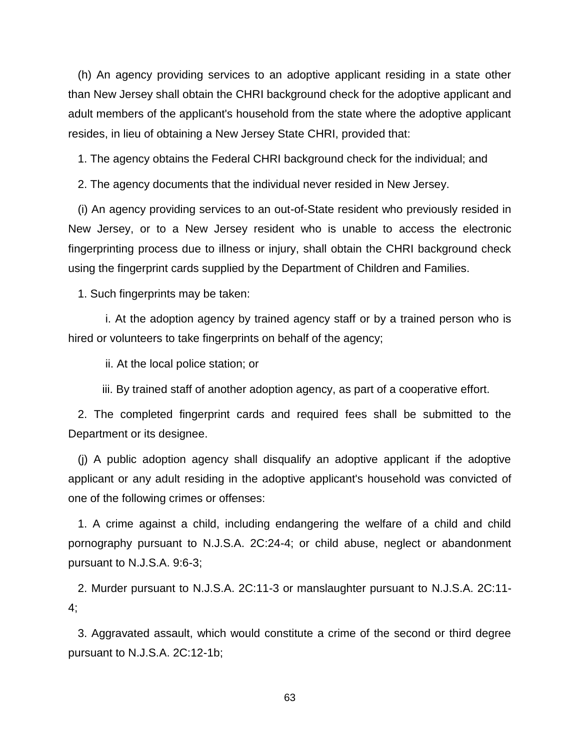(h) An agency providing services to an adoptive applicant residing in a state other than New Jersey shall obtain the CHRI background check for the adoptive applicant and adult members of the applicant's household from the state where the adoptive applicant resides, in lieu of obtaining a New Jersey State CHRI, provided that:

1. The agency obtains the Federal CHRI background check for the individual; and

2. The agency documents that the individual never resided in New Jersey.

(i) An agency providing services to an out-of-State resident who previously resided in New Jersey, or to a New Jersey resident who is unable to access the electronic fingerprinting process due to illness or injury, shall obtain the CHRI background check using the fingerprint cards supplied by the Department of Children and Families.

1. Such fingerprints may be taken:

i. At the adoption agency by trained agency staff or by a trained person who is hired or volunteers to take fingerprints on behalf of the agency;

ii. At the local police station; or

iii. By trained staff of another adoption agency, as part of a cooperative effort.

2. The completed fingerprint cards and required fees shall be submitted to the Department or its designee.

(j) A public adoption agency shall disqualify an adoptive applicant if the adoptive applicant or any adult residing in the adoptive applicant's household was convicted of one of the following crimes or offenses:

1. A crime against a child, including endangering the welfare of a child and child pornography pursuant to N.J.S.A. 2C:24-4; or child abuse, neglect or abandonment pursuant to N.J.S.A. 9:6-3;

2. Murder pursuant to N.J.S.A. 2C:11-3 or manslaughter pursuant to N.J.S.A. 2C:11-4;

3. Aggravated assault, which would constitute a crime of the second or third degree pursuant to N.J.S.A. 2C:12-1b;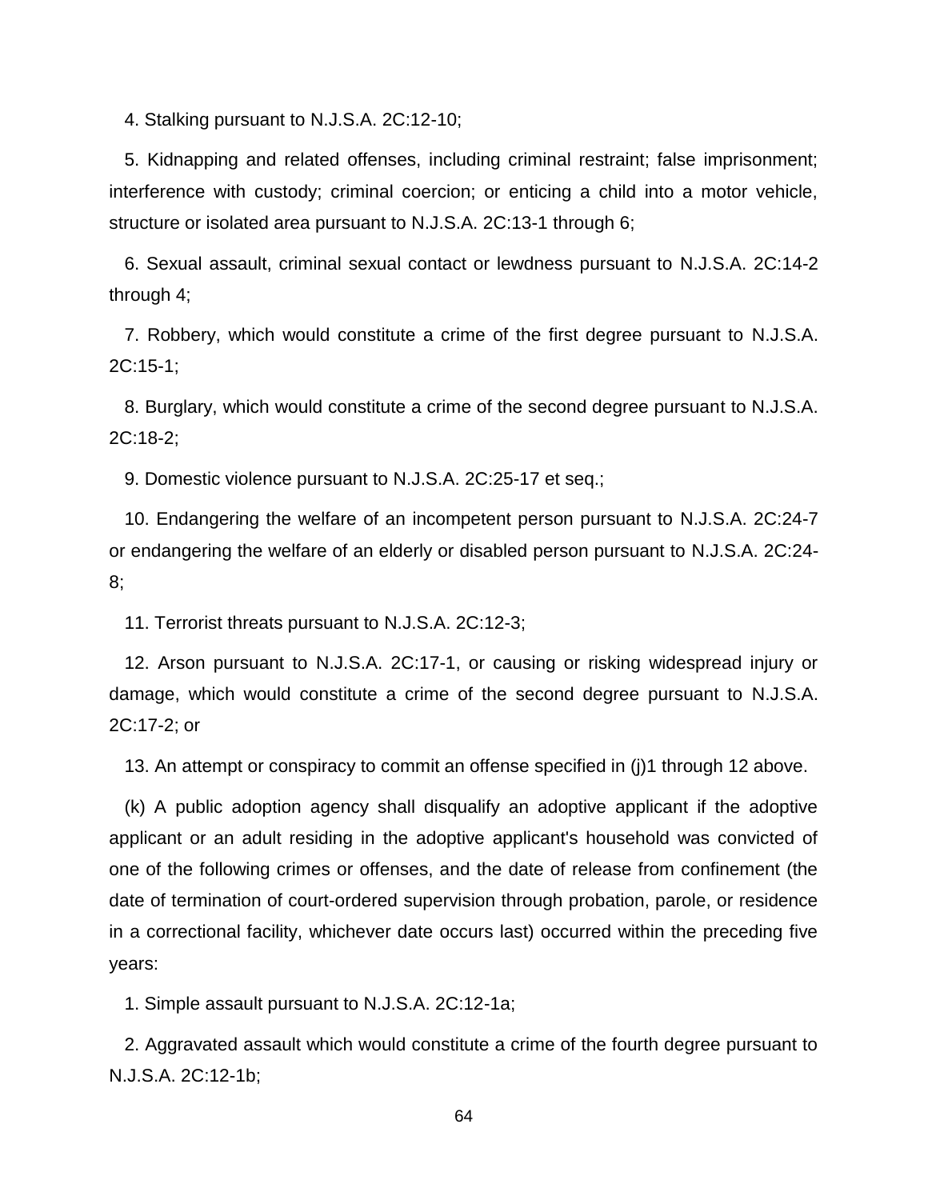4. Stalking pursuant to N.J.S.A. 2C:12-10;

5. Kidnapping and related offenses, including criminal restraint; false imprisonment; interference with custody; criminal coercion; or enticing a child into a motor vehicle, structure or isolated area pursuant to N.J.S.A. 2C:13-1 through 6;

6. Sexual assault, criminal sexual contact or lewdness pursuant to N.J.S.A. 2C:14-2 through 4;

7. Robbery, which would constitute a crime of the first degree pursuant to N.J.S.A. 2C:15-1;

8. Burglary, which would constitute a crime of the second degree pursuant to N.J.S.A. 2C:18-2;

9. Domestic violence pursuant to N.J.S.A. 2C:25-17 et seq.;

10. Endangering the welfare of an incompetent person pursuant to N.J.S.A. 2C:24-7 or endangering the welfare of an elderly or disabled person pursuant to N.J.S.A. 2C:24-8;

11. Terrorist threats pursuant to N.J.S.A. 2C:12-3;

12. Arson pursuant to N.J.S.A. 2C:17-1, or causing or risking widespread injury or damage, which would constitute a crime of the second degree pursuant to N.J.S.A. 2C:17-2; or

13. An attempt or conspiracy to commit an offense specified in (j)1 through 12 above.

(k) A public adoption agency shall disqualify an adoptive applicant if the adoptive applicant or an adult residing in the adoptive applicant's household was convicted of one of the following crimes or offenses, and the date of release from confinement (the date of termination of court-ordered supervision through probation, parole, or residence in a correctional facility, whichever date occurs last) occurred within the preceding five years:

1. Simple assault pursuant to N.J.S.A. 2C:12-1a;

2. Aggravated assault which would constitute a crime of the fourth degree pursuant to N.J.S.A. 2C:12-1b;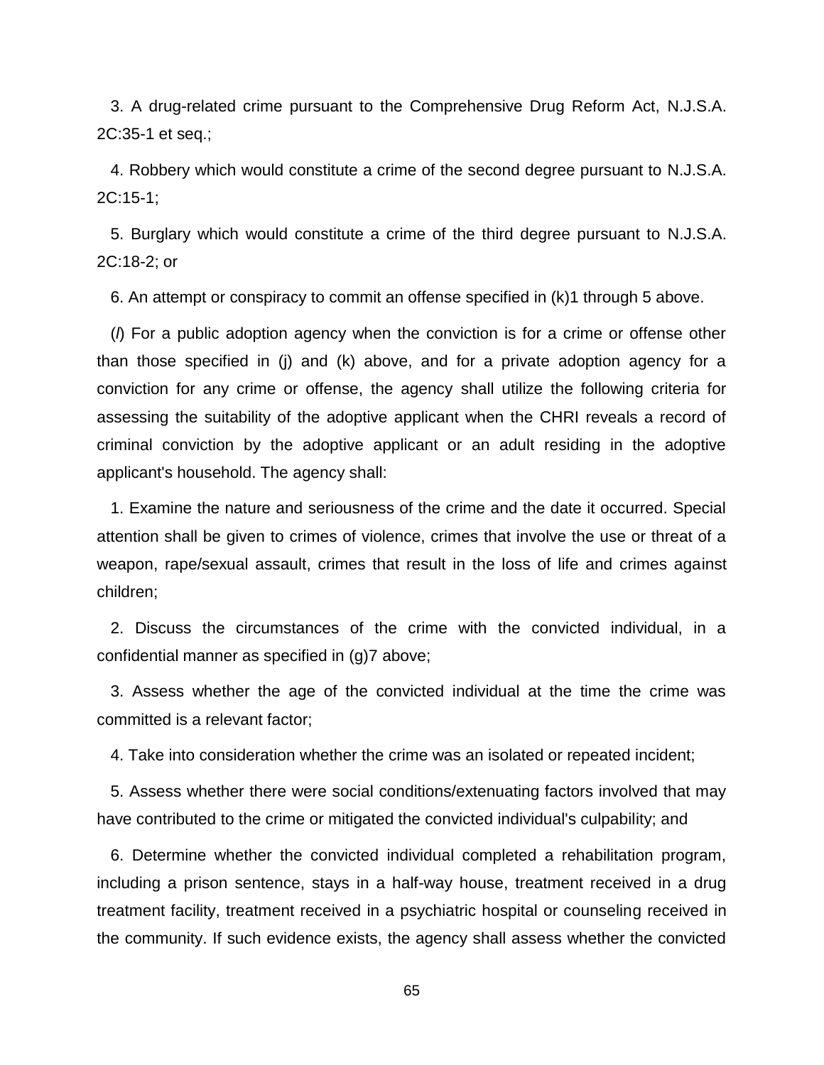3. A drug-related crime pursuant to the Comprehensive Drug Reform Act, N.J.S.A. 2C:35-1 et seq.;

4. Robbery which would constitute a crime of the second degree pursuant to N.J.S.A. 2C:15-1;

5. Burglary which would constitute a crime of the third degree pursuant to N.J.S.A. 2C:18-2; or

6. An attempt or conspiracy to commit an offense specified in (k)1 through 5 above.

(*l*) For a public adoption agency when the conviction is for a crime or offense other than those specified in (j) and (k) above, and for a private adoption agency for a conviction for any crime or offense, the agency shall utilize the following criteria for assessing the suitability of the adoptive applicant when the CHRI reveals a record of criminal conviction by the adoptive applicant or an adult residing in the adoptive applicant's household. The agency shall:

1. Examine the nature and seriousness of the crime and the date it occurred. Special attention shall be given to crimes of violence, crimes that involve the use or threat of a weapon, rape/sexual assault, crimes that result in the loss of life and crimes against children;

2. Discuss the circumstances of the crime with the convicted individual, in a confidential manner as specified in (g)7 above;

3. Assess whether the age of the convicted individual at the time the crime was committed is a relevant factor;

4. Take into consideration whether the crime was an isolated or repeated incident;

5. Assess whether there were social conditions/extenuating factors involved that may have contributed to the crime or mitigated the convicted individual's culpability; and

6. Determine whether the convicted individual completed a rehabilitation program, including a prison sentence, stays in a half-way house, treatment received in a drug treatment facility, treatment received in a psychiatric hospital or counseling received in the community. If such evidence exists, the agency shall assess whether the convicted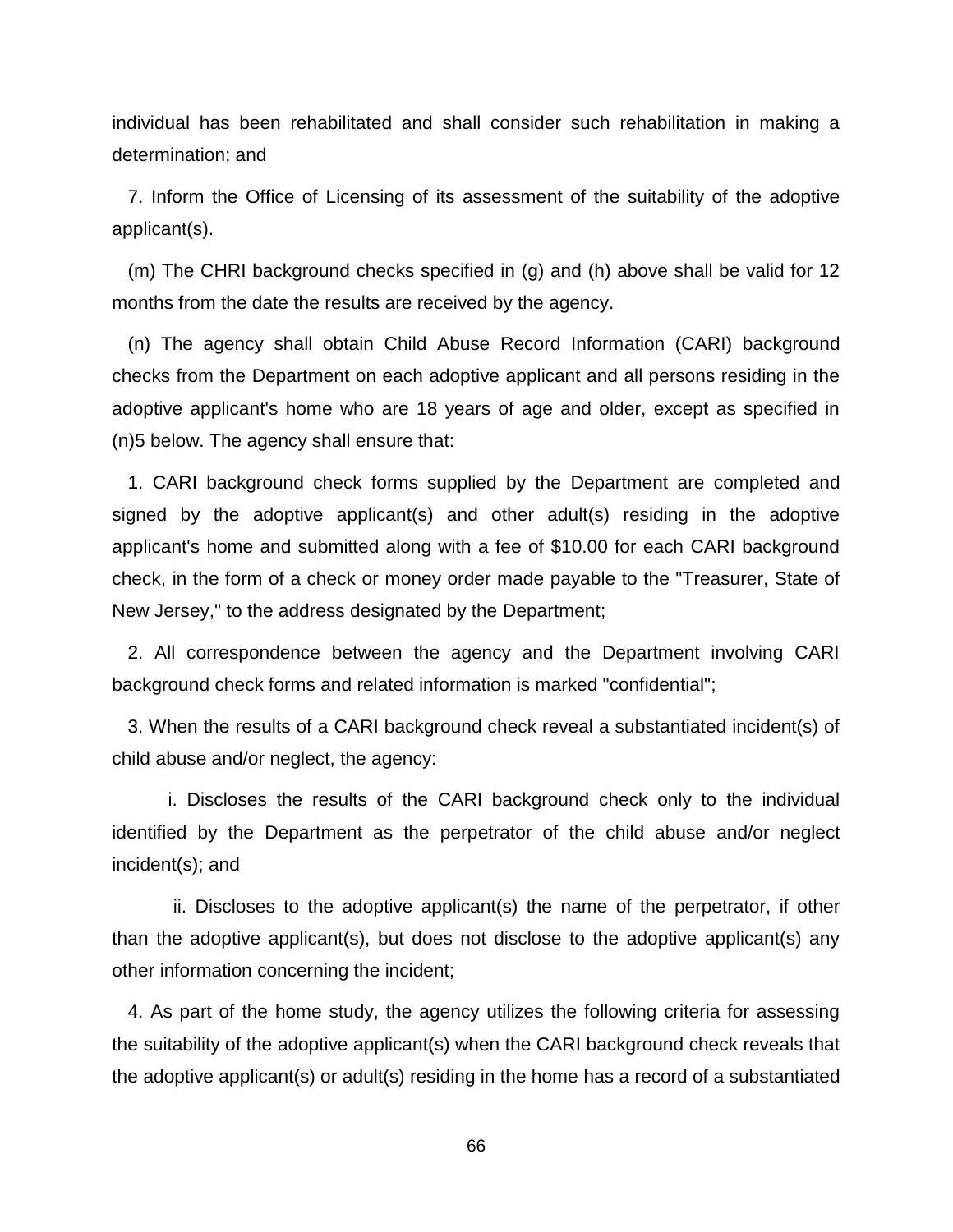individual has been rehabilitated and shall consider such rehabilitation in making a determination; and

7. Inform the Office of Licensing of its assessment of the suitability of the adoptive applicant(s).

(m) The CHRI background checks specified in (g) and (h) above shall be valid for 12 months from the date the results are received by the agency.

(n) The agency shall obtain Child Abuse Record Information (CARI) background checks from the Department on each adoptive applicant and all persons residing in the adoptive applicant's home who are 18 years of age and older, except as specified in (n)5 below. The agency shall ensure that:

1. CARI background check forms supplied by the Department are completed and signed by the adoptive applicant(s) and other adult(s) residing in the adoptive applicant's home and submitted along with a fee of $10.00 for each CARI background check, in the form of a check or money order made payable to the "Treasurer, State of New Jersey," to the address designated by the Department;

2. All correspondence between the agency and the Department involving CARI background check forms and related information is marked "confidential";

3. When the results of a CARI background check reveal a substantiated incident(s) of child abuse and/or neglect, the agency:

i. Discloses the results of the CARI background check only to the individual identified by the Department as the perpetrator of the child abuse and/or neglect incident(s); and

ii. Discloses to the adoptive applicant(s) the name of the perpetrator, if other than the adoptive applicant(s), but does not disclose to the adoptive applicant(s) any other information concerning the incident;

4. As part of the home study, the agency utilizes the following criteria for assessing the suitability of the adoptive applicant(s) when the CARI background check reveals that the adoptive applicant(s) or adult(s) residing in the home has a record of a substantiated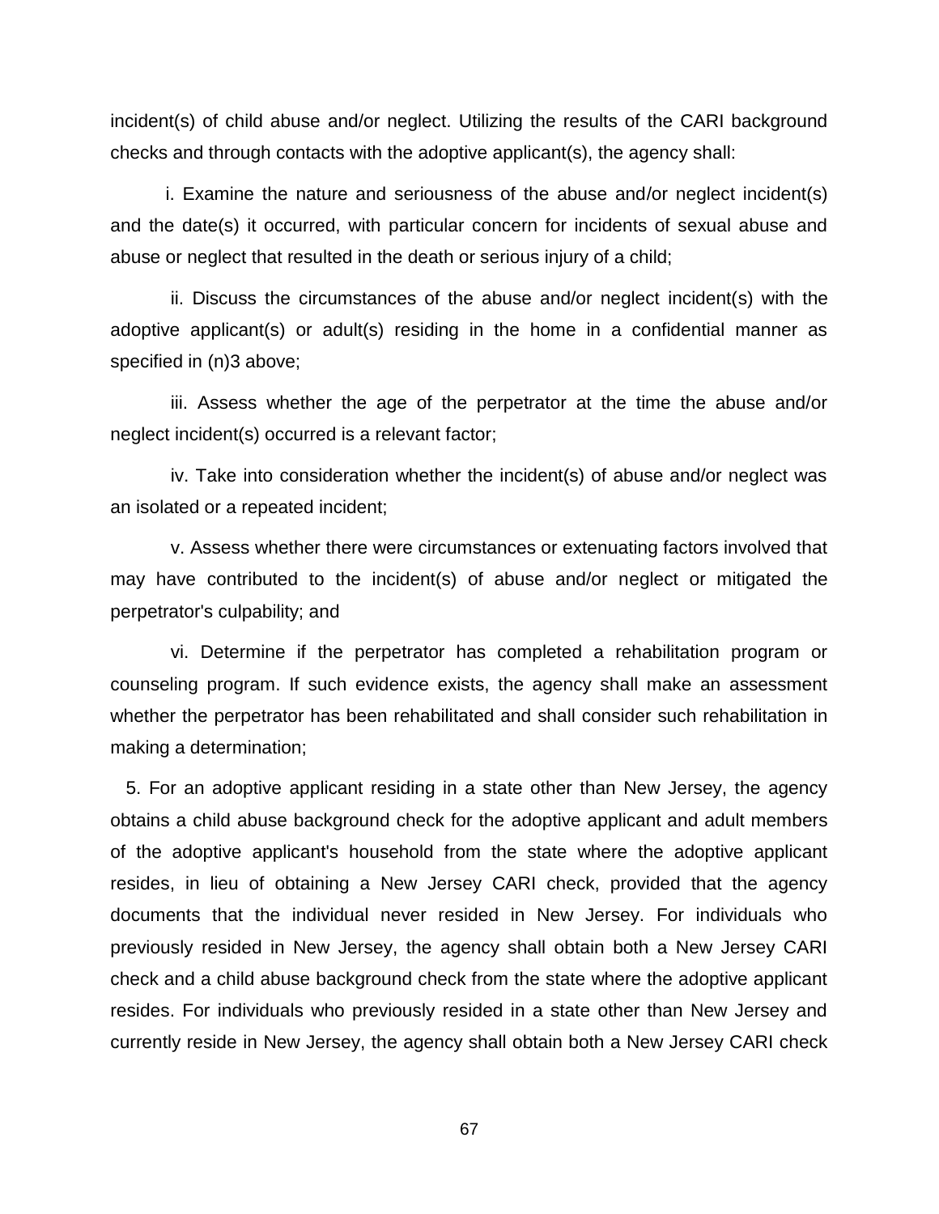incident(s) of child abuse and/or neglect. Utilizing the results of the CARI background checks and through contacts with the adoptive applicant(s), the agency shall:

i. Examine the nature and seriousness of the abuse and/or neglect incident(s) and the date(s) it occurred, with particular concern for incidents of sexual abuse and abuse or neglect that resulted in the death or serious injury of a child;

ii. Discuss the circumstances of the abuse and/or neglect incident(s) with the adoptive applicant(s) or adult(s) residing in the home in a confidential manner as specified in (n)3 above;

iii. Assess whether the age of the perpetrator at the time the abuse and/or neglect incident(s) occurred is a relevant factor;

iv. Take into consideration whether the incident(s) of abuse and/or neglect was an isolated or a repeated incident;

v. Assess whether there were circumstances or extenuating factors involved that may have contributed to the incident(s) of abuse and/or neglect or mitigated the perpetrator's culpability; and

vi. Determine if the perpetrator has completed a rehabilitation program or counseling program. If such evidence exists, the agency shall make an assessment whether the perpetrator has been rehabilitated and shall consider such rehabilitation in making a determination;

5. For an adoptive applicant residing in a state other than New Jersey, the agency obtains a child abuse background check for the adoptive applicant and adult members of the adoptive applicant's household from the state where the adoptive applicant resides, in lieu of obtaining a New Jersey CARI check, provided that the agency documents that the individual never resided in New Jersey. For individuals who previously resided in New Jersey, the agency shall obtain both a New Jersey CARI check and a child abuse background check from the state where the adoptive applicant resides. For individuals who previously resided in a state other than New Jersey and currently reside in New Jersey, the agency shall obtain both a New Jersey CARI check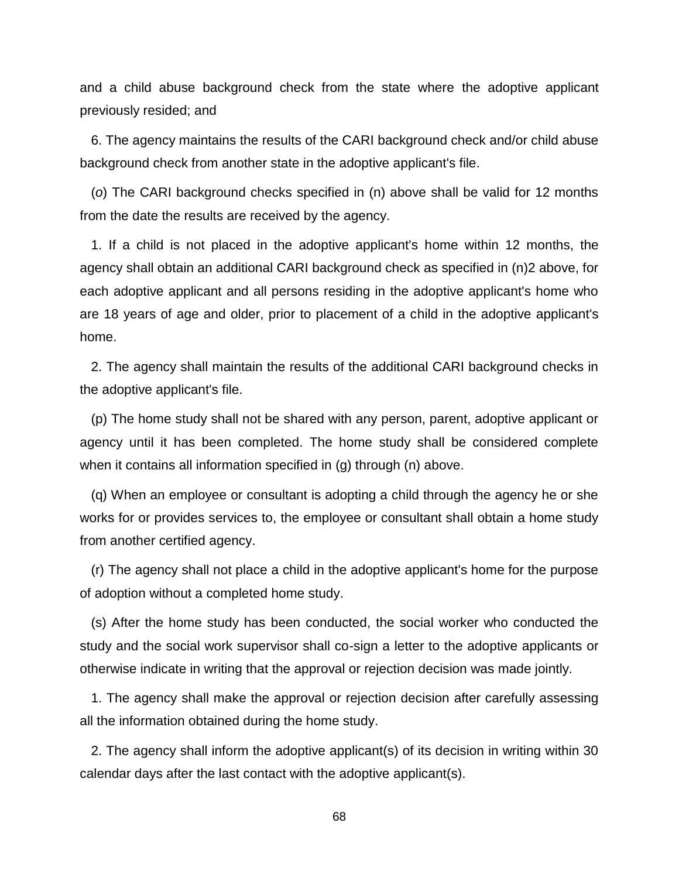and a child abuse background check from the state where the adoptive applicant previously resided; and

6. The agency maintains the results of the CARI background check and/or child abuse background check from another state in the adoptive applicant's file.

(*o*) The CARI background checks specified in (n) above shall be valid for 12 months from the date the results are received by the agency.

1. If a child is not placed in the adoptive applicant's home within 12 months, the agency shall obtain an additional CARI background check as specified in (n)2 above, for each adoptive applicant and all persons residing in the adoptive applicant's home who are 18 years of age and older, prior to placement of a child in the adoptive applicant's home.

2. The agency shall maintain the results of the additional CARI background checks in the adoptive applicant's file.

(p) The home study shall not be shared with any person, parent, adoptive applicant or agency until it has been completed. The home study shall be considered complete when it contains all information specified in (g) through (n) above.

(q) When an employee or consultant is adopting a child through the agency he or she works for or provides services to, the employee or consultant shall obtain a home study from another certified agency.

(r) The agency shall not place a child in the adoptive applicant's home for the purpose of adoption without a completed home study.

(s) After the home study has been conducted, the social worker who conducted the study and the social work supervisor shall co-sign a letter to the adoptive applicants or otherwise indicate in writing that the approval or rejection decision was made jointly.

1. The agency shall make the approval or rejection decision after carefully assessing all the information obtained during the home study.

2. The agency shall inform the adoptive applicant(s) of its decision in writing within 30 calendar days after the last contact with the adoptive applicant(s).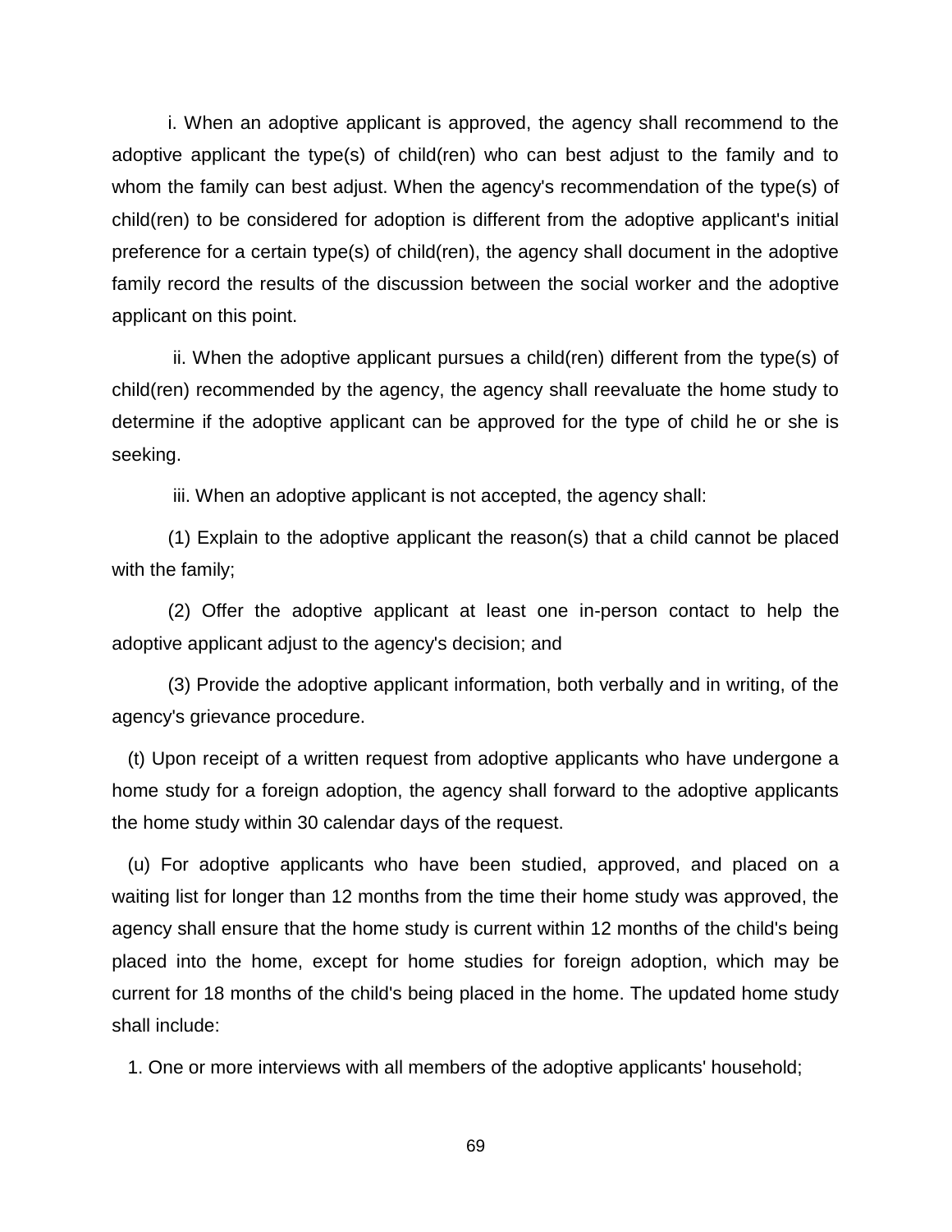i. When an adoptive applicant is approved, the agency shall recommend to the adoptive applicant the type(s) of child(ren) who can best adjust to the family and to whom the family can best adjust. When the agency's recommendation of the type(s) of child(ren) to be considered for adoption is different from the adoptive applicant's initial preference for a certain type(s) of child(ren), the agency shall document in the adoptive family record the results of the discussion between the social worker and the adoptive applicant on this point.

ii. When the adoptive applicant pursues a child(ren) different from the type(s) of child(ren) recommended by the agency, the agency shall reevaluate the home study to determine if the adoptive applicant can be approved for the type of child he or she is seeking.

iii. When an adoptive applicant is not accepted, the agency shall:

(1) Explain to the adoptive applicant the reason(s) that a child cannot be placed with the family;

(2) Offer the adoptive applicant at least one in-person contact to help the adoptive applicant adjust to the agency's decision; and

(3) Provide the adoptive applicant information, both verbally and in writing, of the agency's grievance procedure.

(t) Upon receipt of a written request from adoptive applicants who have undergone a home study for a foreign adoption, the agency shall forward to the adoptive applicants the home study within 30 calendar days of the request.

(u) For adoptive applicants who have been studied, approved, and placed on a waiting list for longer than 12 months from the time their home study was approved, the agency shall ensure that the home study is current within 12 months of the child's being placed into the home, except for home studies for foreign adoption, which may be current for 18 months of the child's being placed in the home. The updated home study shall include:

1. One or more interviews with all members of the adoptive applicants' household;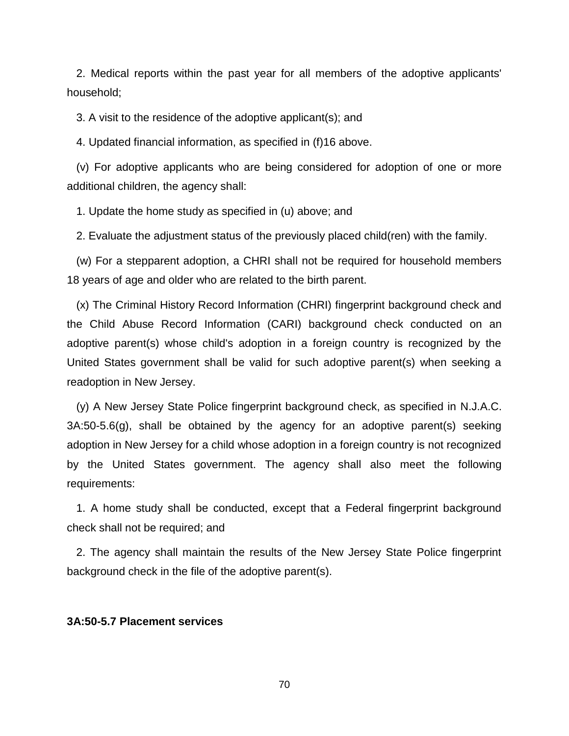2. Medical reports within the past year for all members of the adoptive applicants' household;

3. A visit to the residence of the adoptive applicant(s); and

4. Updated financial information, as specified in (f)16 above.

(v) For adoptive applicants who are being considered for adoption of one or more additional children, the agency shall:

1. Update the home study as specified in (u) above; and

2. Evaluate the adjustment status of the previously placed child(ren) with the family.

(w) For a stepparent adoption, a CHRI shall not be required for household members 18 years of age and older who are related to the birth parent.

(x) The Criminal History Record Information (CHRI) fingerprint background check and the Child Abuse Record Information (CARI) background check conducted on an adoptive parent(s) whose child's adoption in a foreign country is recognized by the United States government shall be valid for such adoptive parent(s) when seeking a readoption in New Jersey.

(y) A New Jersey State Police fingerprint background check, as specified in N.J.A.C. 3A:50-5.6(g), shall be obtained by the agency for an adoptive parent(s) seeking adoption in New Jersey for a child whose adoption in a foreign country is not recognized by the United States government. The agency shall also meet the following requirements:

1. A home study shall be conducted, except that a Federal fingerprint background check shall not be required; and

2. The agency shall maintain the results of the New Jersey State Police fingerprint background check in the file of the adoptive parent(s).

**3A:50-5.7 Placement services**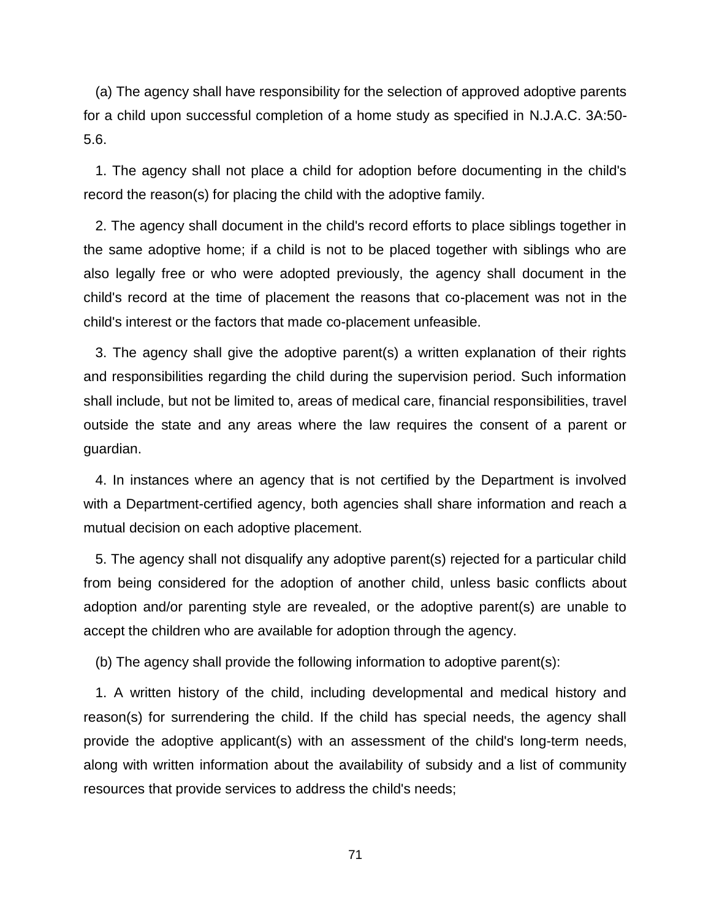(a) The agency shall have responsibility for the selection of approved adoptive parents for a child upon successful completion of a home study as specified in N.J.A.C. 3A:50-5.6.

1. The agency shall not place a child for adoption before documenting in the child's record the reason(s) for placing the child with the adoptive family.

2. The agency shall document in the child's record efforts to place siblings together in the same adoptive home; if a child is not to be placed together with siblings who are also legally free or who were adopted previously, the agency shall document in the child's record at the time of placement the reasons that co-placement was not in the child's interest or the factors that made co-placement unfeasible.

3. The agency shall give the adoptive parent(s) a written explanation of their rights and responsibilities regarding the child during the supervision period. Such information shall include, but not be limited to, areas of medical care, financial responsibilities, travel outside the state and any areas where the law requires the consent of a parent or guardian.

4. In instances where an agency that is not certified by the Department is involved with a Department-certified agency, both agencies shall share information and reach a mutual decision on each adoptive placement.

5. The agency shall not disqualify any adoptive parent(s) rejected for a particular child from being considered for the adoption of another child, unless basic conflicts about adoption and/or parenting style are revealed, or the adoptive parent(s) are unable to accept the children who are available for adoption through the agency.

(b) The agency shall provide the following information to adoptive parent(s):

1. A written history of the child, including developmental and medical history and reason(s) for surrendering the child. If the child has special needs, the agency shall provide the adoptive applicant(s) with an assessment of the child's long-term needs, along with written information about the availability of subsidy and a list of community resources that provide services to address the child's needs;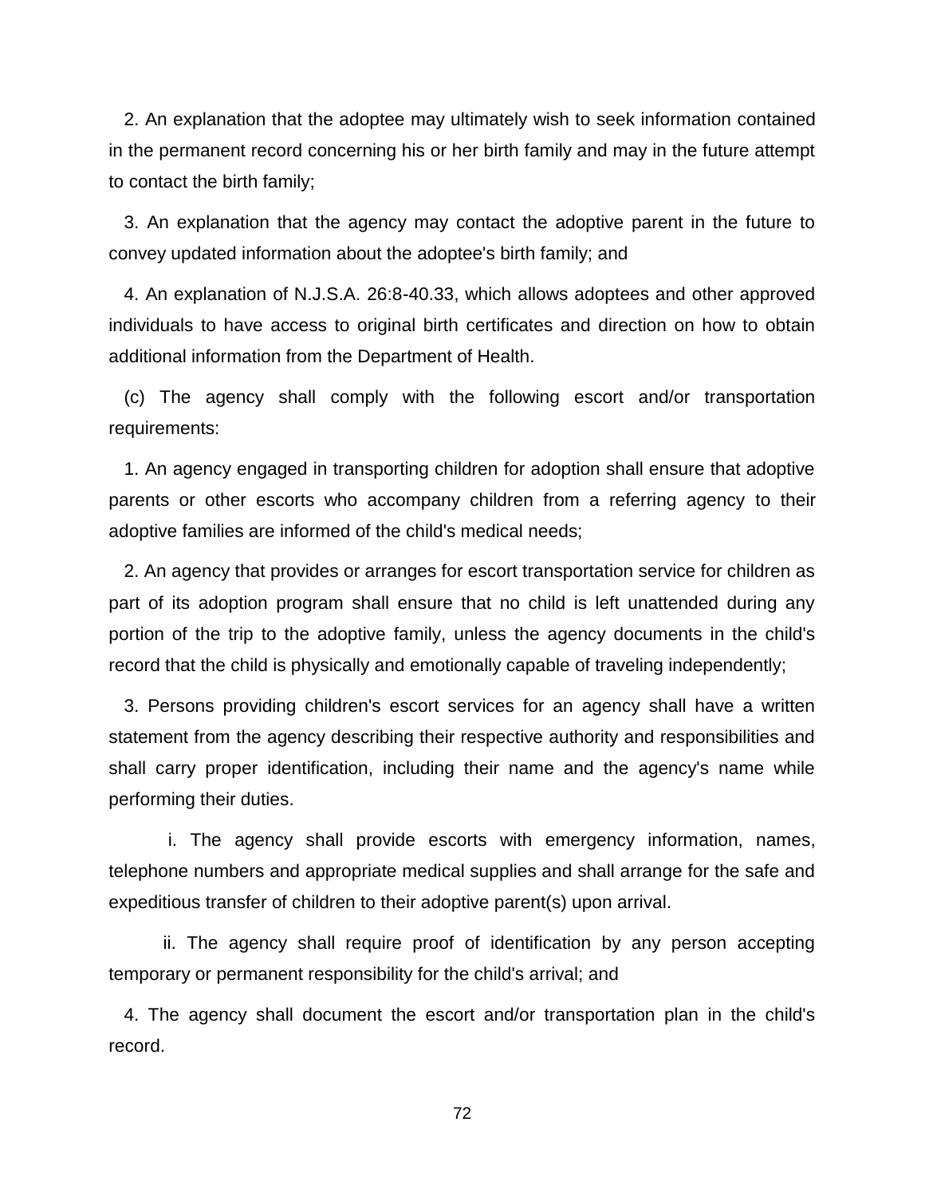2. An explanation that the adoptee may ultimately wish to seek information contained in the permanent record concerning his or her birth family and may in the future attempt to contact the birth family;

3. An explanation that the agency may contact the adoptive parent in the future to convey updated information about the adoptee's birth family; and

4. An explanation of N.J.S.A. 26:8-40.33, which allows adoptees and other approved individuals to have access to original birth certificates and direction on how to obtain additional information from the Department of Health.

(c) The agency shall comply with the following escort and/or transportation requirements:

1. An agency engaged in transporting children for adoption shall ensure that adoptive parents or other escorts who accompany children from a referring agency to their adoptive families are informed of the child's medical needs;

2. An agency that provides or arranges for escort transportation service for children as part of its adoption program shall ensure that no child is left unattended during any portion of the trip to the adoptive family, unless the agency documents in the child's record that the child is physically and emotionally capable of traveling independently;

3. Persons providing children's escort services for an agency shall have a written statement from the agency describing their respective authority and responsibilities and shall carry proper identification, including their name and the agency's name while performing their duties.

i. The agency shall provide escorts with emergency information, names, telephone numbers and appropriate medical supplies and shall arrange for the safe and expeditious transfer of children to their adoptive parent(s) upon arrival.

ii. The agency shall require proof of identification by any person accepting temporary or permanent responsibility for the child's arrival; and

4. The agency shall document the escort and/or transportation plan in the child's record.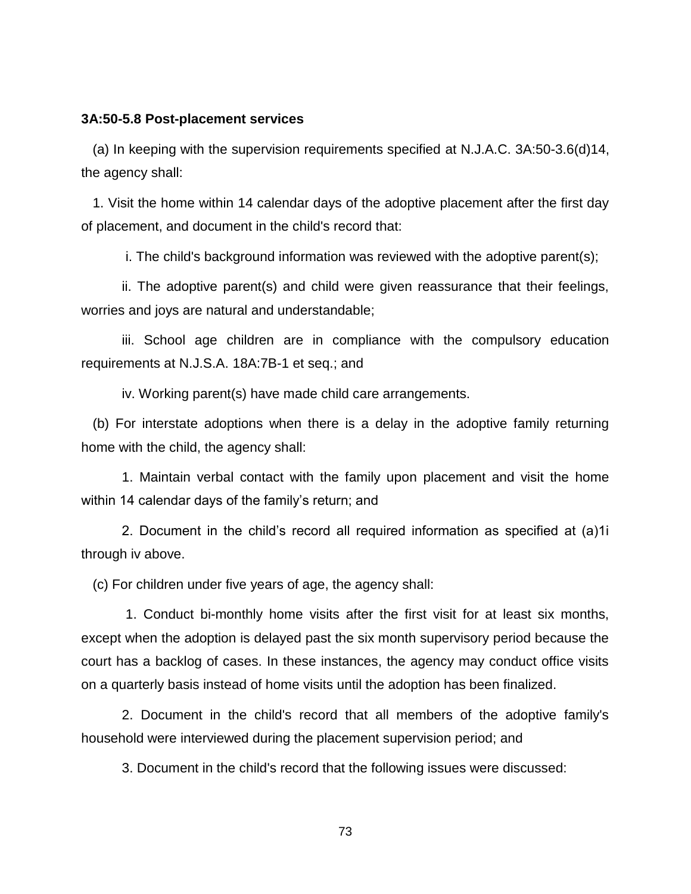**3A:50-5.8 Post-placement services**

(a) In keeping with the supervision requirements specified at N.J.A.C. 3A:50-3.6(d)14, the agency shall:

1. Visit the home within 14 calendar days of the adoptive placement after the first day of placement, and document in the child's record that:

i. The child's background information was reviewed with the adoptive parent(s);

ii. The adoptive parent(s) and child were given reassurance that their feelings, worries and joys are natural and understandable;

iii. School age children are in compliance with the compulsory education requirements at N.J.S.A. 18A:7B-1 et seq.; and

iv. Working parent(s) have made child care arrangements.

(b) For interstate adoptions when there is a delay in the adoptive family returning home with the child, the agency shall:

1. Maintain verbal contact with the family upon placement and visit the home within 14 calendar days of the family's return; and

2. Document in the child's record all required information as specified at (a)1i through iv above.

(c) For children under five years of age, the agency shall:

1. Conduct bi-monthly home visits after the first visit for at least six months, except when the adoption is delayed past the six month supervisory period because the court has a backlog of cases. In these instances, the agency may conduct office visits on a quarterly basis instead of home visits until the adoption has been finalized.

2. Document in the child's record that all members of the adoptive family's household were interviewed during the placement supervision period; and

3. Document in the child's record that the following issues were discussed: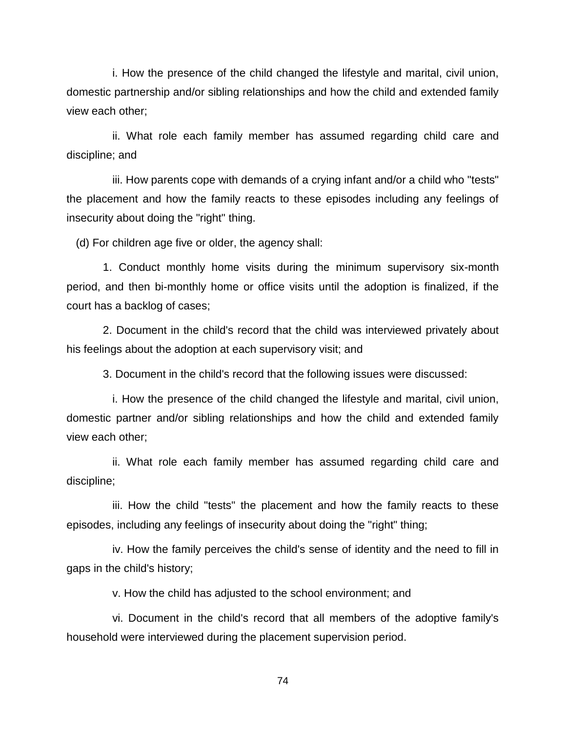i. How the presence of the child changed the lifestyle and marital, civil union, domestic partnership and/or sibling relationships and how the child and extended family view each other;

ii. What role each family member has assumed regarding child care and discipline; and

iii. How parents cope with demands of a crying infant and/or a child who "tests" the placement and how the family reacts to these episodes including any feelings of insecurity about doing the "right" thing.

(d) For children age five or older, the agency shall:

1. Conduct monthly home visits during the minimum supervisory six-month period, and then bi-monthly home or office visits until the adoption is finalized, if the court has a backlog of cases;

2. Document in the child's record that the child was interviewed privately about his feelings about the adoption at each supervisory visit; and

3. Document in the child's record that the following issues were discussed:

i. How the presence of the child changed the lifestyle and marital, civil union, domestic partner and/or sibling relationships and how the child and extended family view each other;

ii. What role each family member has assumed regarding child care and discipline;

iii. How the child "tests" the placement and how the family reacts to these episodes, including any feelings of insecurity about doing the "right" thing;

iv. How the family perceives the child's sense of identity and the need to fill in gaps in the child's history;

v. How the child has adjusted to the school environment; and

vi. Document in the child's record that all members of the adoptive family's household were interviewed during the placement supervision period.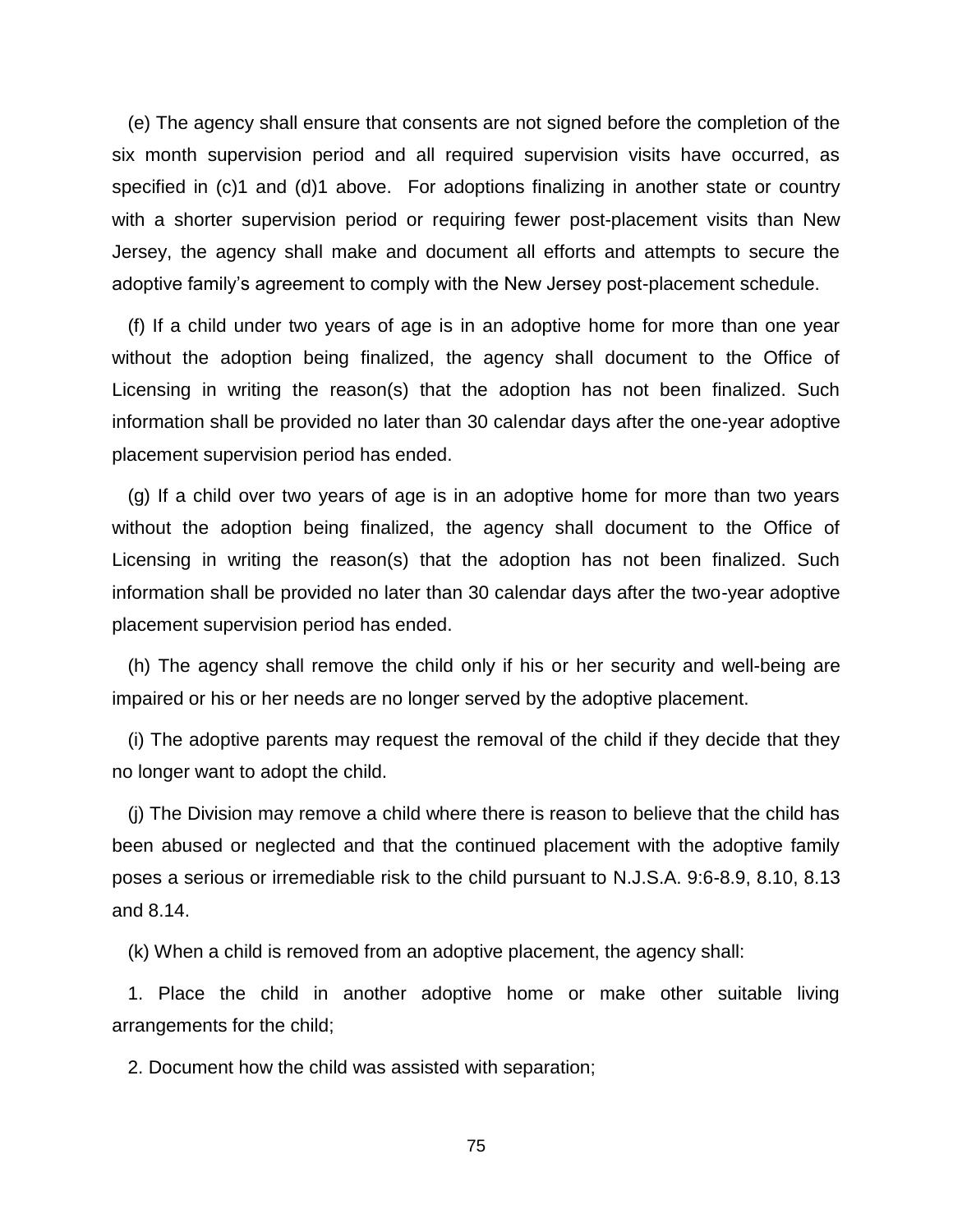(e) The agency shall ensure that consents are not signed before the completion of the six month supervision period and all required supervision visits have occurred, as specified in (c)1 and (d)1 above. For adoptions finalizing in another state or country with a shorter supervision period or requiring fewer post-placement visits than New Jersey, the agency shall make and document all efforts and attempts to secure the adoptive family's agreement to comply with the New Jersey post-placement schedule.

(f) If a child under two years of age is in an adoptive home for more than one year without the adoption being finalized, the agency shall document to the Office of Licensing in writing the reason(s) that the adoption has not been finalized. Such information shall be provided no later than 30 calendar days after the one-year adoptive placement supervision period has ended.

(g) If a child over two years of age is in an adoptive home for more than two years without the adoption being finalized, the agency shall document to the Office of Licensing in writing the reason(s) that the adoption has not been finalized. Such information shall be provided no later than 30 calendar days after the two-year adoptive placement supervision period has ended.

(h) The agency shall remove the child only if his or her security and well-being are impaired or his or her needs are no longer served by the adoptive placement.

(i) The adoptive parents may request the removal of the child if they decide that they no longer want to adopt the child.

(j) The Division may remove a child where there is reason to believe that the child has been abused or neglected and that the continued placement with the adoptive family poses a serious or irremediable risk to the child pursuant to N.J.S.A. 9:6-8.9, 8.10, 8.13 and 8.14.

(k) When a child is removed from an adoptive placement, the agency shall:

1. Place the child in another adoptive home or make other suitable living arrangements for the child;

2. Document how the child was assisted with separation;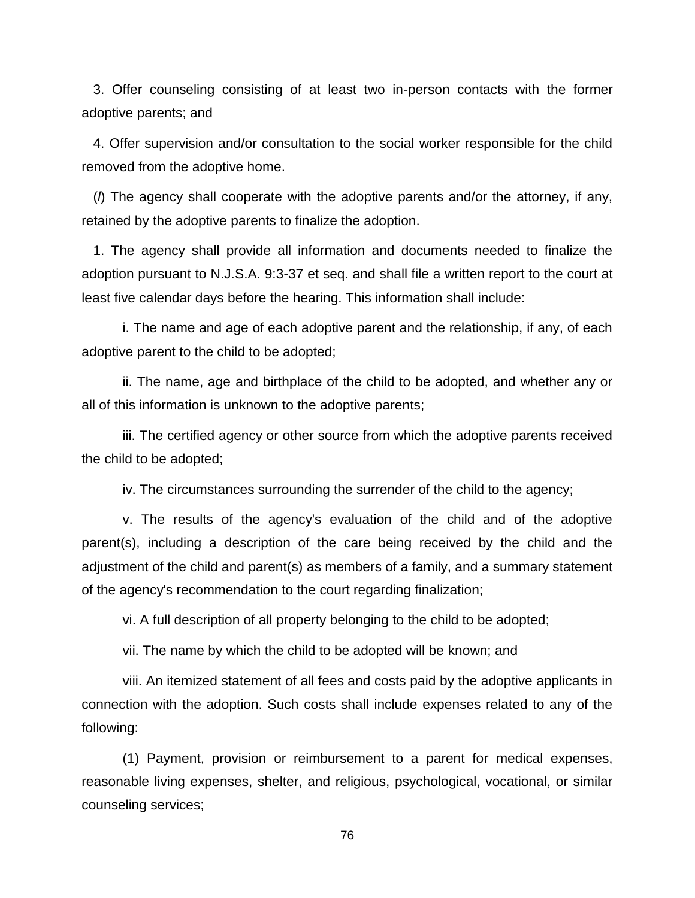3. Offer counseling consisting of at least two in-person contacts with the former adoptive parents; and

4. Offer supervision and/or consultation to the social worker responsible for the child removed from the adoptive home.

(*l*) The agency shall cooperate with the adoptive parents and/or the attorney, if any, retained by the adoptive parents to finalize the adoption.

1. The agency shall provide all information and documents needed to finalize the adoption pursuant to N.J.S.A. 9:3-37 et seq. and shall file a written report to the court at least five calendar days before the hearing. This information shall include:

i. The name and age of each adoptive parent and the relationship, if any, of each adoptive parent to the child to be adopted;

ii. The name, age and birthplace of the child to be adopted, and whether any or all of this information is unknown to the adoptive parents;

iii. The certified agency or other source from which the adoptive parents received the child to be adopted;

iv. The circumstances surrounding the surrender of the child to the agency;

v. The results of the agency's evaluation of the child and of the adoptive parent(s), including a description of the care being received by the child and the adjustment of the child and parent(s) as members of a family, and a summary statement of the agency's recommendation to the court regarding finalization;

vi. A full description of all property belonging to the child to be adopted;

vii. The name by which the child to be adopted will be known; and

viii. An itemized statement of all fees and costs paid by the adoptive applicants in connection with the adoption. Such costs shall include expenses related to any of the following:

(1) Payment, provision or reimbursement to a parent for medical expenses, reasonable living expenses, shelter, and religious, psychological, vocational, or similar counseling services;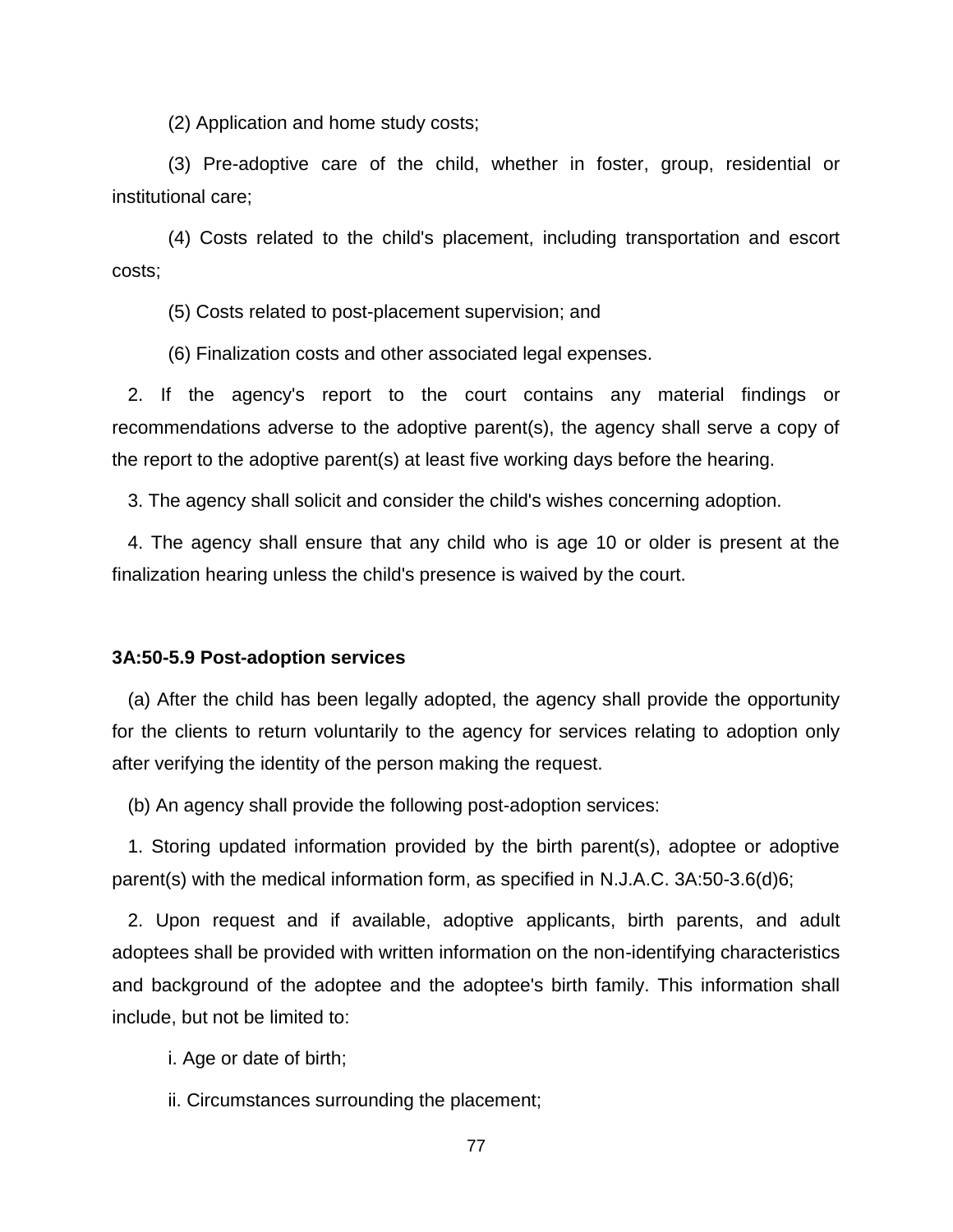(2) Application and home study costs;

(3) Pre-adoptive care of the child, whether in foster, group, residential or institutional care;

(4) Costs related to the child's placement, including transportation and escort costs;

(5) Costs related to post-placement supervision; and

(6) Finalization costs and other associated legal expenses.

2. If the agency's report to the court contains any material findings or recommendations adverse to the adoptive parent(s), the agency shall serve a copy of the report to the adoptive parent(s) at least five working days before the hearing.

3. The agency shall solicit and consider the child's wishes concerning adoption.

4. The agency shall ensure that any child who is age 10 or older is present at the finalization hearing unless the child's presence is waived by the court.

**3A:50-5.9 Post-adoption services**

(a) After the child has been legally adopted, the agency shall provide the opportunity for the clients to return voluntarily to the agency for services relating to adoption only after verifying the identity of the person making the request.

(b) An agency shall provide the following post-adoption services:

1. Storing updated information provided by the birth parent(s), adoptee or adoptive parent(s) with the medical information form, as specified in N.J.A.C. 3A:50-3.6(d)6;

2. Upon request and if available, adoptive applicants, birth parents, and adult adoptees shall be provided with written information on the non-identifying characteristics and background of the adoptee and the adoptee's birth family. This information shall include, but not be limited to:

i. Age or date of birth;

ii. Circumstances surrounding the placement;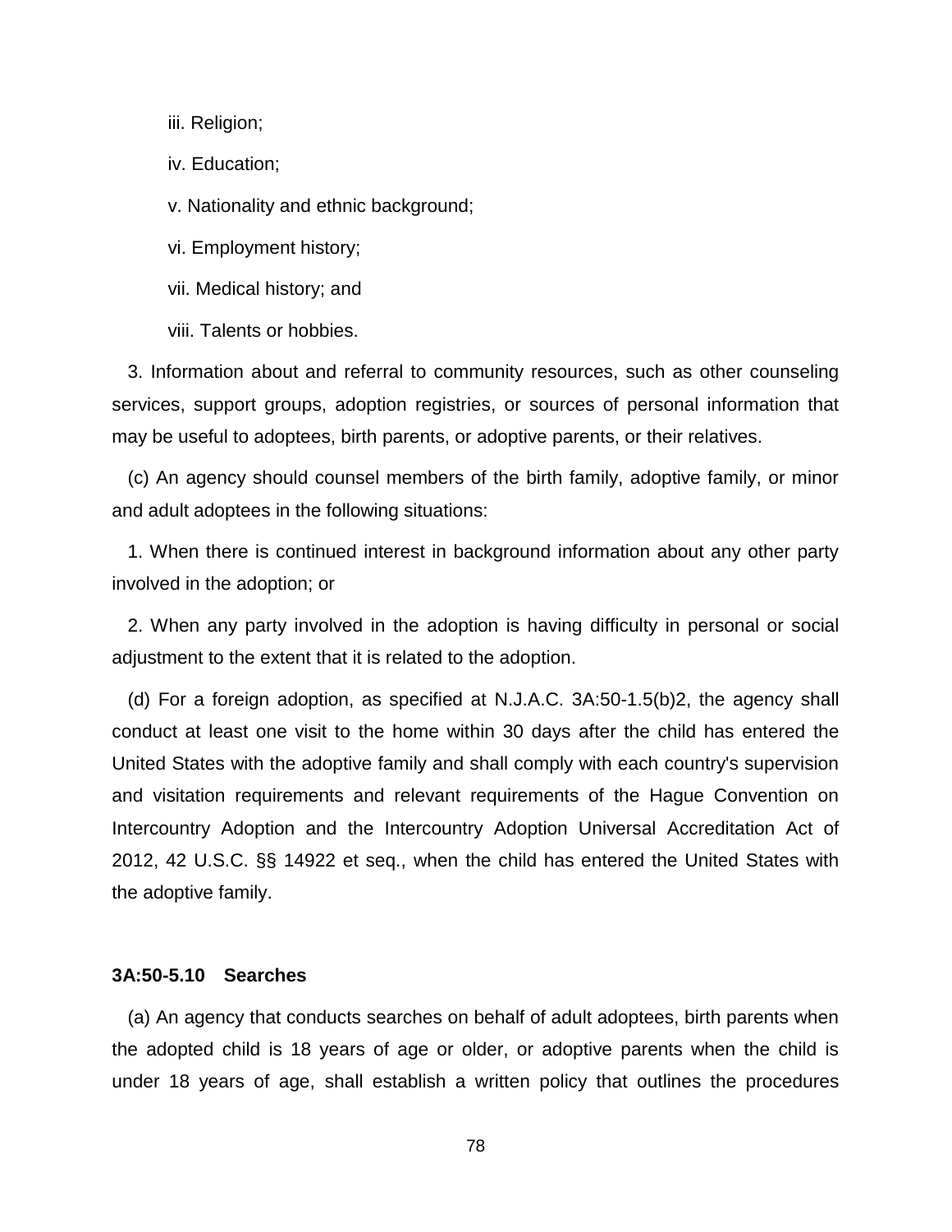iii. Religion;

iv. Education;

v. Nationality and ethnic background;

vi. Employment history;

vii. Medical history; and

viii. Talents or hobbies.

3. Information about and referral to community resources, such as other counseling services, support groups, adoption registries, or sources of personal information that may be useful to adoptees, birth parents, or adoptive parents, or their relatives.

(c) An agency should counsel members of the birth family, adoptive family, or minor and adult adoptees in the following situations:

1. When there is continued interest in background information about any other party involved in the adoption; or

2. When any party involved in the adoption is having difficulty in personal or social adjustment to the extent that it is related to the adoption.

(d) For a foreign adoption, as specified at N.J.A.C. 3A:50-1.5(b)2, the agency shall conduct at least one visit to the home within 30 days after the child has entered the United States with the adoptive family and shall comply with each country's supervision and visitation requirements and relevant requirements of the Hague Convention on Intercountry Adoption and the Intercountry Adoption Universal Accreditation Act of 2012, 42 U.S.C. §§ 14922 et seq., when the child has entered the United States with the adoptive family.

**3A:50-5.10 Searches**

(a) An agency that conducts searches on behalf of adult adoptees, birth parents when the adopted child is 18 years of age or older, or adoptive parents when the child is under 18 years of age, shall establish a written policy that outlines the procedures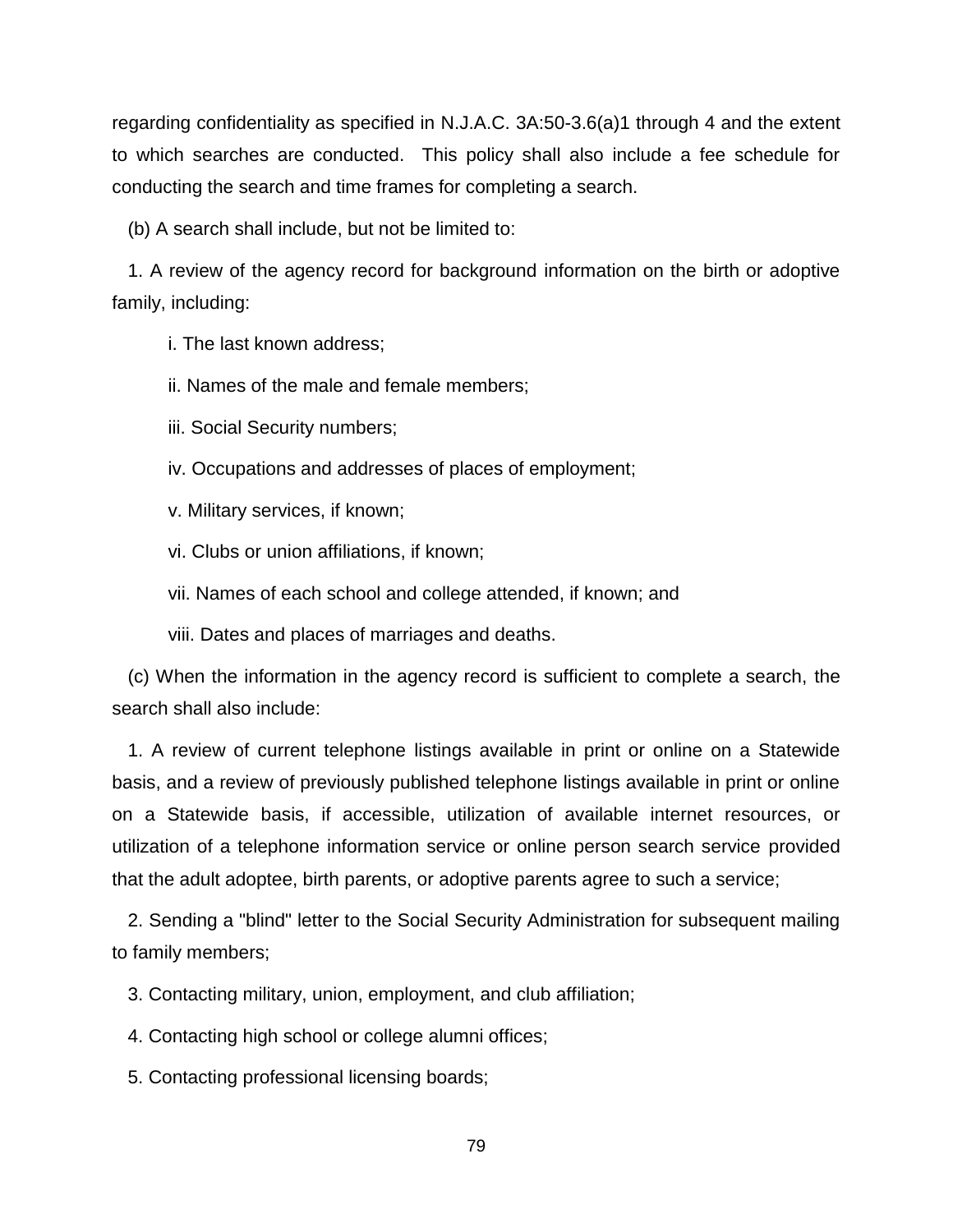regarding confidentiality as specified in N.J.A.C. 3A:50-3.6(a)1 through 4 and the extent to which searches are conducted. This policy shall also include a fee schedule for conducting the search and time frames for completing a search.

(b) A search shall include, but not be limited to:

1. A review of the agency record for background information on the birth or adoptive family, including:

i. The last known address;

ii. Names of the male and female members;

iii. Social Security numbers;

iv. Occupations and addresses of places of employment;

v. Military services, if known;

vi. Clubs or union affiliations, if known;

vii. Names of each school and college attended, if known; and

viii. Dates and places of marriages and deaths.

(c) When the information in the agency record is sufficient to complete a search, the search shall also include:

1. A review of current telephone listings available in print or online on a Statewide basis, and a review of previously published telephone listings available in print or online on a Statewide basis, if accessible, utilization of available internet resources, or utilization of a telephone information service or online person search service provided that the adult adoptee, birth parents, or adoptive parents agree to such a service;

2. Sending a "blind" letter to the Social Security Administration for subsequent mailing to family members;

3. Contacting military, union, employment, and club affiliation;

4. Contacting high school or college alumni offices;

5. Contacting professional licensing boards;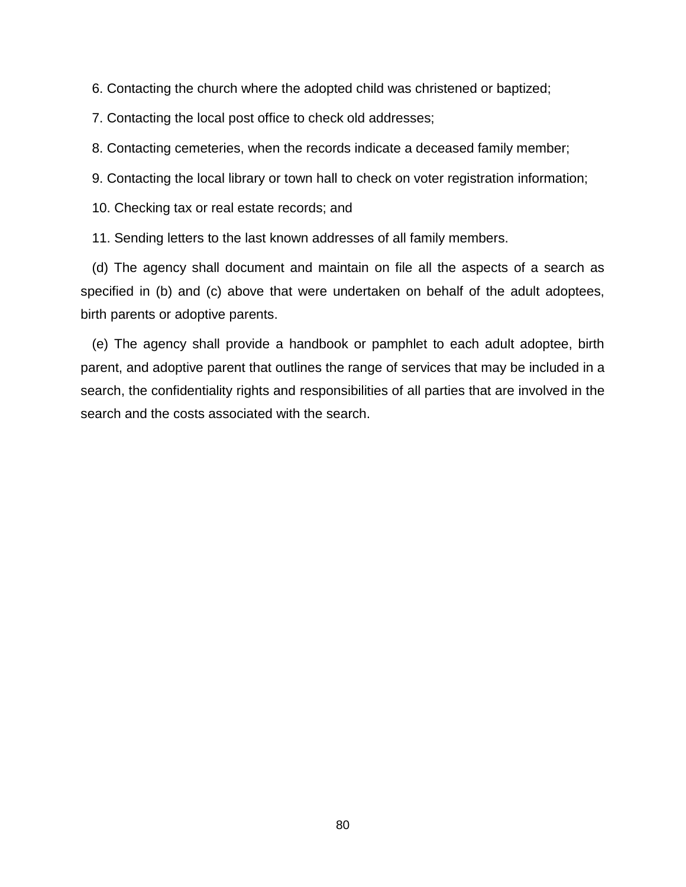6. Contacting the church where the adopted child was christened or baptized;

7. Contacting the local post office to check old addresses;

8. Contacting cemeteries, when the records indicate a deceased family member;

9. Contacting the local library or town hall to check on voter registration information;

10. Checking tax or real estate records; and

11. Sending letters to the last known addresses of all family members.

(d) The agency shall document and maintain on file all the aspects of a search as specified in (b) and (c) above that were undertaken on behalf of the adult adoptees, birth parents or adoptive parents.

(e) The agency shall provide a handbook or pamphlet to each adult adoptee, birth parent, and adoptive parent that outlines the range of services that may be included in a search, the confidentiality rights and responsibilities of all parties that are involved in the search and the costs associated with the search.